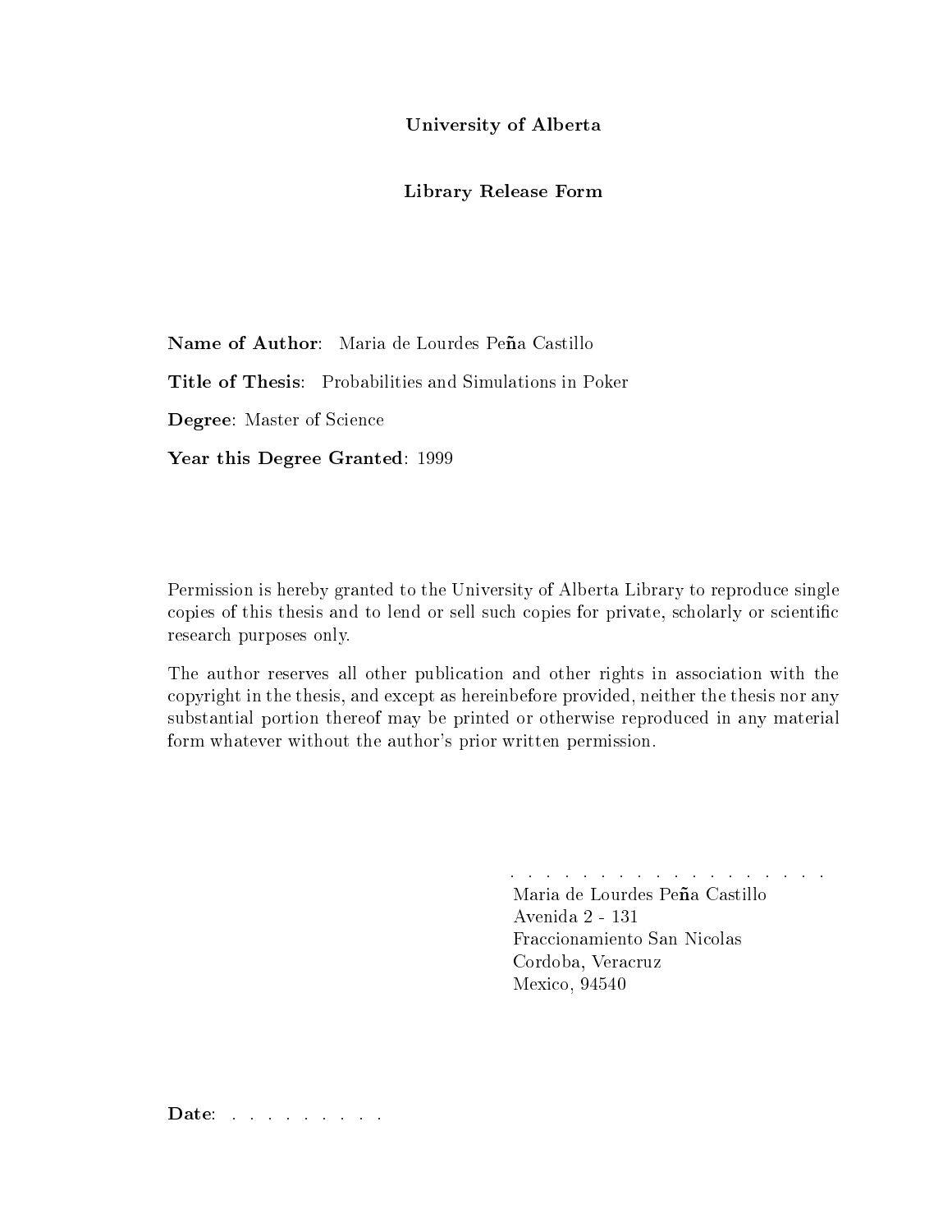**University of Alberta**

**Library Release Form**

**Name of Author**: Maria de Lourdes Peña Castillo

**Title of Thesis**: Probabilities and Simulations in Poker

**Degree**: Master of Science

**Year this Degree Granted**: 1999

Permission is hereby granted to the University of Alberta Library to reproduce single copies of this thesis and to lend or sell such copies for private, scholarly or scientific research purposes only.

The author reserves all other publication and other rights in association with the copyright in the thesis, and except as hereinbefore provided, neither the thesis nor any substantial portion thereof may be printed or otherwise reproduced in any material form whatever without the author's prior written permission.

. . . . . . . . . . . . . . . . . . . .

Maria de Lourdes Peña Castillo
Avenida 2 - 131
Fraccionamiento San Nicolas
Cordoba, Veracruz
Mexico, 94540

**Date**: . . . . . . . . .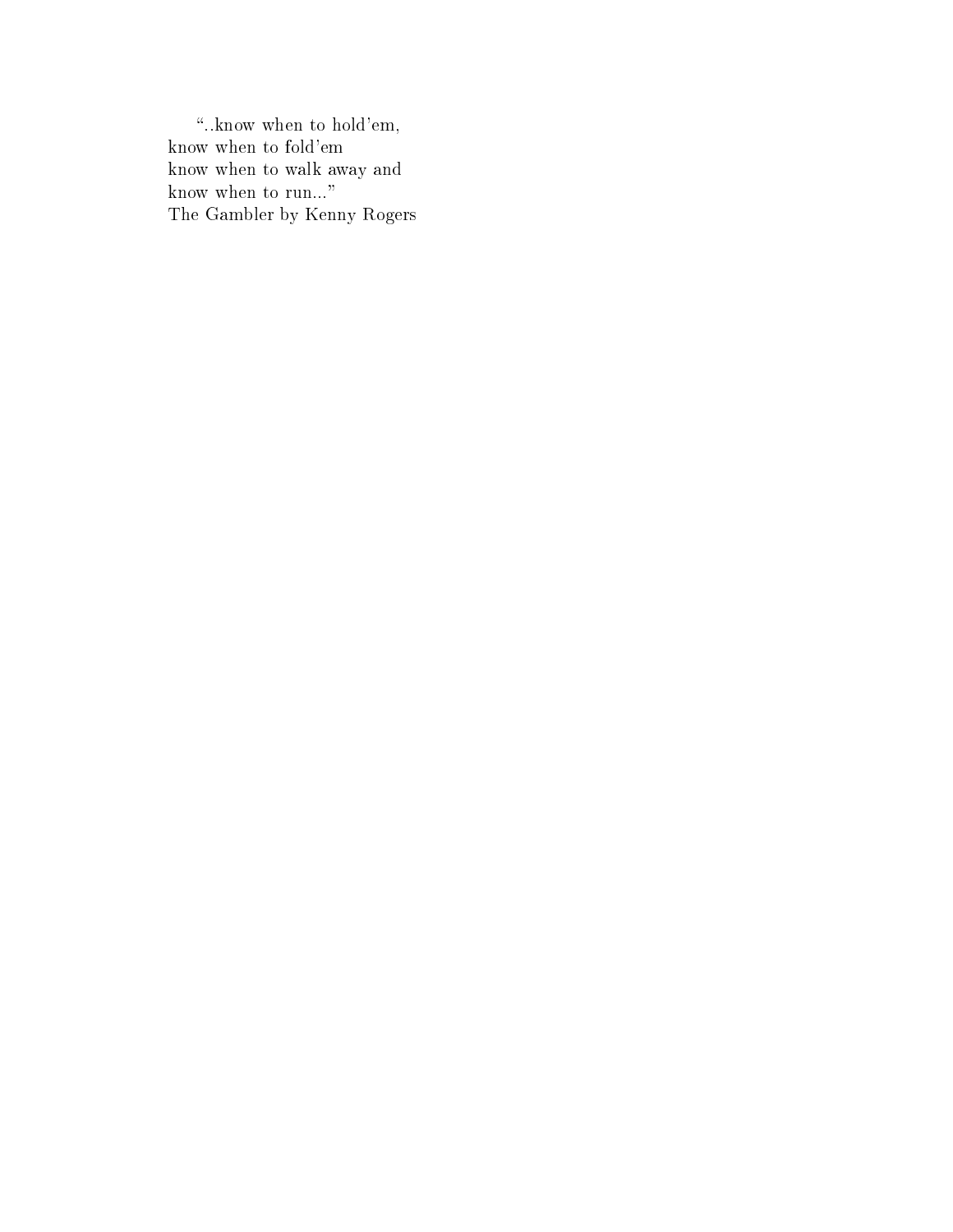"..know when to hold'em,
know when to fold'em
know when to walk away and
know when to run..."
The Gambler by Kenny Rogers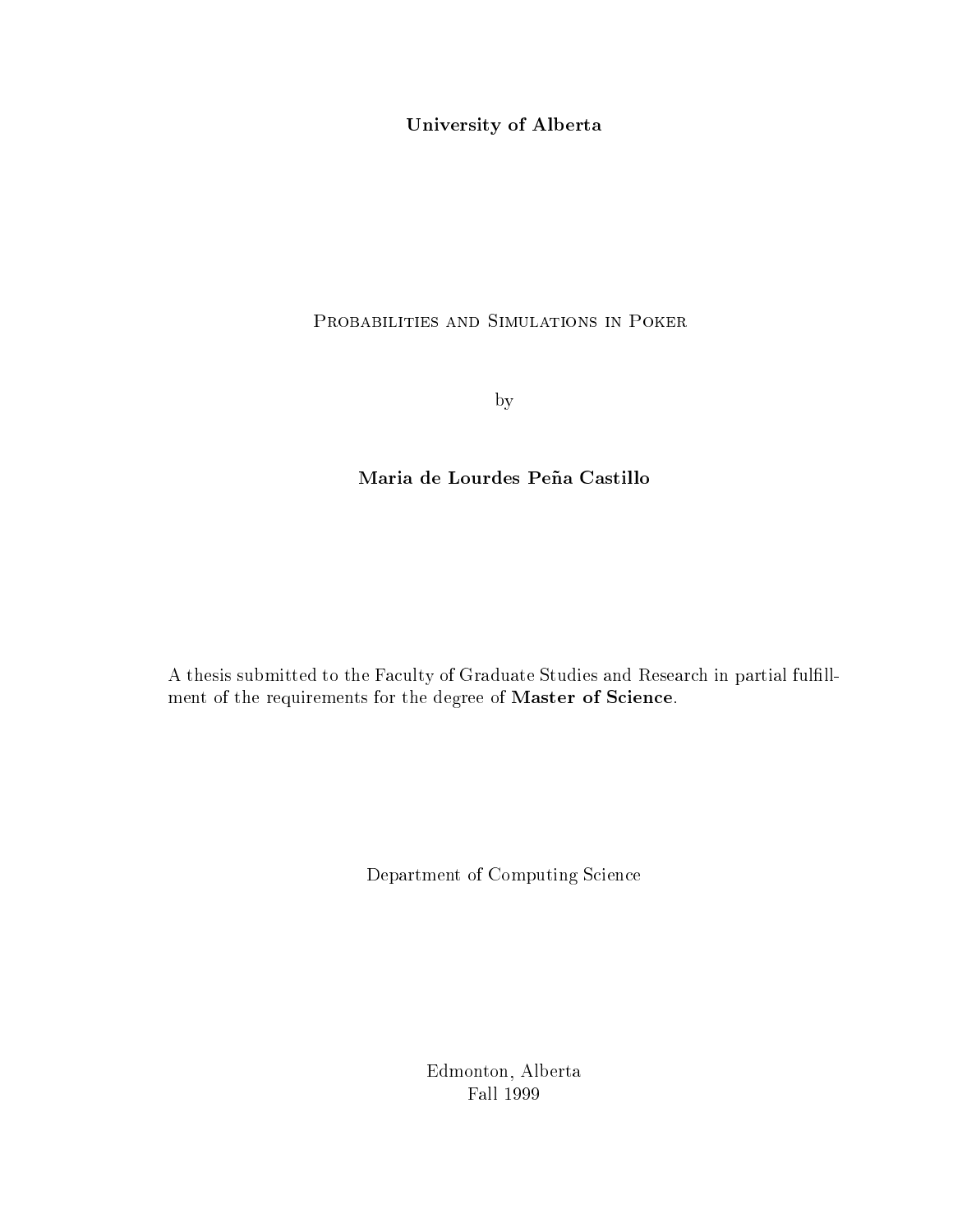**University of Alberta**

# Probabilities and Simulations in Poker

by

**Maria de Lourdes Peña Castillo**

A thesis submitted to the Faculty of Graduate Studies and Research in partial fulfillment of the requirements for the degree of **Master of Science**.

Department of Computing Science

Edmonton, Alberta
Fall 1999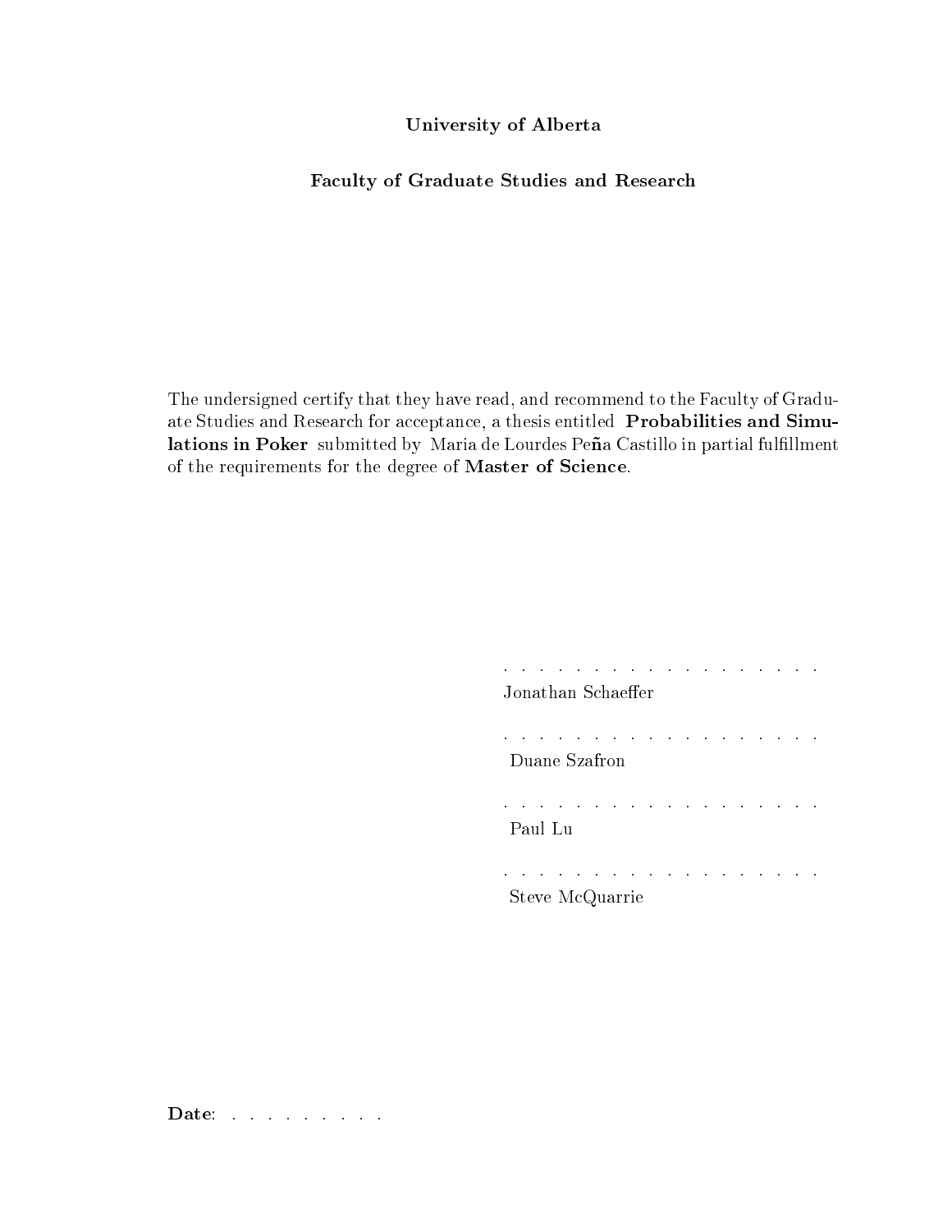**University of Alberta**

**Faculty of Graduate Studies and Research**

The undersigned certify that they have read, and recommend to the Faculty of Graduate Studies and Research for acceptance, a thesis entitled **Probabilities and Simulations in Poker** submitted by Maria de Lourdes Peña Castillo in partial fulfillment of the requirements for the degree of **Master of Science**.

. . . . . . . . . . . . . . . . . . . .
Jonathan Schaeffer

. . . . . . . . . . . . . . . . . . . .
Duane Szafron

. . . . . . . . . . . . . . . . . . . .
Paul Lu

. . . . . . . . . . . . . . . . . . . .
Steve McQuarrie

**Date**: . . . . . . . . . .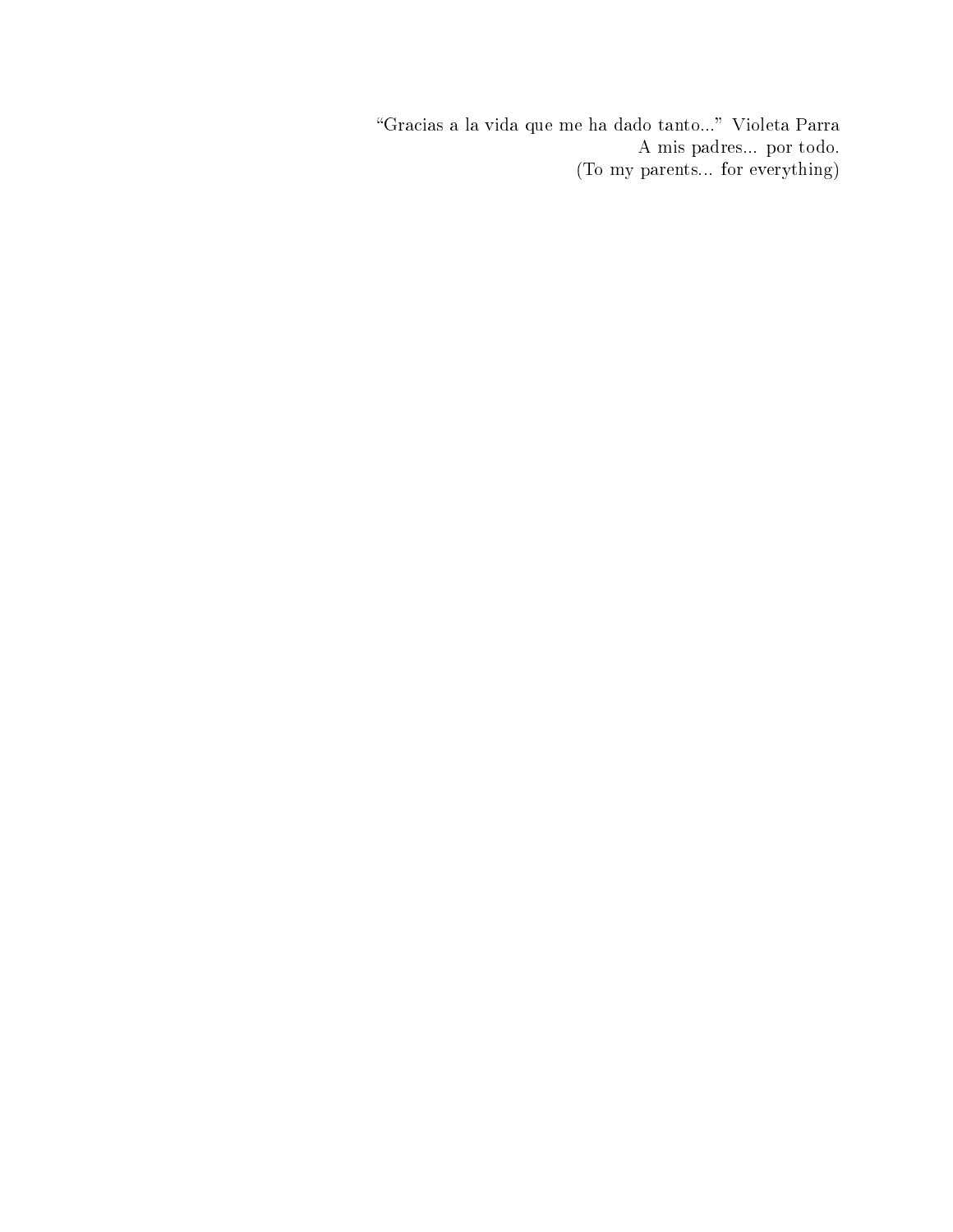"Gracias a la vida que me ha dado tanto..." Violeta Parra
A mis padres... por todo.
(To my parents... for everything)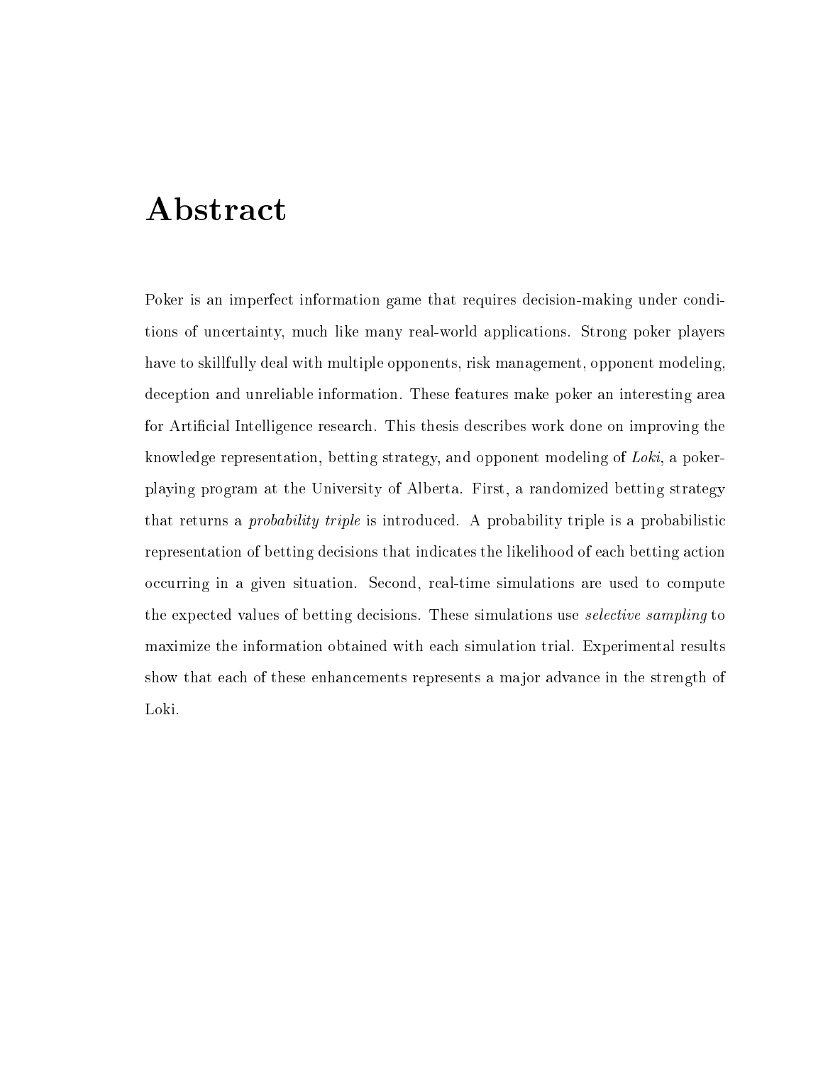# Abstract

Poker is an imperfect information game that requires decision-making under conditions of uncertainty, much like many real-world applications. Strong poker players have to skillfully deal with multiple opponents, risk management, opponent modeling, deception and unreliable information. These features make poker an interesting area for Artificial Intelligence research. This thesis describes work done on improving the knowledge representation, betting strategy, and opponent modeling of *Loki*, a poker-playing program at the University of Alberta. First, a randomized betting strategy that returns a *probability triple* is introduced. A probability triple is a probabilistic representation of betting decisions that indicates the likelihood of each betting action occurring in a given situation. Second, real-time simulations are used to compute the expected values of betting decisions. These simulations use *selective sampling* to maximize the information obtained with each simulation trial. Experimental results show that each of these enhancements represents a major advance in the strength of Loki.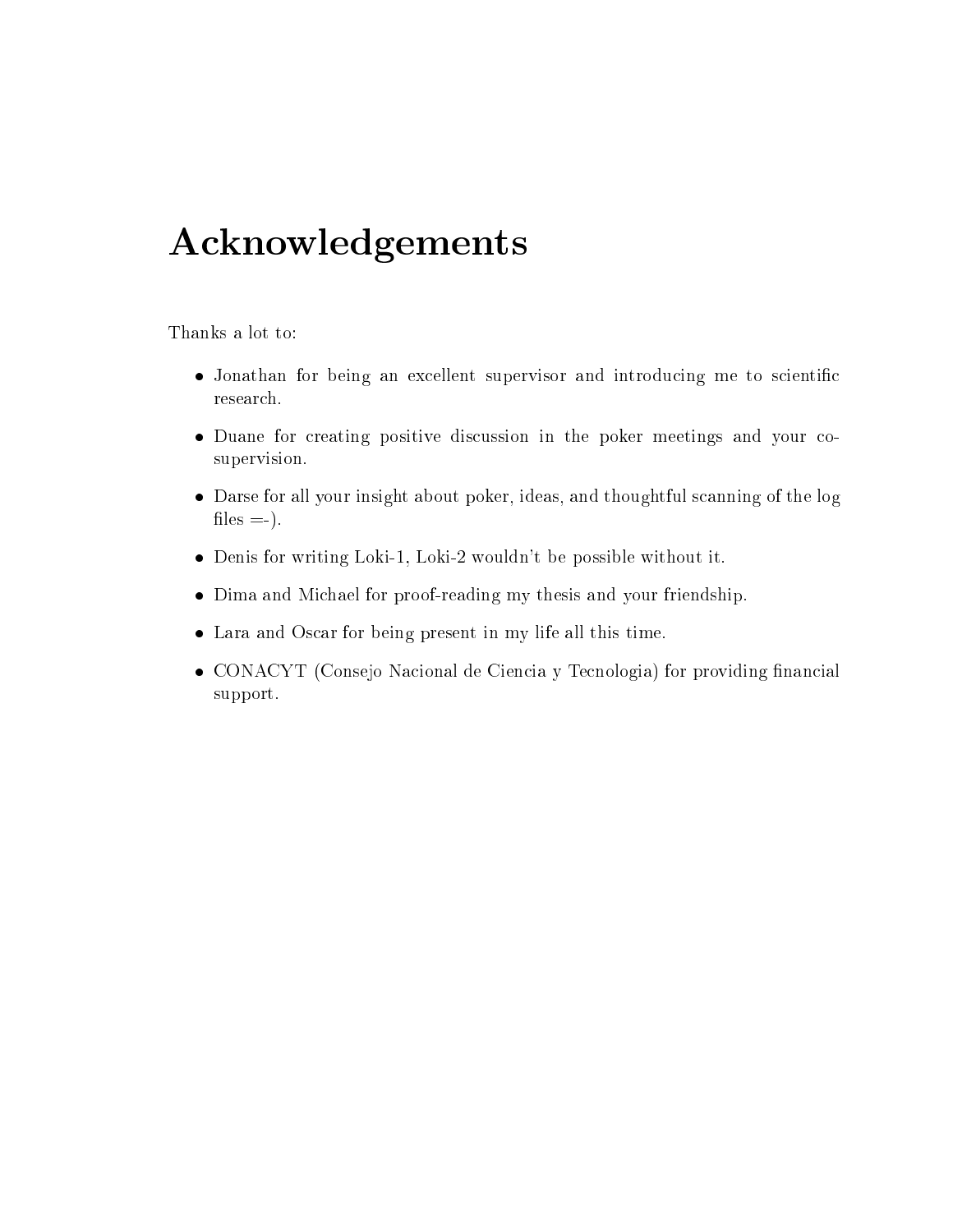# Acknowledgements

Thanks a lot to:

- Jonathan for being an excellent supervisor and introducing me to scientific research.
- Duane for creating positive discussion in the poker meetings and your co-supervision.
- Darse for all your insight about poker, ideas, and thoughtful scanning of the log files =-).
- Denis for writing Loki-1, Loki-2 wouldn't be possible without it.
- Dima and Michael for proof-reading my thesis and your friendship.
- Lara and Oscar for being present in my life all this time.
- CONACYT (Consejo Nacional de Ciencia y Tecnologia) for providing financial support.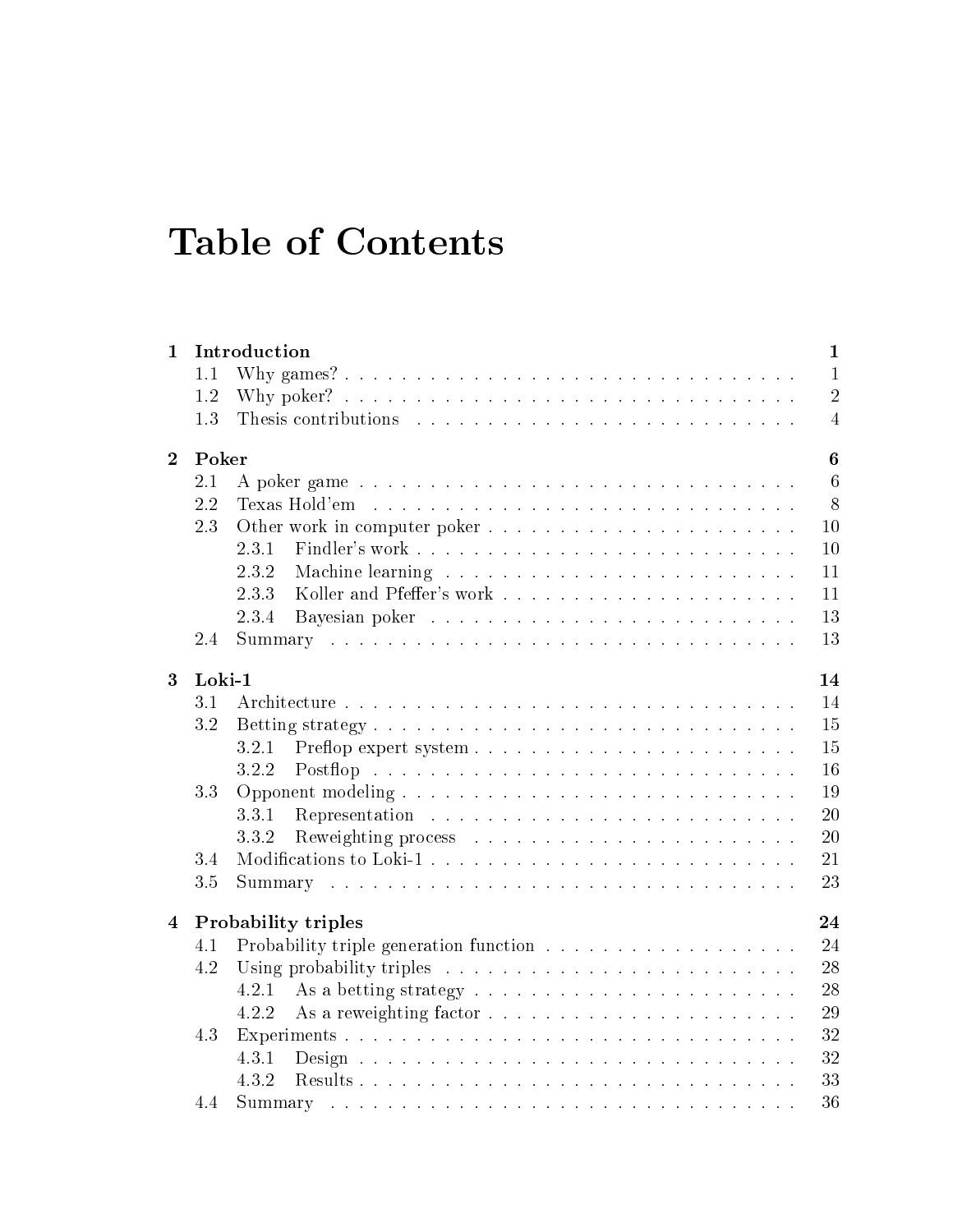# Table of Contents

| | | |
|---|---|---|
| **1** | **Introduction** | **1** |
| 1.1 | Why games? | 1 |
| 1.2 | Why poker? | 2 |
| 1.3 | Thesis contributions | 4 |
| **2** | **Poker** | **6** |
| 2.1 | A poker game | 6 |
| 2.2 | Texas Hold'em | 8 |
| 2.3 | Other work in computer poker | 10 |
| 2.3.1 | Findler's work | 10 |
| 2.3.2 | Machine learning | 11 |
| 2.3.3 | Koller and Pfeffer's work | 11 |
| 2.3.4 | Bayesian poker | 13 |
| 2.4 | Summary | 13 |
| **3** | **Loki-1** | **14** |
| 3.1 | Architecture | 14 |
| 3.2 | Betting strategy | 15 |
| 3.2.1 | Preflop expert system | 15 |
| 3.2.2 | Postflop | 16 |
| 3.3 | Opponent modeling | 19 |
| 3.3.1 | Representation | 20 |
| 3.3.2 | Reweighting process | 20 |
| 3.4 | Modifications to Loki-1 | 21 |
| 3.5 | Summary | 23 |
| **4** | **Probability triples** | **24** |
| 4.1 | Probability triple generation function | 24 |
| 4.2 | Using probability triples | 28 |
| 4.2.1 | As a betting strategy | 28 |
| 4.2.2 | As a reweighting factor | 29 |
| 4.3 | Experiments | 32 |
| 4.3.1 | Design | 32 |
| 4.3.2 | Results | 33 |
| 4.4 | Summary | 36 |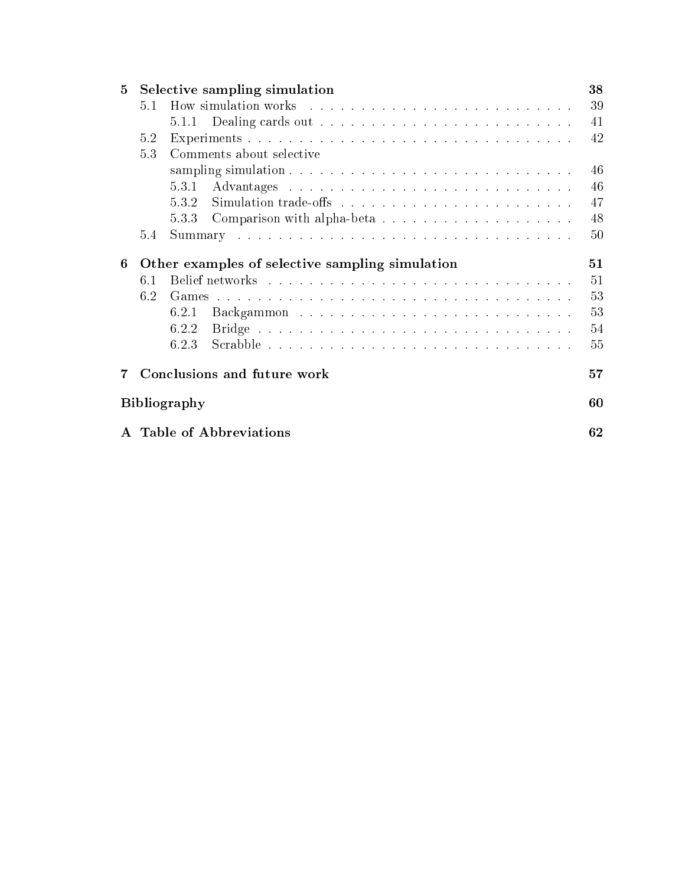**5 Selective sampling simulation** — 38

- 5.1 How simulation works — 39
  - 5.1.1 Dealing cards out — 41
- 5.2 Experiments — 42
- 5.3 Comments about selective sampling simulation — 46
  - 5.3.1 Advantages — 46
  - 5.3.2 Simulation trade-offs — 47
  - 5.3.3 Comparison with alpha-beta — 48
- 5.4 Summary — 50

**6 Other examples of selective sampling simulation** — 51

- 6.1 Belief networks — 51
- 6.2 Games — 53
  - 6.2.1 Backgammon — 53
  - 6.2.2 Bridge — 54
  - 6.2.3 Scrabble — 55

**7 Conclusions and future work** — 57

**Bibliography** — 60

**A Table of Abbreviations** — 62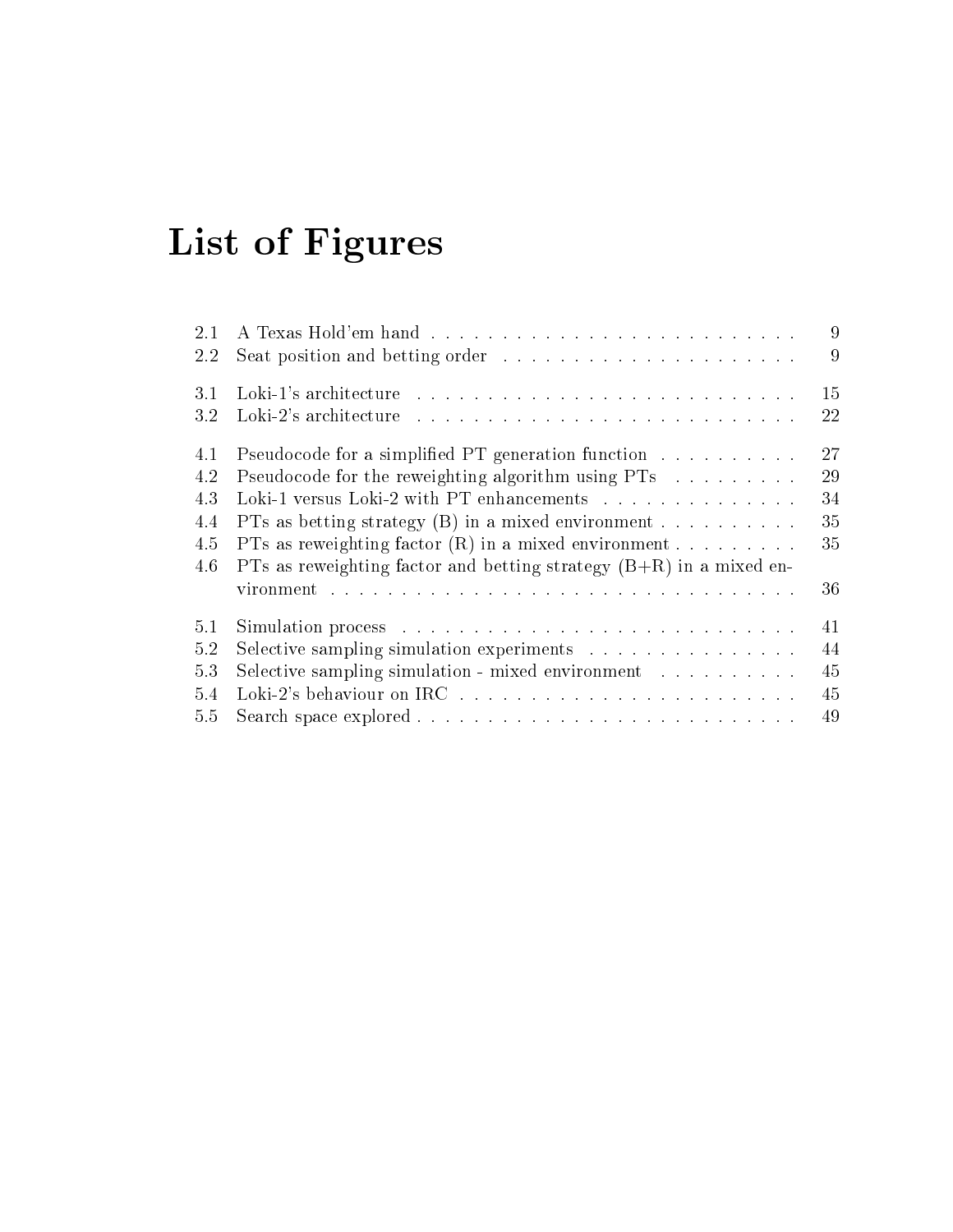# List of Figures

| | | |
|---|---|---|
| 2.1 | A Texas Hold'em hand | 9 |
| 2.2 | Seat position and betting order | 9 |
| 3.1 | Loki-1's architecture | 15 |
| 3.2 | Loki-2's architecture | 22 |
| 4.1 | Pseudocode for a simplified PT generation function | 27 |
| 4.2 | Pseudocode for the reweighting algorithm using PTs | 29 |
| 4.3 | Loki-1 versus Loki-2 with PT enhancements | 34 |
| 4.4 | PTs as betting strategy (B) in a mixed environment | 35 |
| 4.5 | PTs as reweighting factor (R) in a mixed environment | 35 |
| 4.6 | PTs as reweighting factor and betting strategy (B+R) in a mixed environment | 36 |
| 5.1 | Simulation process | 41 |
| 5.2 | Selective sampling simulation experiments | 44 |
| 5.3 | Selective sampling simulation - mixed environment | 45 |
| 5.4 | Loki-2's behaviour on IRC | 45 |
| 5.5 | Search space explored | 49 |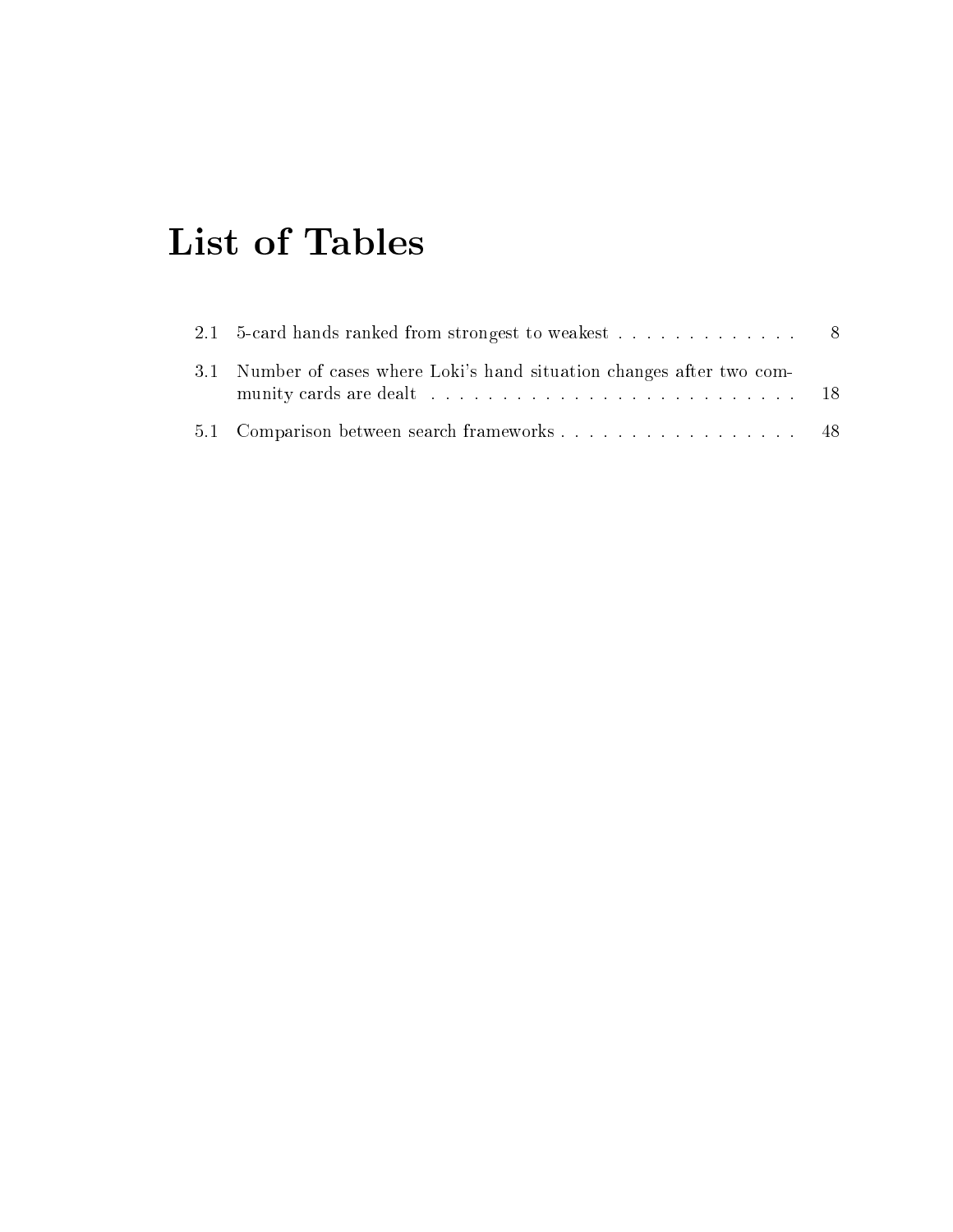# List of Tables

2.1 5-card hands ranked from strongest to weakest . . . . . . . . . . . . . . 8

3.1 Number of cases where Loki's hand situation changes after two community cards are dealt . . . . . . . . . . . . . . . . . . . . . . . . . . 18

5.1 Comparison between search frameworks . . . . . . . . . . . . . . . . . . 48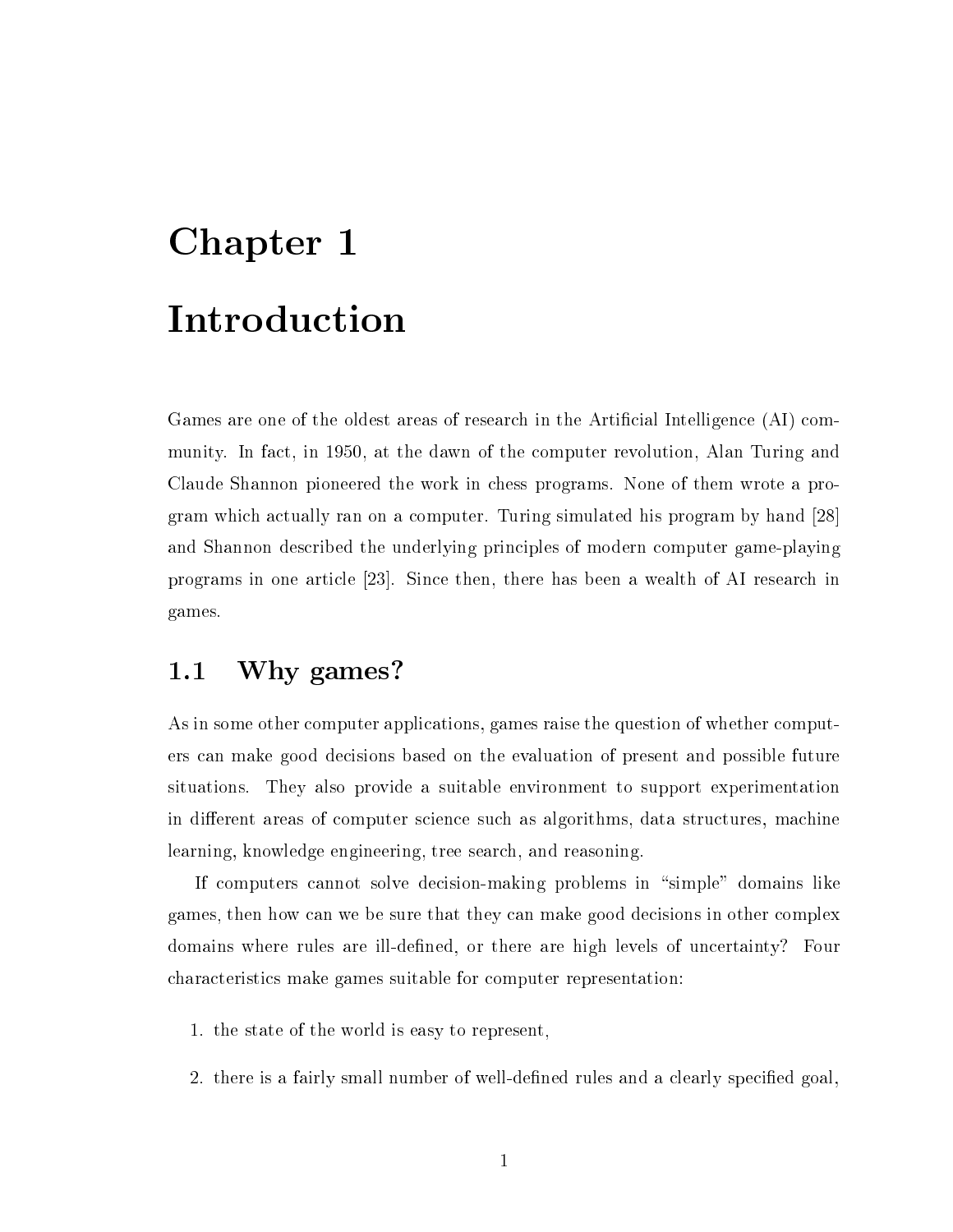# Chapter 1

# Introduction

Games are one of the oldest areas of research in the Artificial Intelligence (AI) community. In fact, in 1950, at the dawn of the computer revolution, Alan Turing and Claude Shannon pioneered the work in chess programs. None of them wrote a program which actually ran on a computer. Turing simulated his program by hand [28] and Shannon described the underlying principles of modern computer game-playing programs in one article [23]. Since then, there has been a wealth of AI research in games.

## 1.1 Why games?

As in some other computer applications, games raise the question of whether computers can make good decisions based on the evaluation of present and possible future situations. They also provide a suitable environment to support experimentation in different areas of computer science such as algorithms, data structures, machine learning, knowledge engineering, tree search, and reasoning.

If computers cannot solve decision-making problems in "simple" domains like games, then how can we be sure that they can make good decisions in other complex domains where rules are ill-defined, or there are high levels of uncertainty? Four characteristics make games suitable for computer representation:

1. the state of the world is easy to represent,
2. there is a fairly small number of well-defined rules and a clearly specified goal,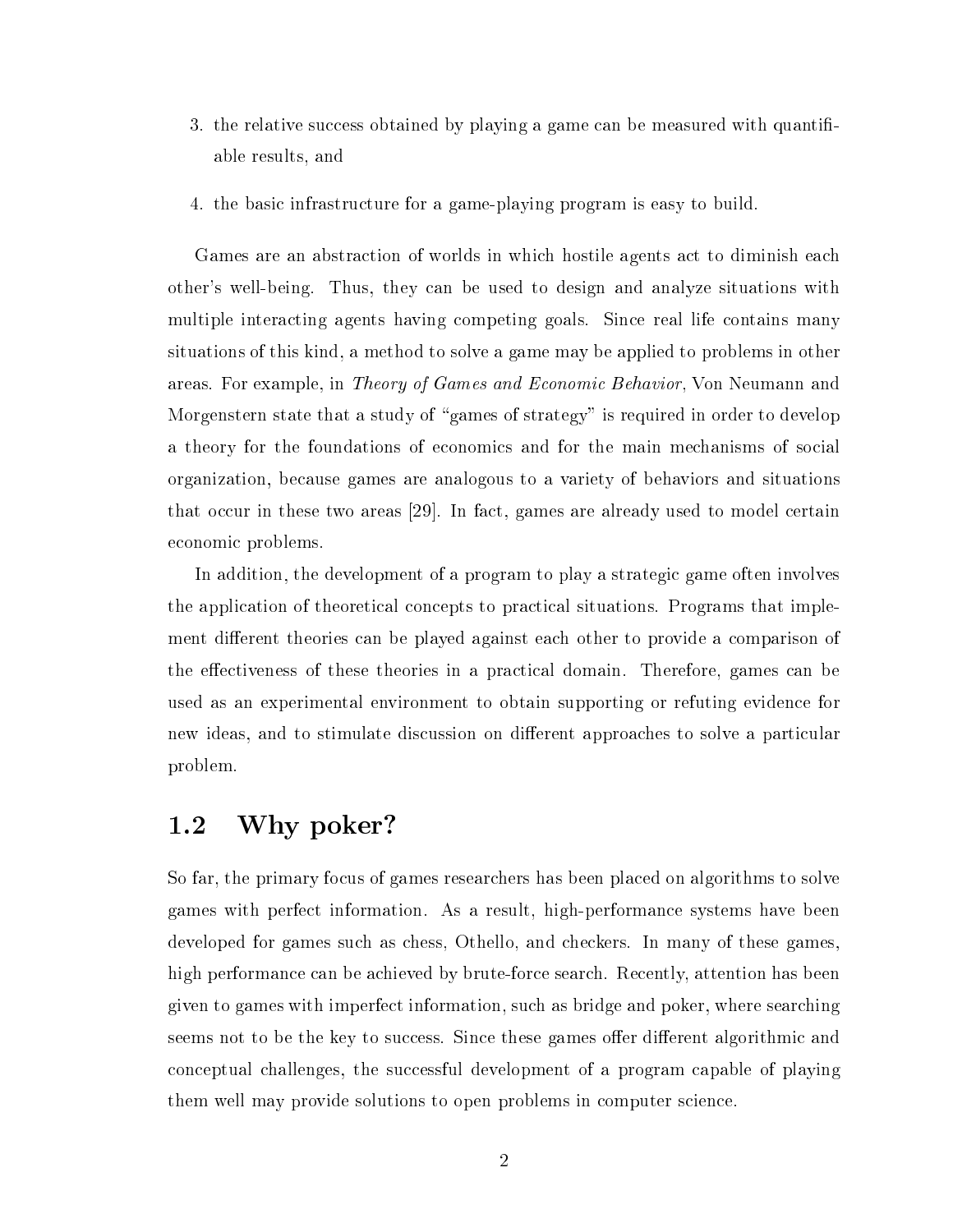3. the relative success obtained by playing a game can be measured with quantifiable results, and
4. the basic infrastructure for a game-playing program is easy to build.

Games are an abstraction of worlds in which hostile agents act to diminish each other's well-being. Thus, they can be used to design and analyze situations with multiple interacting agents having competing goals. Since real life contains many situations of this kind, a method to solve a game may be applied to problems in other areas. For example, in *Theory of Games and Economic Behavior*, Von Neumann and Morgenstern state that a study of "games of strategy" is required in order to develop a theory for the foundations of economics and for the main mechanisms of social organization, because games are analogous to a variety of behaviors and situations that occur in these two areas [29]. In fact, games are already used to model certain economic problems.

In addition, the development of a program to play a strategic game often involves the application of theoretical concepts to practical situations. Programs that implement different theories can be played against each other to provide a comparison of the effectiveness of these theories in a practical domain. Therefore, games can be used as an experimental environment to obtain supporting or refuting evidence for new ideas, and to stimulate discussion on different approaches to solve a particular problem.

## 1.2 Why poker?

So far, the primary focus of games researchers has been placed on algorithms to solve games with perfect information. As a result, high-performance systems have been developed for games such as chess, Othello, and checkers. In many of these games, high performance can be achieved by brute-force search. Recently, attention has been given to games with imperfect information, such as bridge and poker, where searching seems not to be the key to success. Since these games offer different algorithmic and conceptual challenges, the successful development of a program capable of playing them well may provide solutions to open problems in computer science.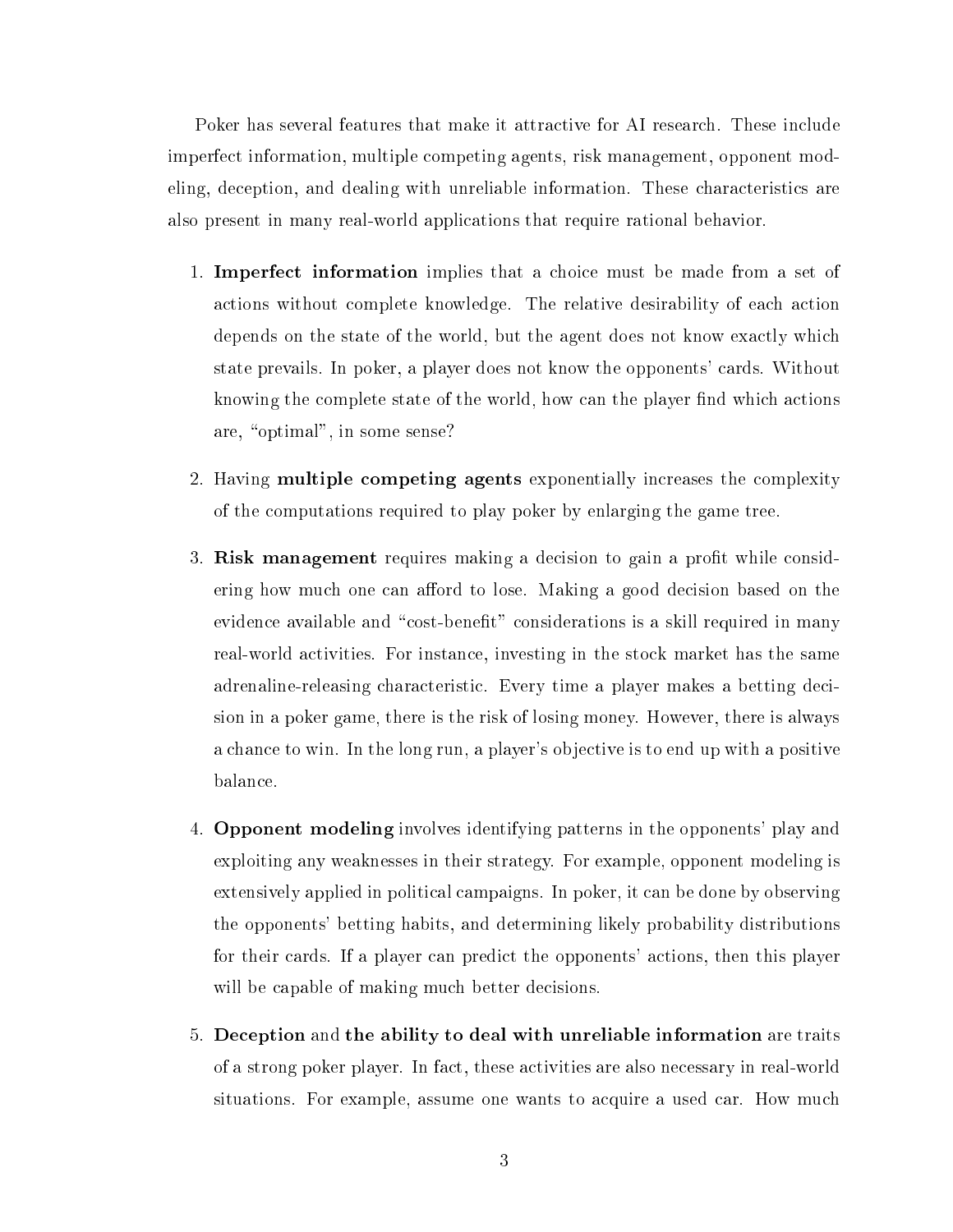Poker has several features that make it attractive for AI research. These include imperfect information, multiple competing agents, risk management, opponent modeling, deception, and dealing with unreliable information. These characteristics are also present in many real-world applications that require rational behavior.

1. **Imperfect information** implies that a choice must be made from a set of actions without complete knowledge. The relative desirability of each action depends on the state of the world, but the agent does not know exactly which state prevails. In poker, a player does not know the opponents' cards. Without knowing the complete state of the world, how can the player find which actions are, "optimal", in some sense?

2. Having **multiple competing agents** exponentially increases the complexity of the computations required to play poker by enlarging the game tree.

3. **Risk management** requires making a decision to gain a profit while considering how much one can afford to lose. Making a good decision based on the evidence available and "cost-benefit" considerations is a skill required in many real-world activities. For instance, investing in the stock market has the same adrenaline-releasing characteristic. Every time a player makes a betting decision in a poker game, there is the risk of losing money. However, there is always a chance to win. In the long run, a player's objective is to end up with a positive balance.

4. **Opponent modeling** involves identifying patterns in the opponents' play and exploiting any weaknesses in their strategy. For example, opponent modeling is extensively applied in political campaigns. In poker, it can be done by observing the opponents' betting habits, and determining likely probability distributions for their cards. If a player can predict the opponents' actions, then this player will be capable of making much better decisions.

5. **Deception** and **the ability to deal with unreliable information** are traits of a strong poker player. In fact, these activities are also necessary in real-world situations. For example, assume one wants to acquire a used car. How much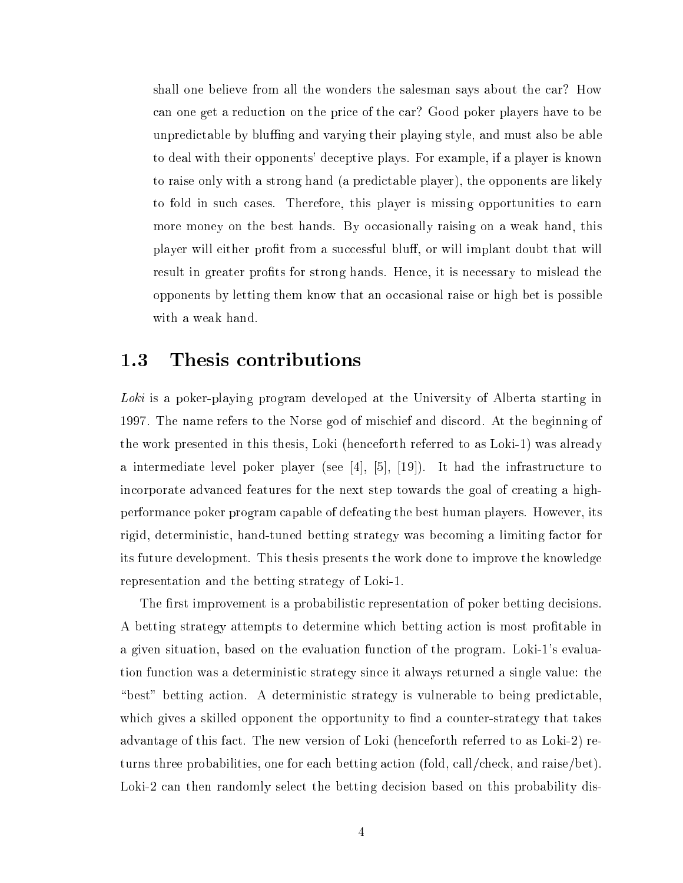shall one believe from all the wonders the salesman says about the car? How can one get a reduction on the price of the car? Good poker players have to be unpredictable by bluffing and varying their playing style, and must also be able to deal with their opponents' deceptive plays. For example, if a player is known to raise only with a strong hand (a predictable player), the opponents are likely to fold in such cases. Therefore, this player is missing opportunities to earn more money on the best hands. By occasionally raising on a weak hand, this player will either profit from a successful bluff, or will implant doubt that will result in greater profits for strong hands. Hence, it is necessary to mislead the opponents by letting them know that an occasional raise or high bet is possible with a weak hand.

## 1.3 Thesis contributions

*Loki* is a poker-playing program developed at the University of Alberta starting in 1997. The name refers to the Norse god of mischief and discord. At the beginning of the work presented in this thesis, Loki (henceforth referred to as Loki-1) was already a intermediate level poker player (see [4], [5], [19]). It had the infrastructure to incorporate advanced features for the next step towards the goal of creating a high-performance poker program capable of defeating the best human players. However, its rigid, deterministic, hand-tuned betting strategy was becoming a limiting factor for its future development. This thesis presents the work done to improve the knowledge representation and the betting strategy of Loki-1.

The first improvement is a probabilistic representation of poker betting decisions. A betting strategy attempts to determine which betting action is most profitable in a given situation, based on the evaluation function of the program. Loki-1's evaluation function was a deterministic strategy since it always returned a single value: the "best" betting action. A deterministic strategy is vulnerable to being predictable, which gives a skilled opponent the opportunity to find a counter-strategy that takes advantage of this fact. The new version of Loki (henceforth referred to as Loki-2) returns three probabilities, one for each betting action (fold, call/check, and raise/bet). Loki-2 can then randomly select the betting decision based on this probability dis-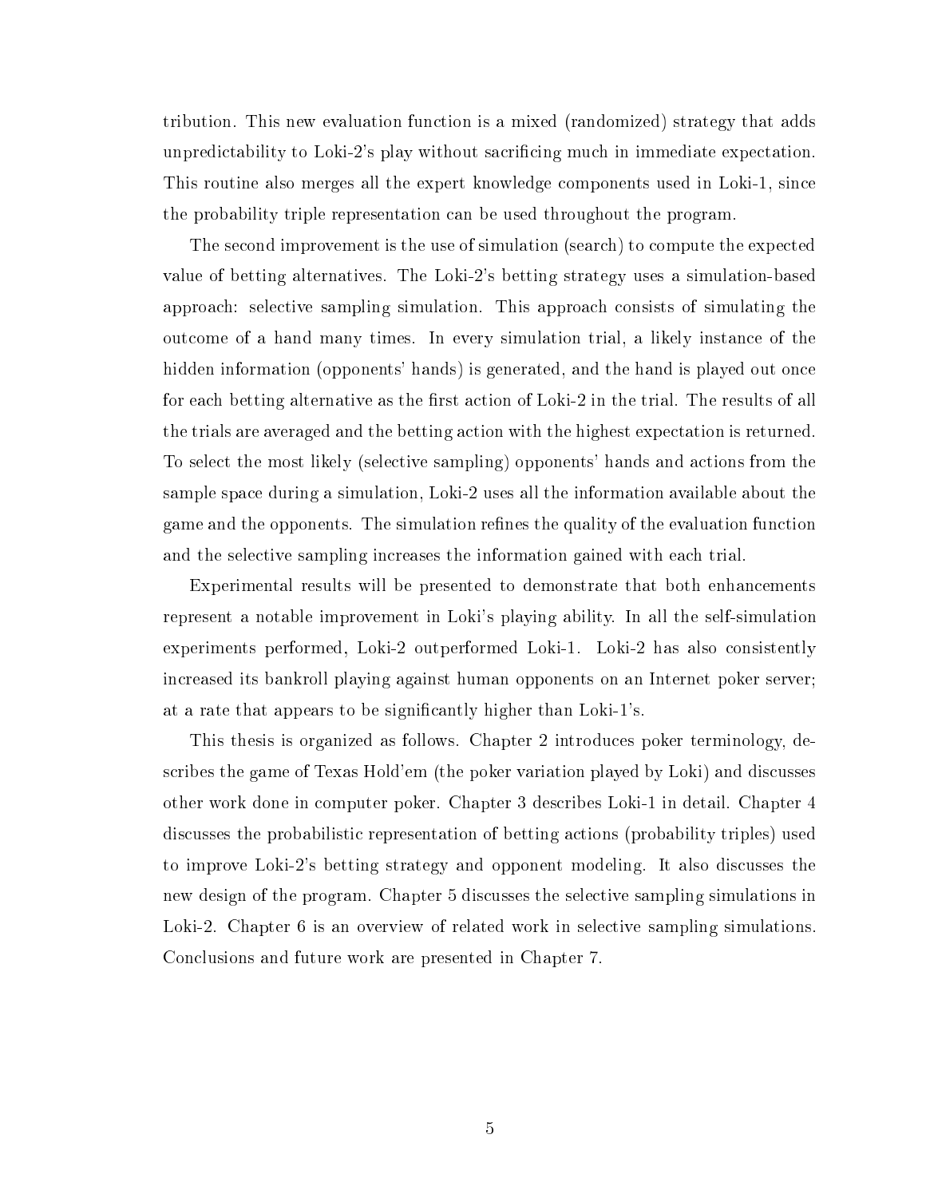tribution. This new evaluation function is a mixed (randomized) strategy that adds unpredictability to Loki-2's play without sacrificing much in immediate expectation. This routine also merges all the expert knowledge components used in Loki-1, since the probability triple representation can be used throughout the program.

The second improvement is the use of simulation (search) to compute the expected value of betting alternatives. The Loki-2's betting strategy uses a simulation-based approach: selective sampling simulation. This approach consists of simulating the outcome of a hand many times. In every simulation trial, a likely instance of the hidden information (opponents' hands) is generated, and the hand is played out once for each betting alternative as the first action of Loki-2 in the trial. The results of all the trials are averaged and the betting action with the highest expectation is returned. To select the most likely (selective sampling) opponents' hands and actions from the sample space during a simulation, Loki-2 uses all the information available about the game and the opponents. The simulation refines the quality of the evaluation function and the selective sampling increases the information gained with each trial.

Experimental results will be presented to demonstrate that both enhancements represent a notable improvement in Loki's playing ability. In all the self-simulation experiments performed, Loki-2 outperformed Loki-1. Loki-2 has also consistently increased its bankroll playing against human opponents on an Internet poker server; at a rate that appears to be significantly higher than Loki-1's.

This thesis is organized as follows. Chapter 2 introduces poker terminology, describes the game of Texas Hold'em (the poker variation played by Loki) and discusses other work done in computer poker. Chapter 3 describes Loki-1 in detail. Chapter 4 discusses the probabilistic representation of betting actions (probability triples) used to improve Loki-2's betting strategy and opponent modeling. It also discusses the new design of the program. Chapter 5 discusses the selective sampling simulations in Loki-2. Chapter 6 is an overview of related work in selective sampling simulations. Conclusions and future work are presented in Chapter 7.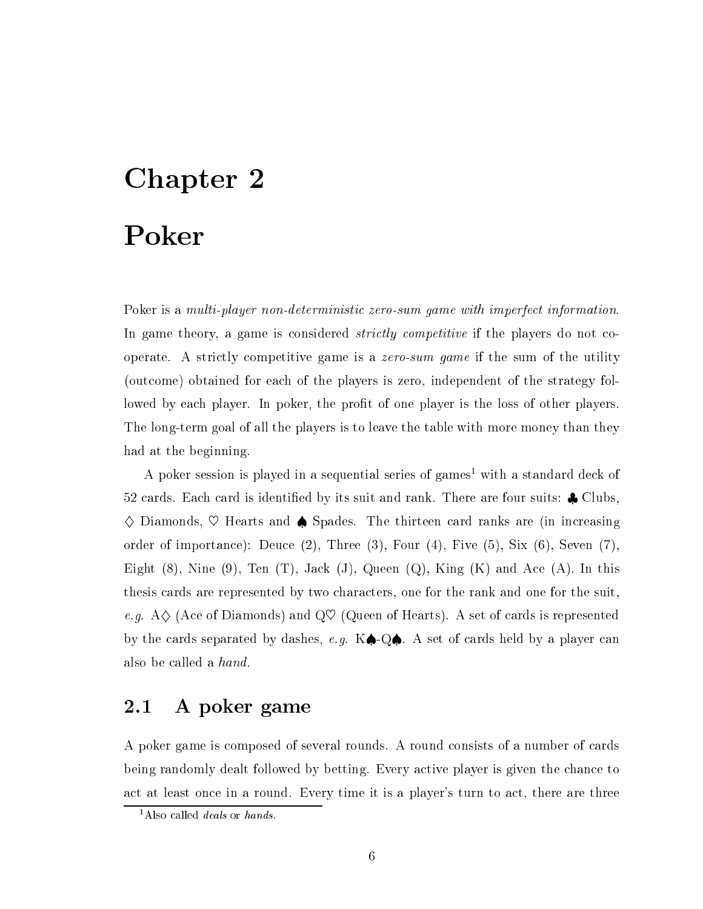// Chapter 2

# Poker

Poker is a *multi-player non-deterministic zero-sum game with imperfect information*. In game theory, a game is considered *strictly competitive* if the players do not cooperate. A strictly competitive game is a *zero-sum game* if the sum of the utility (outcome) obtained for each of the players is zero, independent of the strategy followed by each player. In poker, the profit of one player is the loss of other players. The long-term goal of all the players is to leave the table with more money than they had at the beginning.

A poker session is played in a sequential series of games[1] with a standard deck of 52 cards. Each card is identified by its suit and rank. There are four suits: ♣ Clubs, ♢ Diamonds, ♡ Hearts and ♠ Spades. The thirteen card ranks are (in increasing order of importance): Deuce (2), Three (3), Four (4), Five (5), Six (6), Seven (7), Eight (8), Nine (9), Ten (T), Jack (J), Queen (Q), King (K) and Ace (A). In this thesis cards are represented by two characters, one for the rank and one for the suit, *e.g.* A♢ (Ace of Diamonds) and Q♡ (Queen of Hearts). A set of cards is represented by the cards separated by dashes, *e.g.* K♠-Q♠. A set of cards held by a player can also be called a *hand*.

## 2.1 A poker game

A poker game is composed of several rounds. A round consists of a number of cards being randomly dealt followed by betting. Every active player is given the chance to act at least once in a round. Every time it is a player's turn to act, there are three

[1] Also called *deals* or *hands*.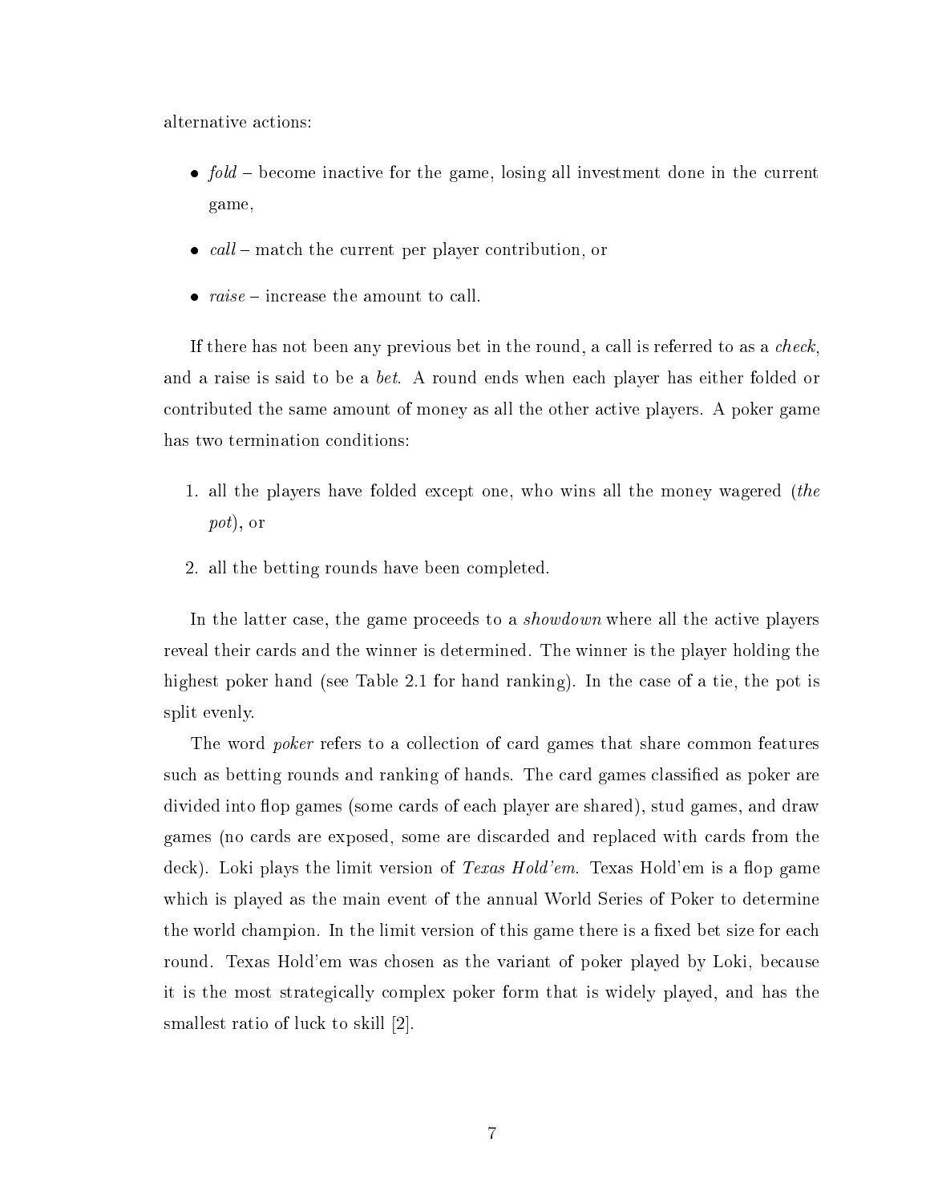alternative actions:

- *fold* – become inactive for the game, losing all investment done in the current game,
- *call* – match the current per player contribution, or
- *raise* – increase the amount to call.

If there has not been any previous bet in the round, a call is referred to as a *check*, and a raise is said to be a *bet*. A round ends when each player has either folded or contributed the same amount of money as all the other active players. A poker game has two termination conditions:

1. all the players have folded except one, who wins all the money wagered (*the pot*), or
2. all the betting rounds have been completed.

In the latter case, the game proceeds to a *showdown* where all the active players reveal their cards and the winner is determined. The winner is the player holding the highest poker hand (see Table 2.1 for hand ranking). In the case of a tie, the pot is split evenly.

The word *poker* refers to a collection of card games that share common features such as betting rounds and ranking of hands. The card games classified as poker are divided into flop games (some cards of each player are shared), stud games, and draw games (no cards are exposed, some are discarded and replaced with cards from the deck). Loki plays the limit version of *Texas Hold'em*. Texas Hold'em is a flop game which is played as the main event of the annual World Series of Poker to determine the world champion. In the limit version of this game there is a fixed bet size for each round. Texas Hold'em was chosen as the variant of poker played by Loki, because it is the most strategically complex poker form that is widely played, and has the smallest ratio of luck to skill [2].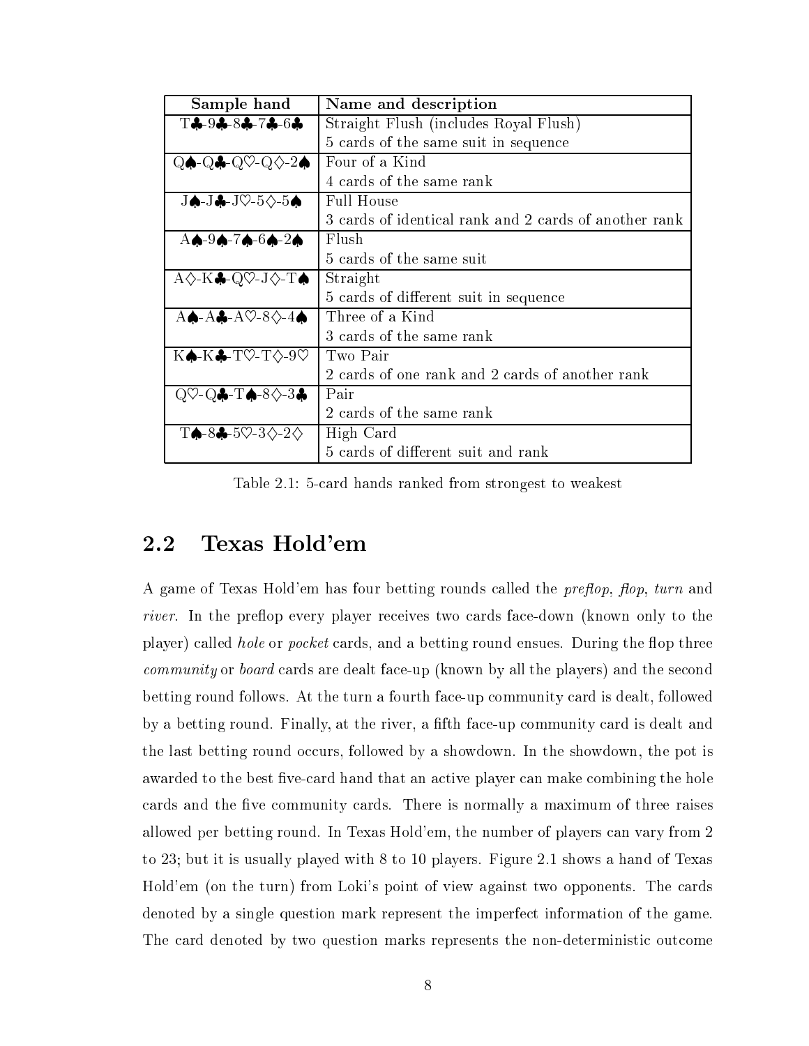| Sample hand | Name and description |
|---|---|
| T♣-9♣-8♣-7♣-6♣ | Straight Flush (includes Royal Flush)<br>5 cards of the same suit in sequence |
| Q♠-Q♣-Q♡-Q♢-2♠ | Four of a Kind<br>4 cards of the same rank |
| J♠-J♣-J♡-5♢-5♠ | Full House<br>3 cards of identical rank and 2 cards of another rank |
| A♠-9♠-7♠-6♠-2♠ | Flush<br>5 cards of the same suit |
| A♢-K♣-Q♡-J♢-T♠ | Straight<br>5 cards of different suit in sequence |
| A♠-A♣-A♡-8♢-4♠ | Three of a Kind<br>3 cards of the same rank |
| K♠-K♣-T♡-T♢-9♡ | Two Pair<br>2 cards of one rank and 2 cards of another rank |
| Q♡-Q♣-T♠-8♢-3♣ | Pair<br>2 cards of the same rank |
| T♠-8♣-5♡-3♢-2♢ | High Card<br>5 cards of different suit and rank |

Table 2.1: 5-card hands ranked from strongest to weakest

## 2.2 Texas Hold'em

A game of Texas Hold'em has four betting rounds called the *preflop*, *flop*, *turn* and *river*. In the preflop every player receives two cards face-down (known only to the player) called *hole* or *pocket* cards, and a betting round ensues. During the flop three *community* or *board* cards are dealt face-up (known by all the players) and the second betting round follows. At the turn a fourth face-up community card is dealt, followed by a betting round. Finally, at the river, a fifth face-up community card is dealt and the last betting round occurs, followed by a showdown. In the showdown, the pot is awarded to the best five-card hand that an active player can make combining the hole cards and the five community cards. There is normally a maximum of three raises allowed per betting round. In Texas Hold'em, the number of players can vary from 2 to 23; but it is usually played with 8 to 10 players. Figure 2.1 shows a hand of Texas Hold'em (on the turn) from Loki's point of view against two opponents. The cards denoted by a single question mark represent the imperfect information of the game. The card denoted by two question marks represents the non-deterministic outcome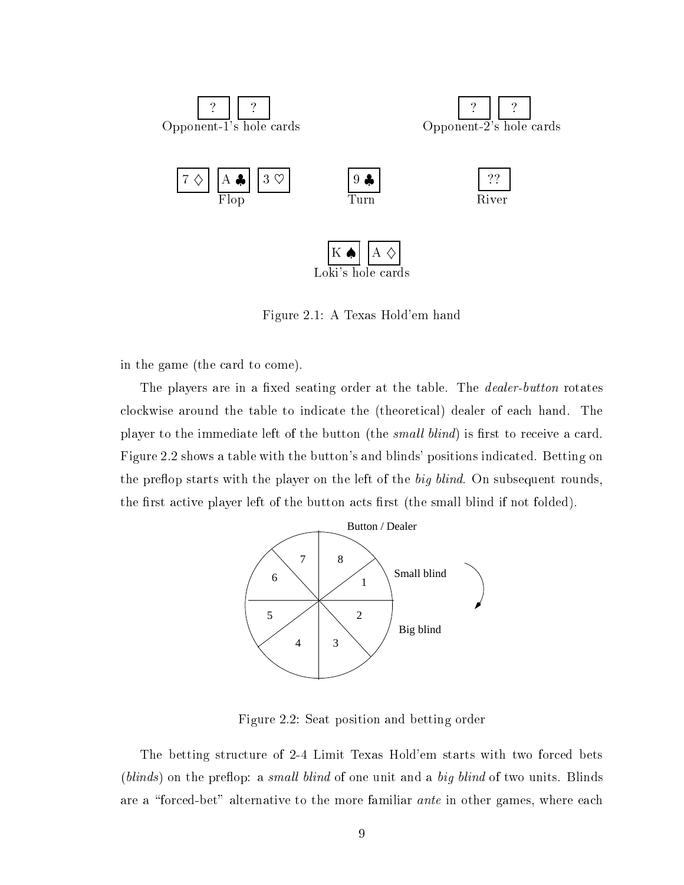Figure 2.1: A Texas Hold'em hand

in the game (the card to come).

The players are in a fixed seating order at the table. The *dealer-button* rotates clockwise around the table to indicate the (theoretical) dealer of each hand. The player to the immediate left of the button (the *small blind*) is first to receive a card. Figure 2.2 shows a table with the button's and blinds' positions indicated. Betting on the preflop starts with the player on the left of the *big blind*. On subsequent rounds, the first active player left of the button acts first (the small blind if not folded).

Figure 2.2: Seat position and betting order

The betting structure of 2-4 Limit Texas Hold'em starts with two forced bets (*blinds*) on the preflop: a *small blind* of one unit and a *big blind* of two units. Blinds are a "forced-bet" alternative to the more familiar *ante* in other games, where each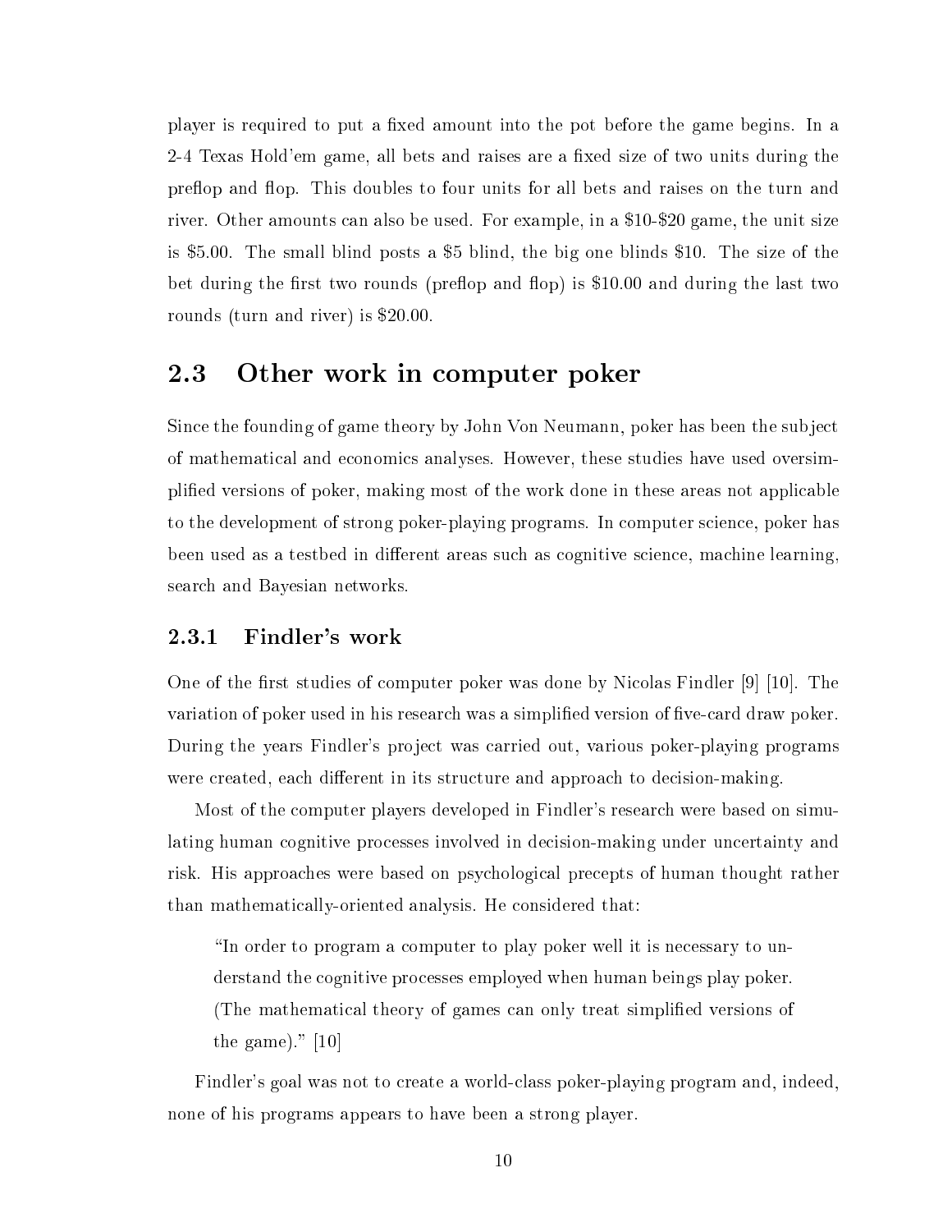player is required to put a fixed amount into the pot before the game begins. In a 2-4 Texas Hold'em game, all bets and raises are a fixed size of two units during the preflop and flop. This doubles to four units for all bets and raises on the turn and river. Other amounts can also be used. For example, in a $10-$20 game, the unit size is $5.00. The small blind posts a $5 blind, the big one blinds $10. The size of the bet during the first two rounds (preflop and flop) is $10.00 and during the last two rounds (turn and river) is $20.00.

## 2.3 Other work in computer poker

Since the founding of game theory by John Von Neumann, poker has been the subject of mathematical and economics analyses. However, these studies have used oversimplified versions of poker, making most of the work done in these areas not applicable to the development of strong poker-playing programs. In computer science, poker has been used as a testbed in different areas such as cognitive science, machine learning, search and Bayesian networks.

### 2.3.1 Findler's work

One of the first studies of computer poker was done by Nicolas Findler [9] [10]. The variation of poker used in his research was a simplified version of five-card draw poker. During the years Findler's project was carried out, various poker-playing programs were created, each different in its structure and approach to decision-making.

Most of the computer players developed in Findler's research were based on simulating human cognitive processes involved in decision-making under uncertainty and risk. His approaches were based on psychological precepts of human thought rather than mathematically-oriented analysis. He considered that:

> "In order to program a computer to play poker well it is necessary to understand the cognitive processes employed when human beings play poker. (The mathematical theory of games can only treat simplified versions of the game)." [10]

Findler's goal was not to create a world-class poker-playing program and, indeed, none of his programs appears to have been a strong player.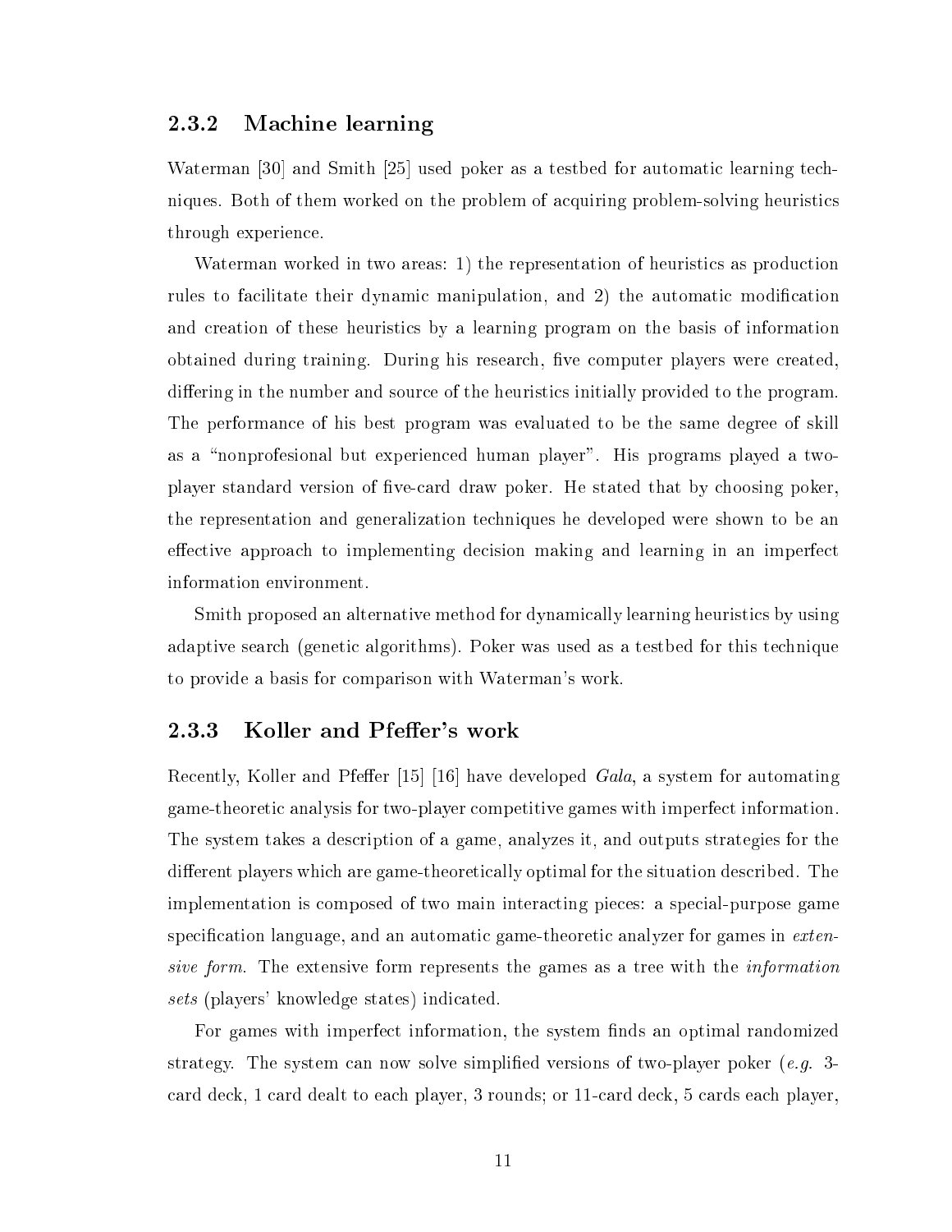### 2.3.2 Machine learning

Waterman [30] and Smith [25] used poker as a testbed for automatic learning techniques. Both of them worked on the problem of acquiring problem-solving heuristics through experience.

Waterman worked in two areas: 1) the representation of heuristics as production rules to facilitate their dynamic manipulation, and 2) the automatic modification and creation of these heuristics by a learning program on the basis of information obtained during training. During his research, five computer players were created, differing in the number and source of the heuristics initially provided to the program. The performance of his best program was evaluated to be the same degree of skill as a "nonprofesional but experienced human player". His programs played a two-player standard version of five-card draw poker. He stated that by choosing poker, the representation and generalization techniques he developed were shown to be an effective approach to implementing decision making and learning in an imperfect information environment.

Smith proposed an alternative method for dynamically learning heuristics by using adaptive search (genetic algorithms). Poker was used as a testbed for this technique to provide a basis for comparison with Waterman's work.

### 2.3.3 Koller and Pfeffer's work

Recently, Koller and Pfeffer [15] [16] have developed *Gala*, a system for automating game-theoretic analysis for two-player competitive games with imperfect information. The system takes a description of a game, analyzes it, and outputs strategies for the different players which are game-theoretically optimal for the situation described. The implementation is composed of two main interacting pieces: a special-purpose game specification language, and an automatic game-theoretic analyzer for games in *extensive form*. The extensive form represents the games as a tree with the *information sets* (players' knowledge states) indicated.

For games with imperfect information, the system finds an optimal randomized strategy. The system can now solve simplified versions of two-player poker (*e.g.* 3-card deck, 1 card dealt to each player, 3 rounds; or 11-card deck, 5 cards each player,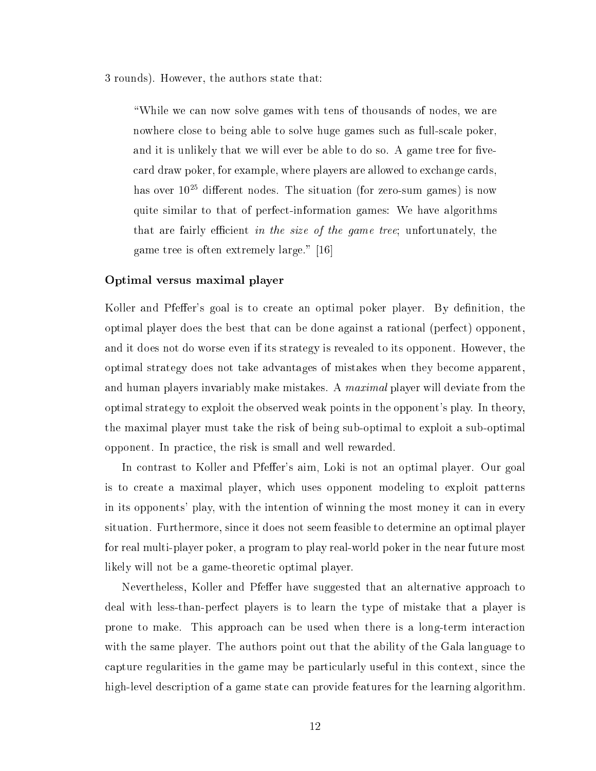3 rounds). However, the authors state that:

> "While we can now solve games with tens of thousands of nodes, we are nowhere close to being able to solve huge games such as full-scale poker, and it is unlikely that we will ever be able to do so. A game tree for five-card draw poker, for example, where players are allowed to exchange cards, has over $10^{25}$ different nodes. The situation (for zero-sum games) is now quite similar to that of perfect-information games: We have algorithms that are fairly efficient *in the size of the game tree*; unfortunately, the game tree is often extremely large." [16]

### Optimal versus maximal player

Koller and Pfeffer's goal is to create an optimal poker player. By definition, the optimal player does the best that can be done against a rational (perfect) opponent, and it does not do worse even if its strategy is revealed to its opponent. However, the optimal strategy does not take advantages of mistakes when they become apparent, and human players invariably make mistakes. A *maximal* player will deviate from the optimal strategy to exploit the observed weak points in the opponent's play. In theory, the maximal player must take the risk of being sub-optimal to exploit a sub-optimal opponent. In practice, the risk is small and well rewarded.

In contrast to Koller and Pfeffer's aim, Loki is not an optimal player. Our goal is to create a maximal player, which uses opponent modeling to exploit patterns in its opponents' play, with the intention of winning the most money it can in every situation. Furthermore, since it does not seem feasible to determine an optimal player for real multi-player poker, a program to play real-world poker in the near future most likely will not be a game-theoretic optimal player.

Nevertheless, Koller and Pfeffer have suggested that an alternative approach to deal with less-than-perfect players is to learn the type of mistake that a player is prone to make. This approach can be used when there is a long-term interaction with the same player. The authors point out that the ability of the Gala language to capture regularities in the game may be particularly useful in this context, since the high-level description of a game state can provide features for the learning algorithm.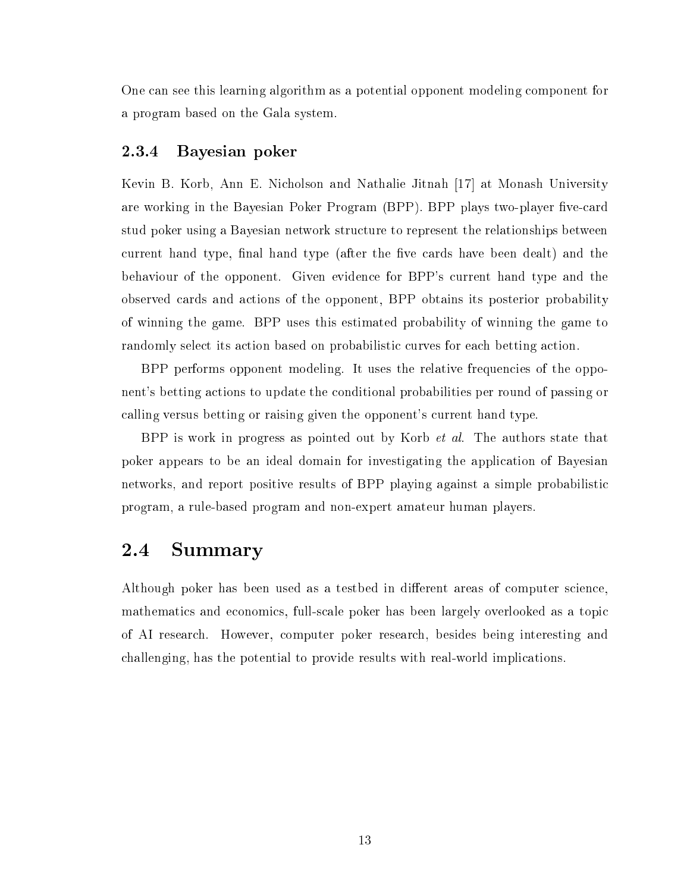One can see this learning algorithm as a potential opponent modeling component for a program based on the Gala system.

### 2.3.4 Bayesian poker

Kevin B. Korb, Ann E. Nicholson and Nathalie Jitnah [17] at Monash University are working in the Bayesian Poker Program (BPP). BPP plays two-player five-card stud poker using a Bayesian network structure to represent the relationships between current hand type, final hand type (after the five cards have been dealt) and the behaviour of the opponent. Given evidence for BPP's current hand type and the observed cards and actions of the opponent, BPP obtains its posterior probability of winning the game. BPP uses this estimated probability of winning the game to randomly select its action based on probabilistic curves for each betting action.

BPP performs opponent modeling. It uses the relative frequencies of the opponent's betting actions to update the conditional probabilities per round of passing or calling versus betting or raising given the opponent's current hand type.

BPP is work in progress as pointed out by Korb *et al.* The authors state that poker appears to be an ideal domain for investigating the application of Bayesian networks, and report positive results of BPP playing against a simple probabilistic program, a rule-based program and non-expert amateur human players.

## 2.4 Summary

Although poker has been used as a testbed in different areas of computer science, mathematics and economics, full-scale poker has been largely overlooked as a topic of AI research. However, computer poker research, besides being interesting and challenging, has the potential to provide results with real-world implications.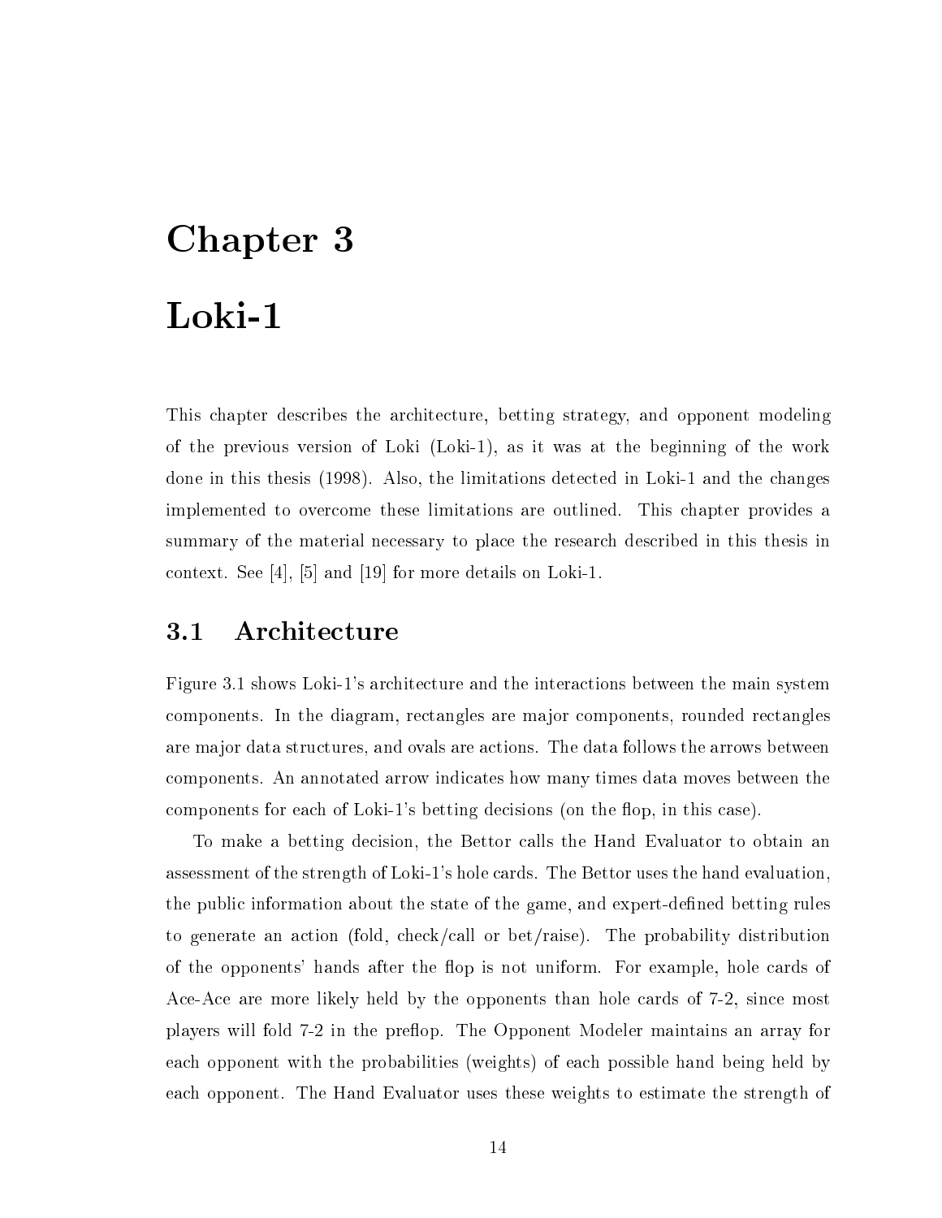# Chapter 3

# Loki-1

This chapter describes the architecture, betting strategy, and opponent modeling of the previous version of Loki (Loki-1), as it was at the beginning of the work done in this thesis (1998). Also, the limitations detected in Loki-1 and the changes implemented to overcome these limitations are outlined. This chapter provides a summary of the material necessary to place the research described in this thesis in context. See [4], [5] and [19] for more details on Loki-1.

## 3.1 Architecture

Figure 3.1 shows Loki-1's architecture and the interactions between the main system components. In the diagram, rectangles are major components, rounded rectangles are major data structures, and ovals are actions. The data follows the arrows between components. An annotated arrow indicates how many times data moves between the components for each of Loki-1's betting decisions (on the flop, in this case).

To make a betting decision, the Bettor calls the Hand Evaluator to obtain an assessment of the strength of Loki-1's hole cards. The Bettor uses the hand evaluation, the public information about the state of the game, and expert-defined betting rules to generate an action (fold, check/call or bet/raise). The probability distribution of the opponents' hands after the flop is not uniform. For example, hole cards of Ace-Ace are more likely held by the opponents than hole cards of 7-2, since most players will fold 7-2 in the preflop. The Opponent Modeler maintains an array for each opponent with the probabilities (weights) of each possible hand being held by each opponent. The Hand Evaluator uses these weights to estimate the strength of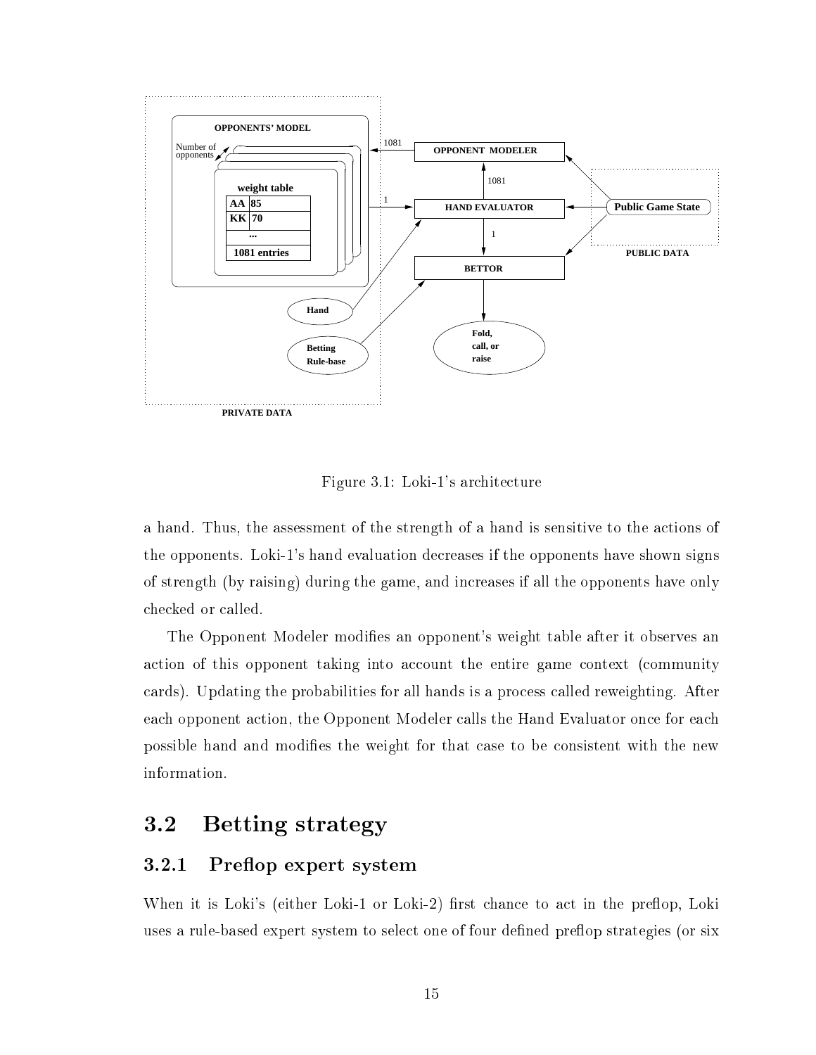Figure 3.1: Loki-1's architecture

a hand. Thus, the assessment of the strength of a hand is sensitive to the actions of the opponents. Loki-1's hand evaluation decreases if the opponents have shown signs of strength (by raising) during the game, and increases if all the opponents have only checked or called.

The Opponent Modeler modifies an opponent's weight table after it observes an action of this opponent taking into account the entire game context (community cards). Updating the probabilities for all hands is a process called reweighting. After each opponent action, the Opponent Modeler calls the Hand Evaluator once for each possible hand and modifies the weight for that case to be consistent with the new information.

## 3.2 Betting strategy

### 3.2.1 Preflop expert system

When it is Loki's (either Loki-1 or Loki-2) first chance to act in the preflop, Loki uses a rule-based expert system to select one of four defined preflop strategies (or six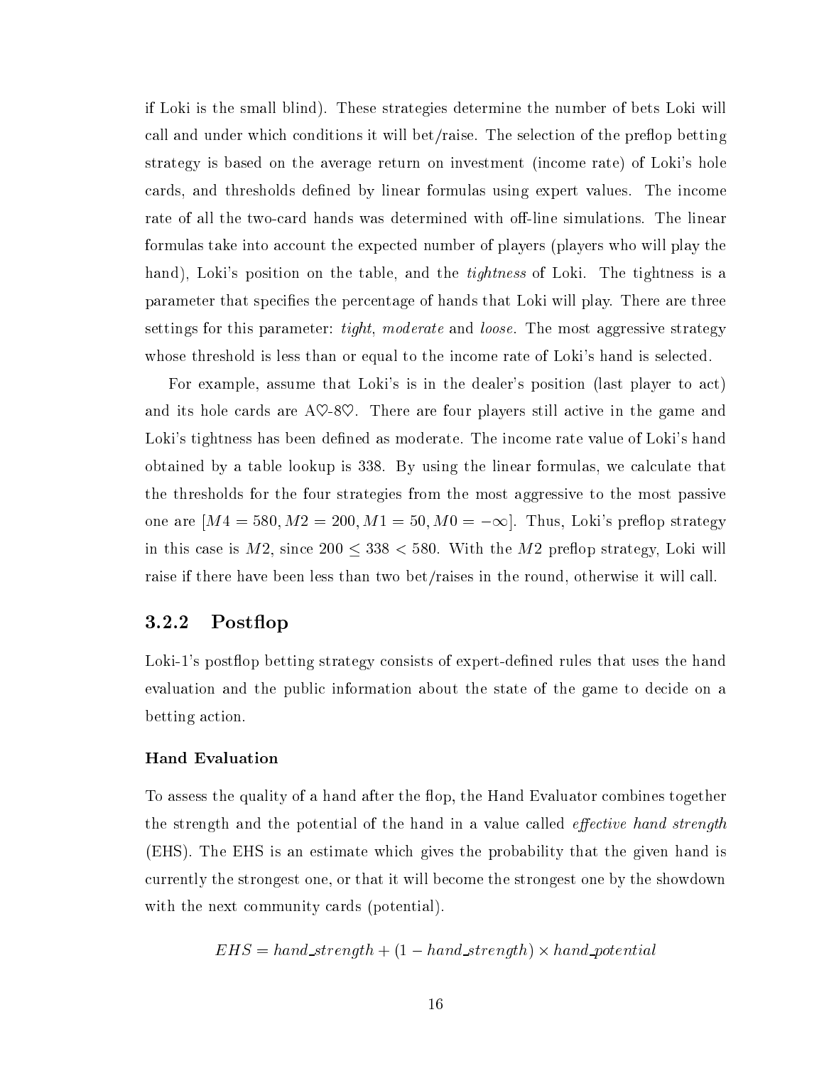if Loki is the small blind). These strategies determine the number of bets Loki will call and under which conditions it will bet/raise. The selection of the preflop betting strategy is based on the average return on investment (income rate) of Loki's hole cards, and thresholds defined by linear formulas using expert values. The income rate of all the two-card hands was determined with off-line simulations. The linear formulas take into account the expected number of players (players who will play the hand), Loki's position on the table, and the *tightness* of Loki. The tightness is a parameter that specifies the percentage of hands that Loki will play. There are three settings for this parameter: *tight*, *moderate* and *loose*. The most aggressive strategy whose threshold is less than or equal to the income rate of Loki's hand is selected.

For example, assume that Loki's is in the dealer's position (last player to act) and its hole cards are A♡-8♡. There are four players still active in the game and Loki's tightness has been defined as moderate. The income rate value of Loki's hand obtained by a table lookup is 338. By using the linear formulas, we calculate that the thresholds for the four strategies from the most aggressive to the most passive one are $[M4 = 580, M2 = 200, M1 = 50, M0 = -\infty]$. Thus, Loki's preflop strategy in this case is $M2$, since $200 \leq 338 < 580$. With the $M2$ preflop strategy, Loki will raise if there have been less than two bet/raises in the round, otherwise it will call.

### 3.2.2 Postflop

Loki-1's postflop betting strategy consists of expert-defined rules that uses the hand evaluation and the public information about the state of the game to decide on a betting action.

#### Hand Evaluation

To assess the quality of a hand after the flop, the Hand Evaluator combines together the strength and the potential of the hand in a value called *effective hand strength* (EHS). The EHS is an estimate which gives the probability that the given hand is currently the strongest one, or that it will become the strongest one by the showdown with the next community cards (potential).

$$EHS = hand\_strength + (1 - hand\_strength) \times hand\_potential$$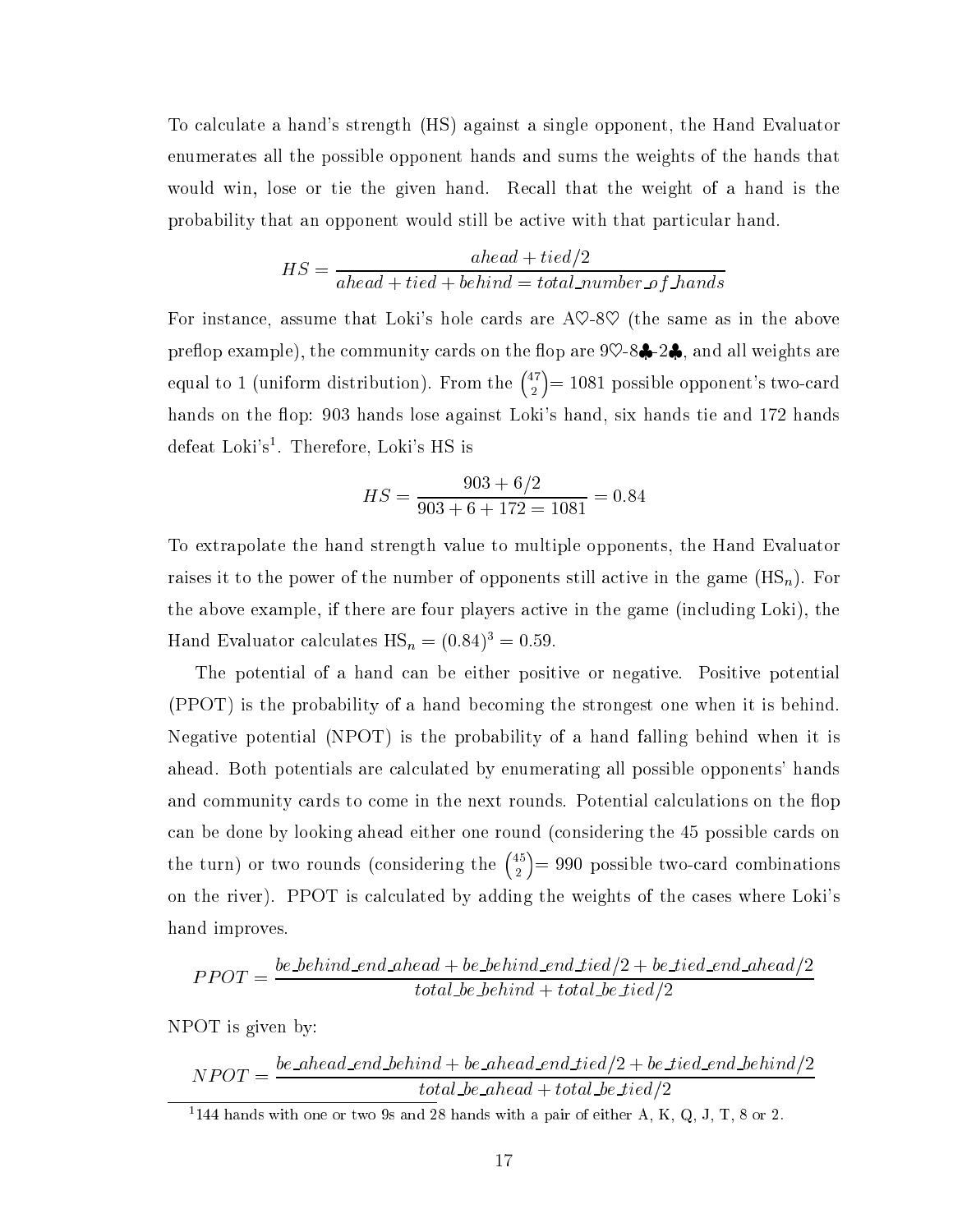To calculate a hand's strength (HS) against a single opponent, the Hand Evaluator enumerates all the possible opponent hands and sums the weights of the hands that would win, lose or tie the given hand. Recall that the weight of a hand is the probability that an opponent would still be active with that particular hand.

$$HS = \frac{ahead + tied/2}{ahead + tied + behind = total\_number\_of\_hands}$$

For instance, assume that Loki's hole cards are A♡-8♡ (the same as in the above preflop example), the community cards on the flop are 9♡-8♣-2♣, and all weights are equal to 1 (uniform distribution). From the $\binom{47}{2} = 1081$ possible opponent's two-card hands on the flop: 903 hands lose against Loki's hand, six hands tie and 172 hands defeat Loki's[1]. Therefore, Loki's HS is

$$HS = \frac{903 + 6/2}{903 + 6 + 172 = 1081} = 0.84$$

To extrapolate the hand strength value to multiple opponents, the Hand Evaluator raises it to the power of the number of opponents still active in the game ($\text{HS}_n$). For the above example, if there are four players active in the game (including Loki), the Hand Evaluator calculates $\text{HS}_n = (0.84)^3 = 0.59$.

The potential of a hand can be either positive or negative. Positive potential (PPOT) is the probability of a hand becoming the strongest one when it is behind. Negative potential (NPOT) is the probability of a hand falling behind when it is ahead. Both potentials are calculated by enumerating all possible opponents' hands and community cards to come in the next rounds. Potential calculations on the flop can be done by looking ahead either one round (considering the 45 possible cards on the turn) or two rounds (considering the $\binom{45}{2} = 990$ possible two-card combinations on the river). PPOT is calculated by adding the weights of the cases where Loki's hand improves.

$$PPOT = \frac{be\_behind\_end\_ahead + be\_behind\_end\_tied/2 + be\_tied\_end\_ahead/2}{total\_be\_behind + total\_be\_tied/2}$$

NPOT is given by:

$$NPOT = \frac{be\_ahead\_end\_behind + be\_ahead\_end\_tied/2 + be\_tied\_end\_behind/2}{total\_be\_ahead + total\_be\_tied/2}$$

[1] 144 hands with one or two 9s and 28 hands with a pair of either A, K, Q, J, T, 8 or 2.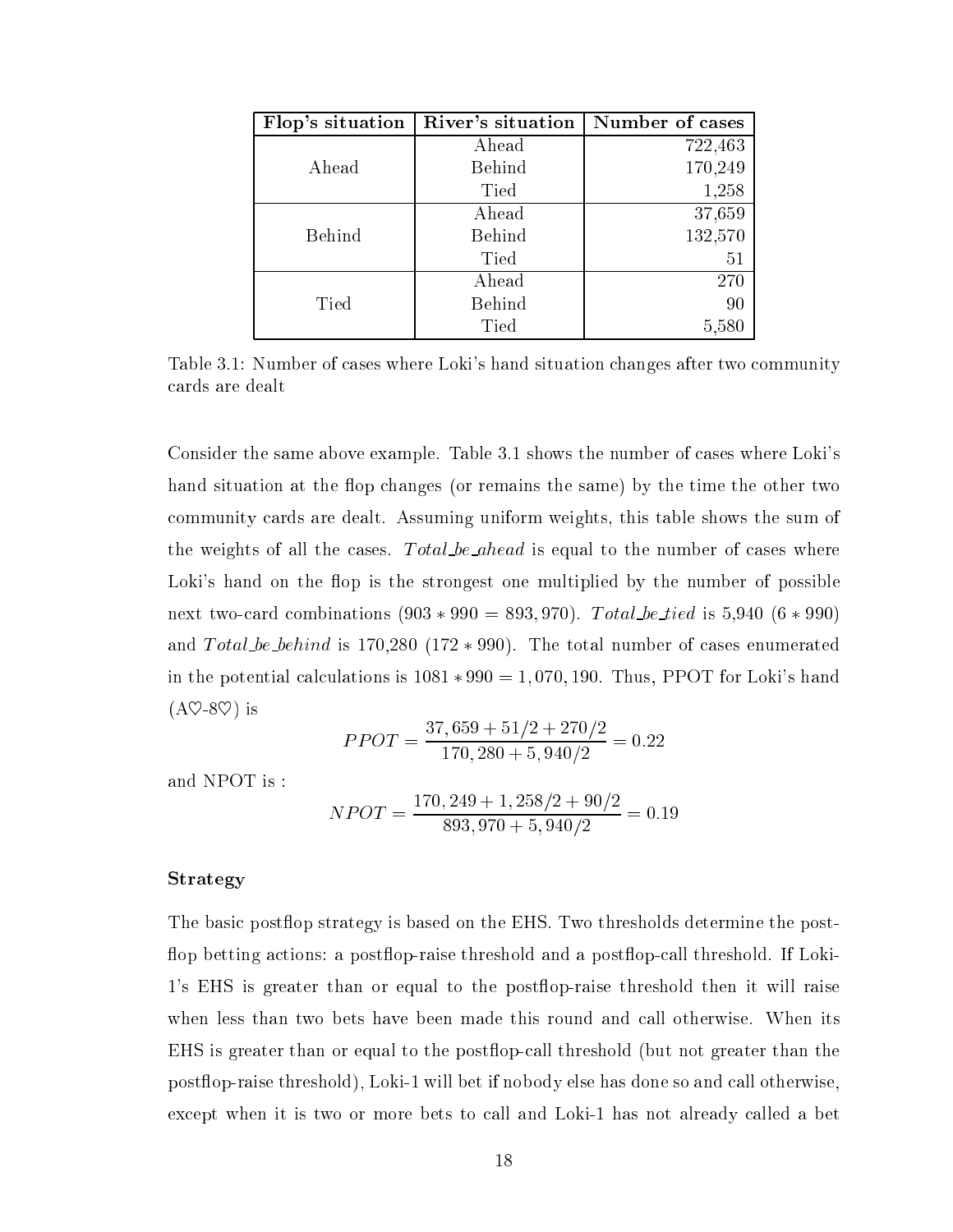| Flop's situation | River's situation | Number of cases |
|---|---|---|
| Ahead | Ahead | 722,463 |
| | Behind | 170,249 |
| | Tied | 1,258 |
| Behind | Ahead | 37,659 |
| | Behind | 132,570 |
| | Tied | 51 |
| Tied | Ahead | 270 |
| | Behind | 90 |
| | Tied | 5,580 |

Table 3.1: Number of cases where Loki's hand situation changes after two community cards are dealt

Consider the same above example. Table 3.1 shows the number of cases where Loki's hand situation at the flop changes (or remains the same) by the time the other two community cards are dealt. Assuming uniform weights, this table shows the sum of the weights of all the cases. $Total\_be\_ahead$ is equal to the number of cases where Loki's hand on the flop is the strongest one multiplied by the number of possible next two-card combinations ($903 * 990 = 893,970$). $Total\_be\_tied$ is 5,940 ($6 * 990$) and $Total\_be\_behind$ is 170,280 ($172 * 990$). The total number of cases enumerated in the potential calculations is $1081 * 990 = 1,070,190$. Thus, PPOT for Loki's hand (A♡-8♡) is

$$PPOT = \frac{37,659 + 51/2 + 270/2}{170,280 + 5,940/2} = 0.22$$

and NPOT is :

$$NPOT = \frac{170,249 + 1,258/2 + 90/2}{893,970 + 5,940/2} = 0.19$$

**Strategy**

The basic postflop strategy is based on the EHS. Two thresholds determine the postflop betting actions: a postflop-raise threshold and a postflop-call threshold. If Loki-1's EHS is greater than or equal to the postflop-raise threshold then it will raise when less than two bets have been made this round and call otherwise. When its EHS is greater than or equal to the postflop-call threshold (but not greater than the postflop-raise threshold), Loki-1 will bet if nobody else has done so and call otherwise, except when it is two or more bets to call and Loki-1 has not already called a bet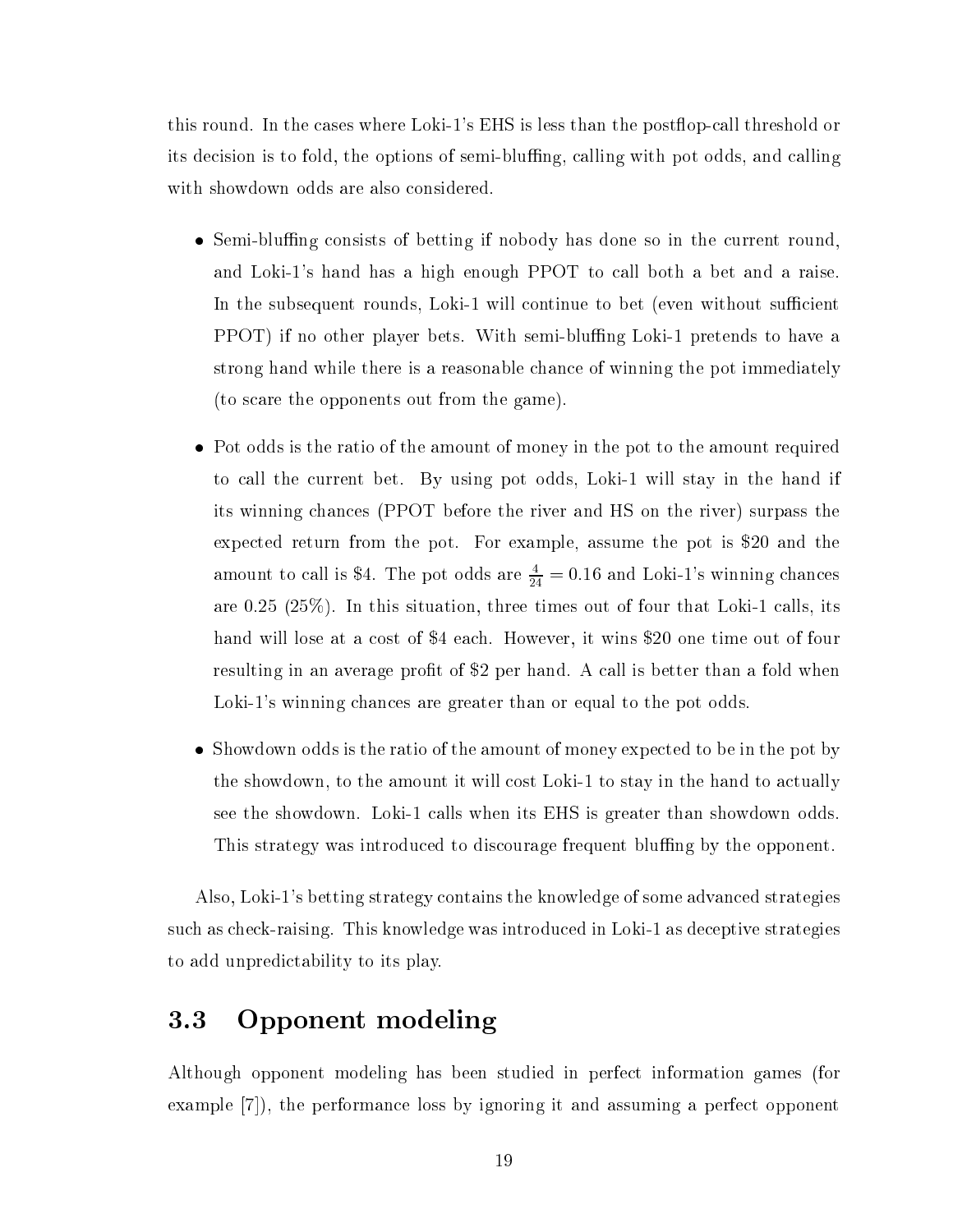this round. In the cases where Loki-1's EHS is less than the postflop-call threshold or its decision is to fold, the options of semi-bluffing, calling with pot odds, and calling with showdown odds are also considered.

- Semi-bluffing consists of betting if nobody has done so in the current round, and Loki-1's hand has a high enough PPOT to call both a bet and a raise. In the subsequent rounds, Loki-1 will continue to bet (even without sufficient PPOT) if no other player bets. With semi-bluffing Loki-1 pretends to have a strong hand while there is a reasonable chance of winning the pot immediately (to scare the opponents out from the game).

- Pot odds is the ratio of the amount of money in the pot to the amount required to call the current bet. By using pot odds, Loki-1 will stay in the hand if its winning chances (PPOT before the river and HS on the river) surpass the expected return from the pot. For example, assume the pot is $20 and the amount to call is $4. The pot odds are $\frac{4}{24} = 0.16$ and Loki-1's winning chances are 0.25 (25%). In this situation, three times out of four that Loki-1 calls, its hand will lose at a cost of $4 each. However, it wins $20 one time out of four resulting in an average profit of $2 per hand. A call is better than a fold when Loki-1's winning chances are greater than or equal to the pot odds.

- Showdown odds is the ratio of the amount of money expected to be in the pot by the showdown, to the amount it will cost Loki-1 to stay in the hand to actually see the showdown. Loki-1 calls when its EHS is greater than showdown odds. This strategy was introduced to discourage frequent bluffing by the opponent.

Also, Loki-1's betting strategy contains the knowledge of some advanced strategies such as check-raising. This knowledge was introduced in Loki-1 as deceptive strategies to add unpredictability to its play.

## 3.3 Opponent modeling

Although opponent modeling has been studied in perfect information games (for example [7]), the performance loss by ignoring it and assuming a perfect opponent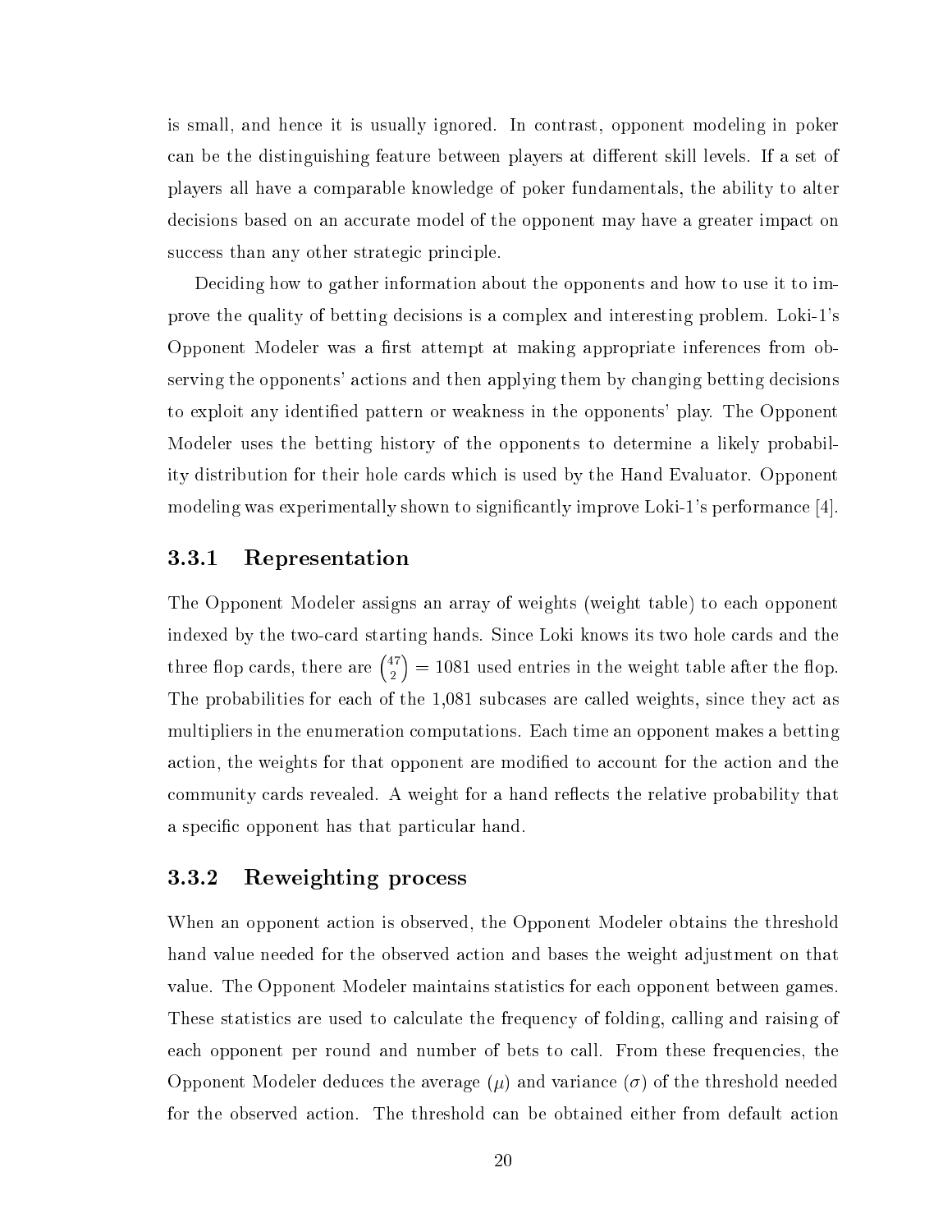is small, and hence it is usually ignored. In contrast, opponent modeling in poker can be the distinguishing feature between players at different skill levels. If a set of players all have a comparable knowledge of poker fundamentals, the ability to alter decisions based on an accurate model of the opponent may have a greater impact on success than any other strategic principle.

Deciding how to gather information about the opponents and how to use it to improve the quality of betting decisions is a complex and interesting problem. Loki-1's Opponent Modeler was a first attempt at making appropriate inferences from observing the opponents' actions and then applying them by changing betting decisions to exploit any identified pattern or weakness in the opponents' play. The Opponent Modeler uses the betting history of the opponents to determine a likely probability distribution for their hole cards which is used by the Hand Evaluator. Opponent modeling was experimentally shown to significantly improve Loki-1's performance [4].

### 3.3.1 Representation

The Opponent Modeler assigns an array of weights (weight table) to each opponent indexed by the two-card starting hands. Since Loki knows its two hole cards and the three flop cards, there are $\binom{47}{2} = 1081$ used entries in the weight table after the flop. The probabilities for each of the 1,081 subcases are called weights, since they act as multipliers in the enumeration computations. Each time an opponent makes a betting action, the weights for that opponent are modified to account for the action and the community cards revealed. A weight for a hand reflects the relative probability that a specific opponent has that particular hand.

### 3.3.2 Reweighting process

When an opponent action is observed, the Opponent Modeler obtains the threshold hand value needed for the observed action and bases the weight adjustment on that value. The Opponent Modeler maintains statistics for each opponent between games. These statistics are used to calculate the frequency of folding, calling and raising of each opponent per round and number of bets to call. From these frequencies, the Opponent Modeler deduces the average ($\mu$) and variance ($\sigma$) of the threshold needed for the observed action. The threshold can be obtained either from default action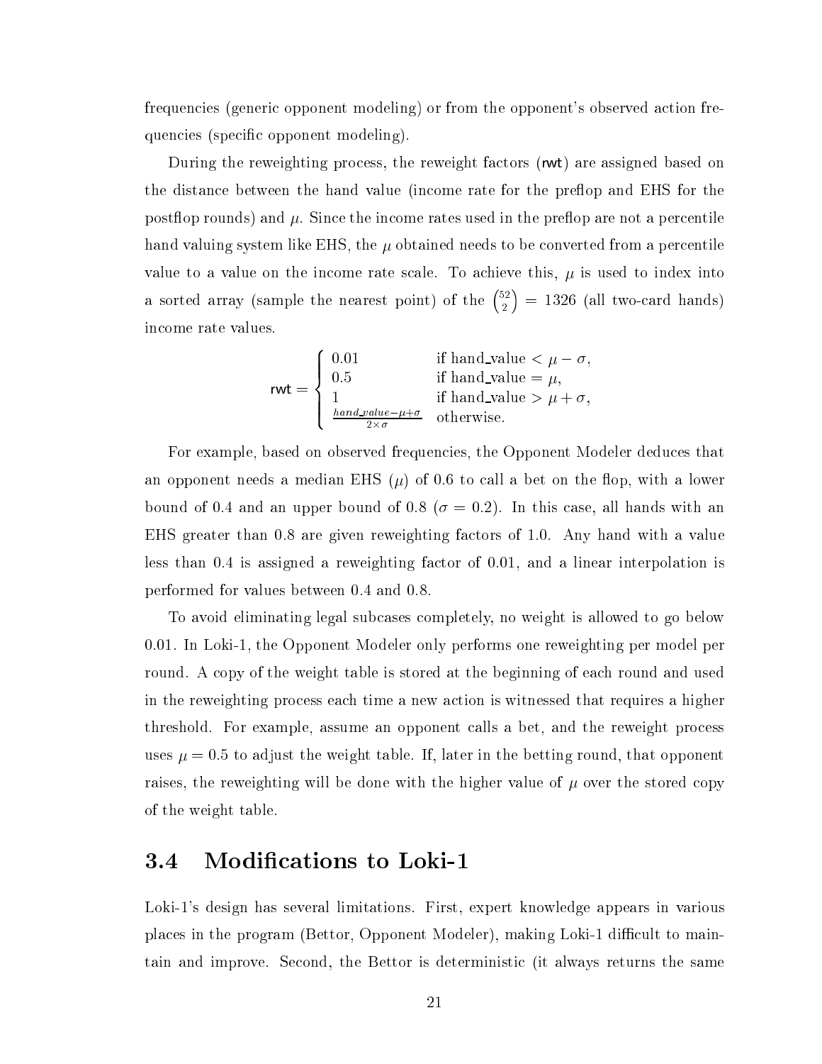frequencies (generic opponent modeling) or from the opponent's observed action frequencies (specific opponent modeling).

During the reweighting process, the reweight factors (rwt) are assigned based on the distance between the hand value (income rate for the preflop and EHS for the postflop rounds) and $\mu$. Since the income rates used in the preflop are not a percentile hand valuing system like EHS, the $\mu$ obtained needs to be converted from a percentile value to a value on the income rate scale. To achieve this, $\mu$ is used to index into a sorted array (sample the nearest point) of the $\binom{52}{2} = 1326$ (all two-card hands) income rate values.

$$\mathsf{rwt} = \begin{cases} 0.01 & \text{if hand\_value} < \mu - \sigma, \\ 0.5 & \text{if hand\_value} = \mu, \\ 1 & \text{if hand\_value} > \mu + \sigma, \\ \frac{hand\_value - \mu + \sigma}{2 \times \sigma} & \text{otherwise.} \end{cases}$$

For example, based on observed frequencies, the Opponent Modeler deduces that an opponent needs a median EHS ($\mu$) of 0.6 to call a bet on the flop, with a lower bound of 0.4 and an upper bound of 0.8 ($\sigma = 0.2$). In this case, all hands with an EHS greater than 0.8 are given reweighting factors of 1.0. Any hand with a value less than 0.4 is assigned a reweighting factor of 0.01, and a linear interpolation is performed for values between 0.4 and 0.8.

To avoid eliminating legal subcases completely, no weight is allowed to go below 0.01. In Loki-1, the Opponent Modeler only performs one reweighting per model per round. A copy of the weight table is stored at the beginning of each round and used in the reweighting process each time a new action is witnessed that requires a higher threshold. For example, assume an opponent calls a bet, and the reweight process uses $\mu = 0.5$ to adjust the weight table. If, later in the betting round, that opponent raises, the reweighting will be done with the higher value of $\mu$ over the stored copy of the weight table.

## 3.4 Modifications to Loki-1

Loki-1's design has several limitations. First, expert knowledge appears in various places in the program (Bettor, Opponent Modeler), making Loki-1 difficult to maintain and improve. Second, the Bettor is deterministic (it always returns the same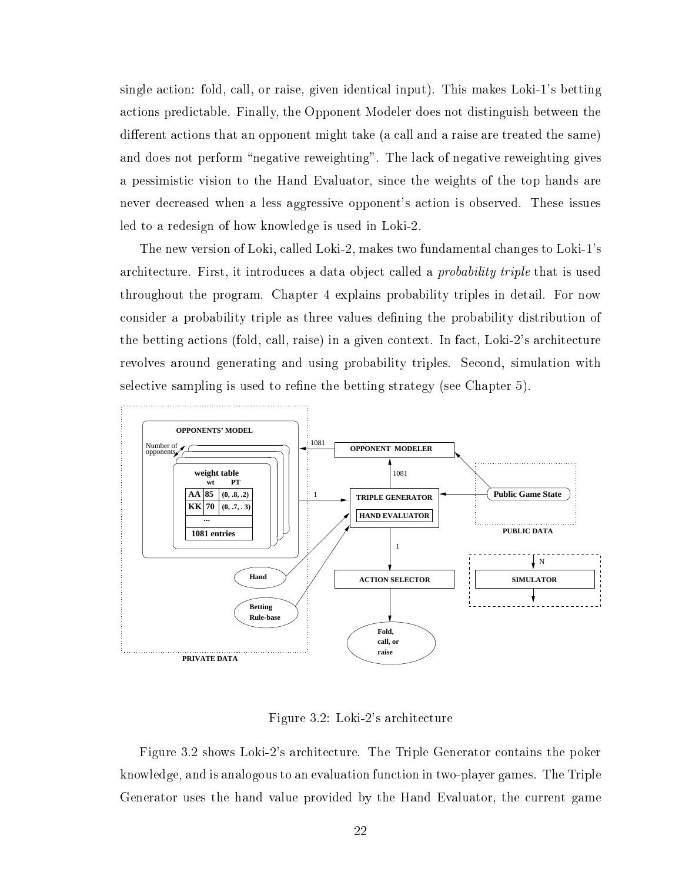single action: fold, call, or raise, given identical input). This makes Loki-1's betting actions predictable. Finally, the Opponent Modeler does not distinguish between the different actions that an opponent might take (a call and a raise are treated the same) and does not perform "negative reweighting". The lack of negative reweighting gives a pessimistic vision to the Hand Evaluator, since the weights of the top hands are never decreased when a less aggressive opponent's action is observed. These issues led to a redesign of how knowledge is used in Loki-2.

The new version of Loki, called Loki-2, makes two fundamental changes to Loki-1's architecture. First, it introduces a data object called a *probability triple* that is used throughout the program. Chapter 4 explains probability triples in detail. For now consider a probability triple as three values defining the probability distribution of the betting actions (fold, call, raise) in a given context. In fact, Loki-2's architecture revolves around generating and using probability triples. Second, simulation with selective sampling is used to refine the betting strategy (see Chapter 5).

Figure 3.2: Loki-2's architecture

Figure 3.2 shows Loki-2's architecture. The Triple Generator contains the poker knowledge, and is analogous to an evaluation function in two-player games. The Triple Generator uses the hand value provided by the Hand Evaluator, the current game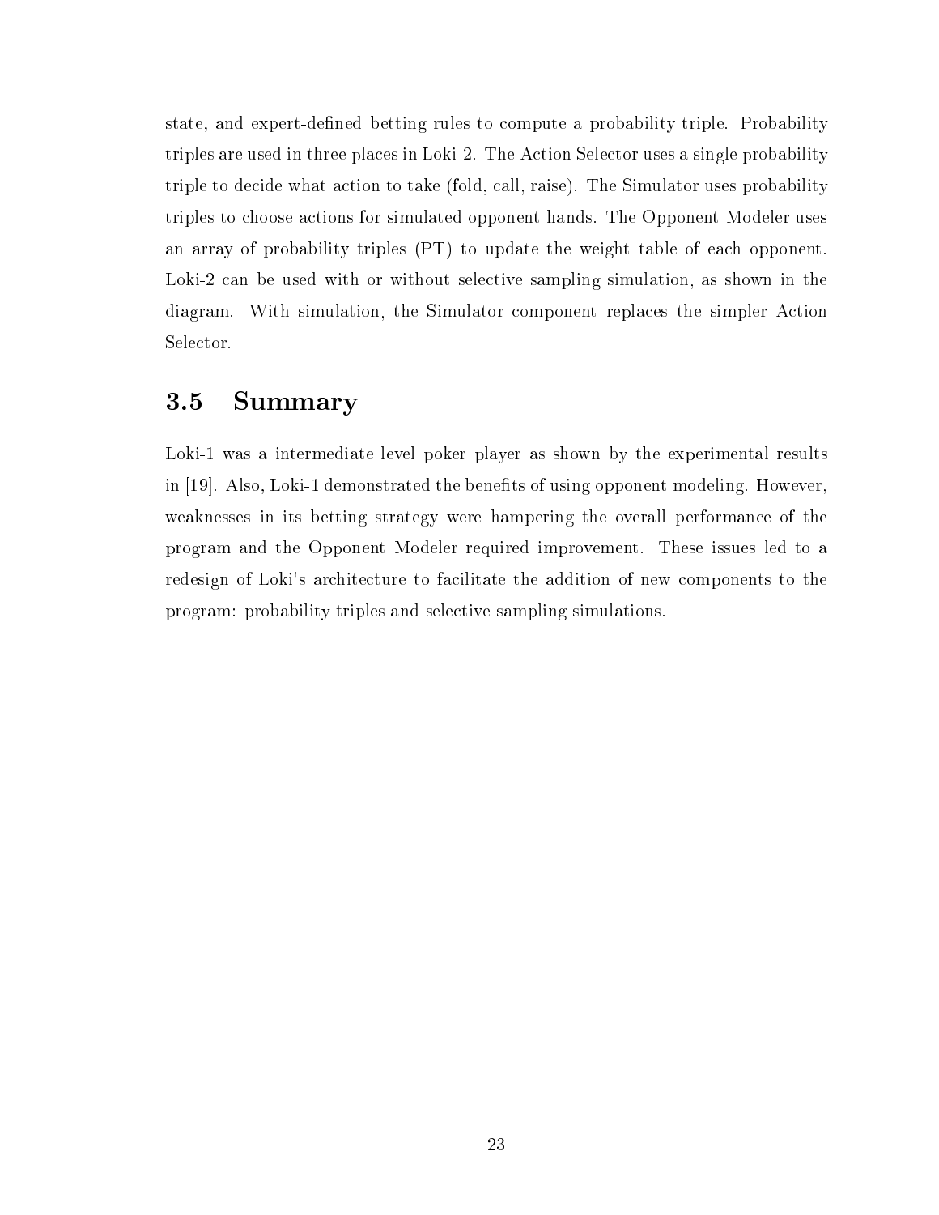state, and expert-defined betting rules to compute a probability triple. Probability triples are used in three places in Loki-2. The Action Selector uses a single probability triple to decide what action to take (fold, call, raise). The Simulator uses probability triples to choose actions for simulated opponent hands. The Opponent Modeler uses an array of probability triples (PT) to update the weight table of each opponent. Loki-2 can be used with or without selective sampling simulation, as shown in the diagram. With simulation, the Simulator component replaces the simpler Action Selector.

## 3.5 Summary

Loki-1 was a intermediate level poker player as shown by the experimental results in [19]. Also, Loki-1 demonstrated the benefits of using opponent modeling. However, weaknesses in its betting strategy were hampering the overall performance of the program and the Opponent Modeler required improvement. These issues led to a redesign of Loki's architecture to facilitate the addition of new components to the program: probability triples and selective sampling simulations.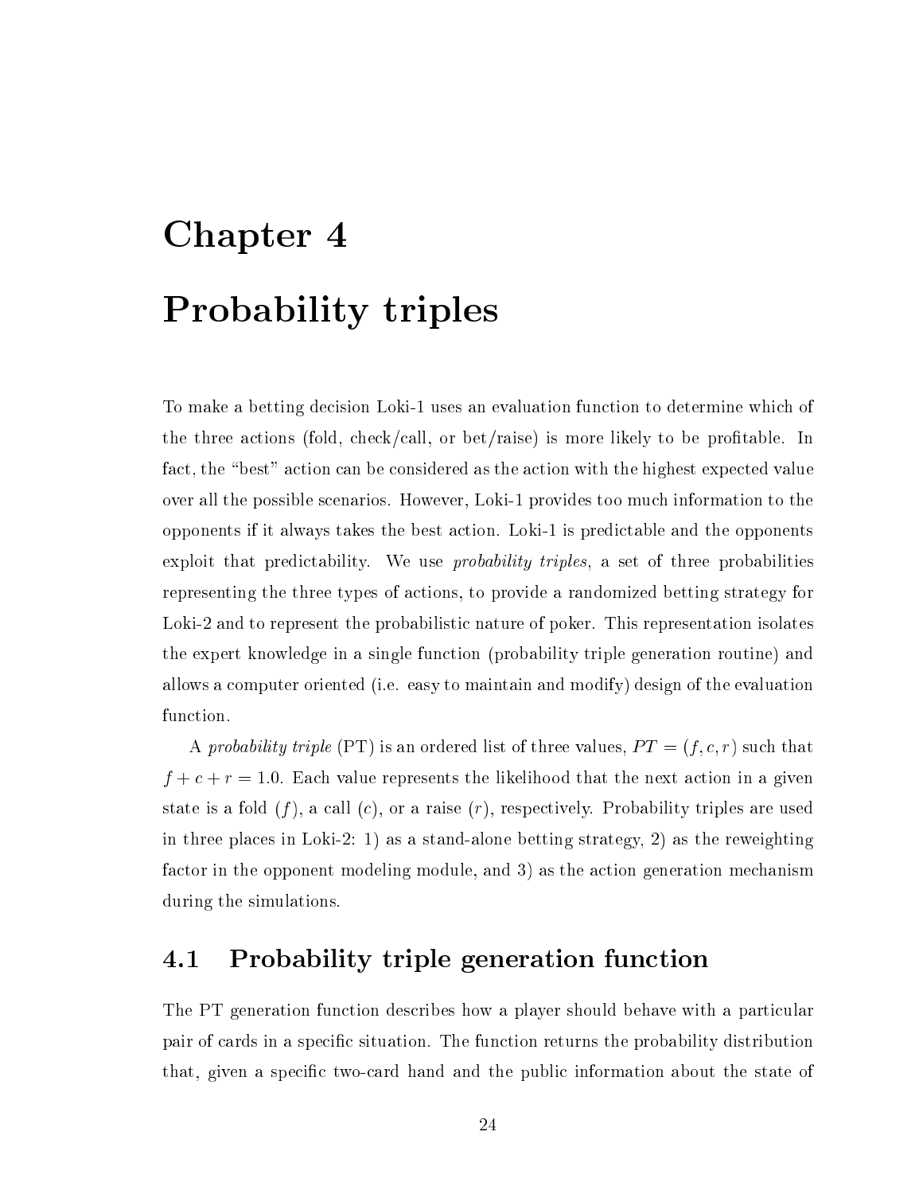# Chapter 4

# Probability triples

To make a betting decision Loki-1 uses an evaluation function to determine which of the three actions (fold, check/call, or bet/raise) is more likely to be profitable. In fact, the "best" action can be considered as the action with the highest expected value over all the possible scenarios. However, Loki-1 provides too much information to the opponents if it always takes the best action. Loki-1 is predictable and the opponents exploit that predictability. We use *probability triples*, a set of three probabilities representing the three types of actions, to provide a randomized betting strategy for Loki-2 and to represent the probabilistic nature of poker. This representation isolates the expert knowledge in a single function (probability triple generation routine) and allows a computer oriented (i.e. easy to maintain and modify) design of the evaluation function.

A *probability triple* (PT) is an ordered list of three values, $PT = (f, c, r)$ such that $f + c + r = 1.0$. Each value represents the likelihood that the next action in a given state is a fold ($f$), a call ($c$), or a raise ($r$), respectively. Probability triples are used in three places in Loki-2: 1) as a stand-alone betting strategy, 2) as the reweighting factor in the opponent modeling module, and 3) as the action generation mechanism during the simulations.

## 4.1 Probability triple generation function

The PT generation function describes how a player should behave with a particular pair of cards in a specific situation. The function returns the probability distribution that, given a specific two-card hand and the public information about the state of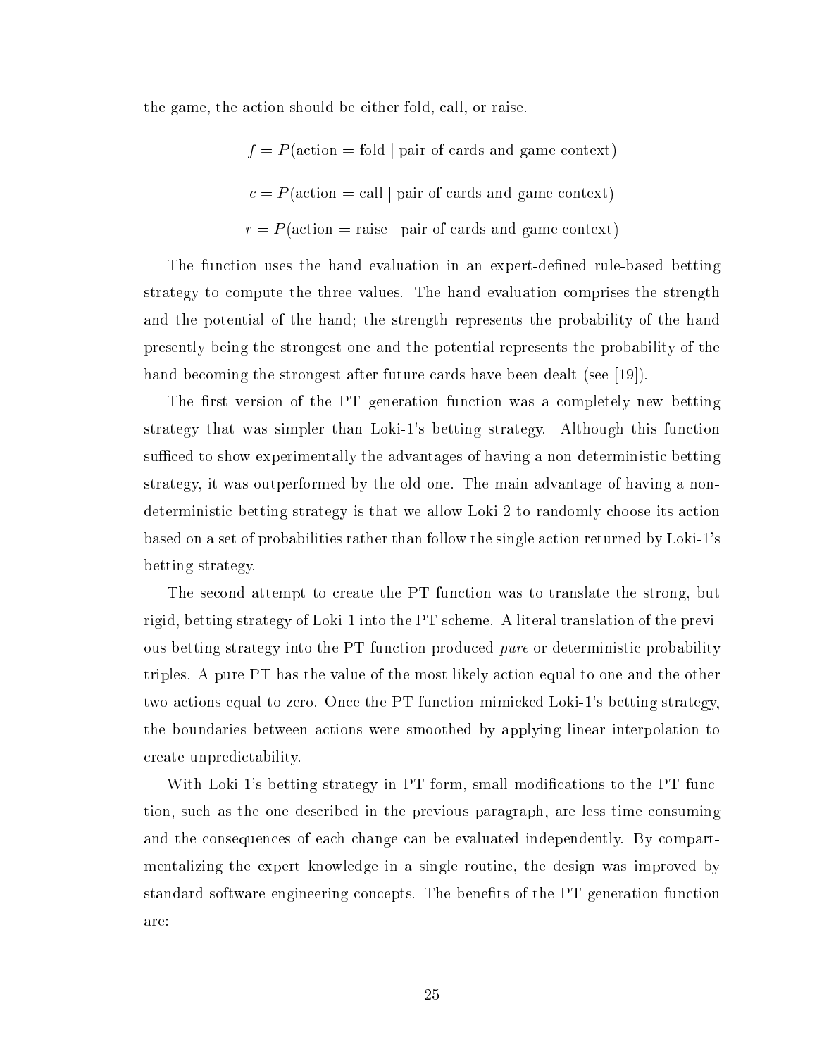the game, the action should be either fold, call, or raise.

$$f = P(\text{action} = \text{fold} \mid \text{pair of cards and game context})$$

$$c = P(\text{action} = \text{call} \mid \text{pair of cards and game context})$$

$$r = P(\text{action} = \text{raise} \mid \text{pair of cards and game context})$$

The function uses the hand evaluation in an expert-defined rule-based betting strategy to compute the three values. The hand evaluation comprises the strength and the potential of the hand; the strength represents the probability of the hand presently being the strongest one and the potential represents the probability of the hand becoming the strongest after future cards have been dealt (see [19]).

The first version of the PT generation function was a completely new betting strategy that was simpler than Loki-1's betting strategy. Although this function sufficed to show experimentally the advantages of having a non-deterministic betting strategy, it was outperformed by the old one. The main advantage of having a non-deterministic betting strategy is that we allow Loki-2 to randomly choose its action based on a set of probabilities rather than follow the single action returned by Loki-1's betting strategy.

The second attempt to create the PT function was to translate the strong, but rigid, betting strategy of Loki-1 into the PT scheme. A literal translation of the previous betting strategy into the PT function produced *pure* or deterministic probability triples. A pure PT has the value of the most likely action equal to one and the other two actions equal to zero. Once the PT function mimicked Loki-1's betting strategy, the boundaries between actions were smoothed by applying linear interpolation to create unpredictability.

With Loki-1's betting strategy in PT form, small modifications to the PT function, such as the one described in the previous paragraph, are less time consuming and the consequences of each change can be evaluated independently. By compartmentalizing the expert knowledge in a single routine, the design was improved by standard software engineering concepts. The benefits of the PT generation function are: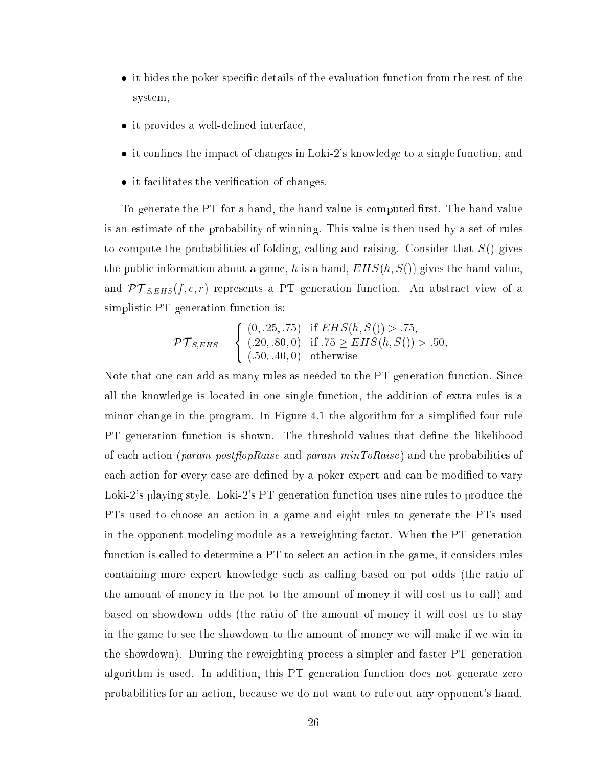- it hides the poker specific details of the evaluation function from the rest of the system,
- it provides a well-defined interface,
- it confines the impact of changes in Loki-2's knowledge to a single function, and
- it facilitates the verification of changes.

To generate the PT for a hand, the hand value is computed first. The hand value is an estimate of the probability of winning. This value is then used by a set of rules to compute the probabilities of folding, calling and raising. Consider that $S()$ gives the public information about a game, $h$ is a hand, $EHS(h, S())$ gives the hand value, and $\mathcal{PT}_{S,EHS}(f, c, r)$ represents a PT generation function. An abstract view of a simplistic PT generation function is:

$$\mathcal{PT}_{S,EHS} = \begin{cases} (0, .25, .75) & \text{if } EHS(h, S()) > .75, \\ (.20, .80, 0) & \text{if } .75 \geq EHS(h, S()) > .50, \\ (.50, .40, 0) & \text{otherwise} \end{cases}$$

Note that one can add as many rules as needed to the PT generation function. Since all the knowledge is located in one single function, the addition of extra rules is a minor change in the program. In Figure 4.1 the algorithm for a simplified four-rule PT generation function is shown. The threshold values that define the likelihood of each action (*param_postflopRaise* and *param_minToRaise*) and the probabilities of each action for every case are defined by a poker expert and can be modified to vary Loki-2's playing style. Loki-2's PT generation function uses nine rules to produce the PTs used to choose an action in a game and eight rules to generate the PTs used in the opponent modeling module as a reweighting factor. When the PT generation function is called to determine a PT to select an action in the game, it considers rules containing more expert knowledge such as calling based on pot odds (the ratio of the amount of money in the pot to the amount of money it will cost us to call) and based on showdown odds (the ratio of the amount of money it will cost us to stay in the game to see the showdown to the amount of money we will make if we win in the showdown). During the reweighting process a simpler and faster PT generation algorithm is used. In addition, this PT generation function does not generate zero probabilities for an action, because we do not want to rule out any opponent's hand.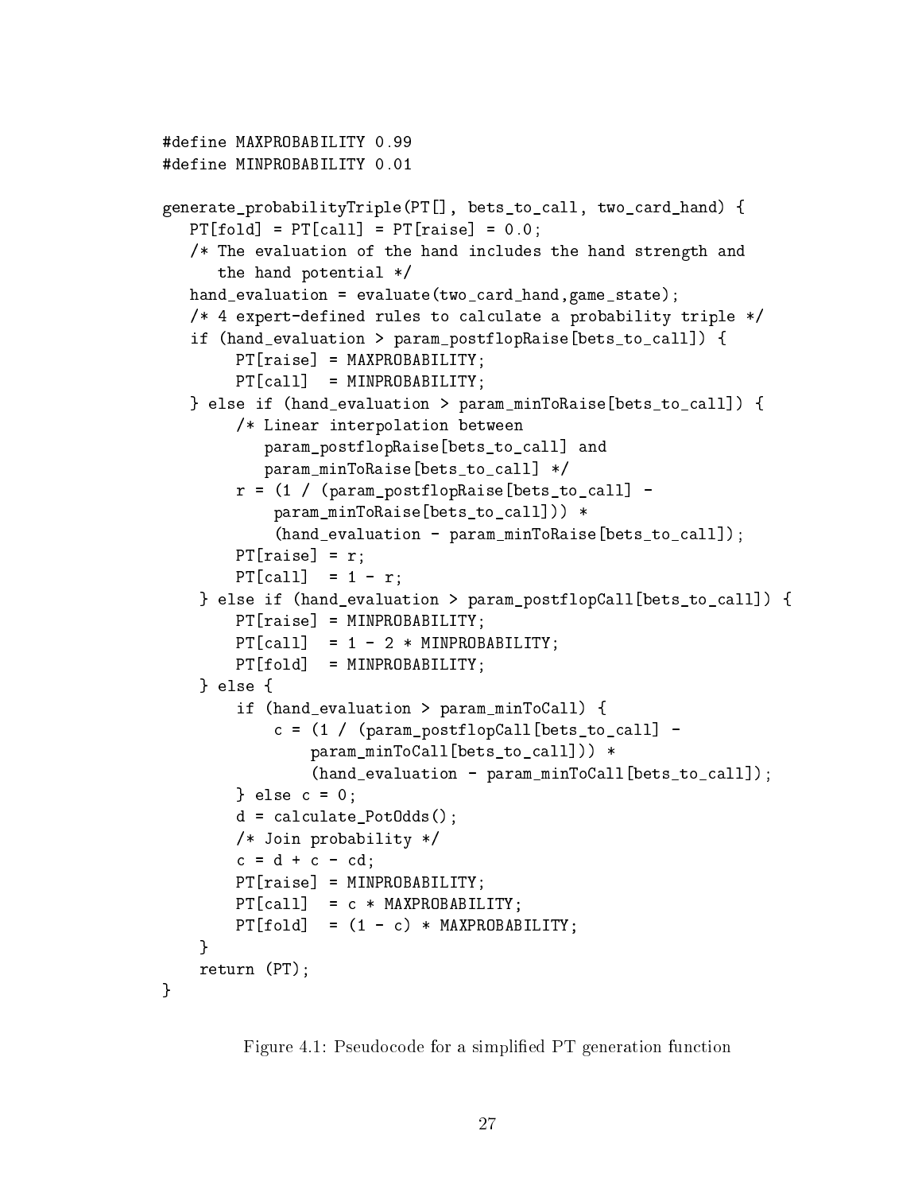```
#define MAXPROBABILITY 0.99
#define MINPROBABILITY 0.01

generate_probabilityTriple(PT[], bets_to_call, two_card_hand) {
   PT[fold] = PT[call] = PT[raise] = 0.0;
   /* The evaluation of the hand includes the hand strength and
      the hand potential */
   hand_evaluation = evaluate(two_card_hand,game_state);
   /* 4 expert-defined rules to calculate a probability triple */
   if (hand_evaluation > param_postflopRaise[bets_to_call]) {
        PT[raise] = MAXPROBABILITY;
        PT[call]  = MINPROBABILITY;
   } else if (hand_evaluation > param_minToRaise[bets_to_call]) {
        /* Linear interpolation between
           param_postflopRaise[bets_to_call] and
           param_minToRaise[bets_to_call] */
        r = (1 / (param_postflopRaise[bets_to_call] -
            param_minToRaise[bets_to_call])) *
            (hand_evaluation - param_minToRaise[bets_to_call]);
        PT[raise] = r;
        PT[call]  = 1 - r;
    } else if (hand_evaluation > param_postflopCall[bets_to_call]) {
        PT[raise] = MINPROBABILITY;
        PT[call]  = 1 - 2 * MINPROBABILITY;
        PT[fold]  = MINPROBABILITY;
    } else {
        if (hand_evaluation > param_minToCall) {
            c = (1 / (param_postflopCall[bets_to_call] -
                param_minToCall[bets_to_call])) *
                (hand_evaluation - param_minToCall[bets_to_call]);
        } else c = 0;
        d = calculate_PotOdds();
        /* Join probability */
        c = d + c - cd;
        PT[raise] = MINPROBABILITY;
        PT[call]  = c * MAXPROBABILITY;
        PT[fold]  = (1 - c) * MAXPROBABILITY;
    }
    return (PT);
}
```

Figure 4.1: Pseudocode for a simplified PT generation function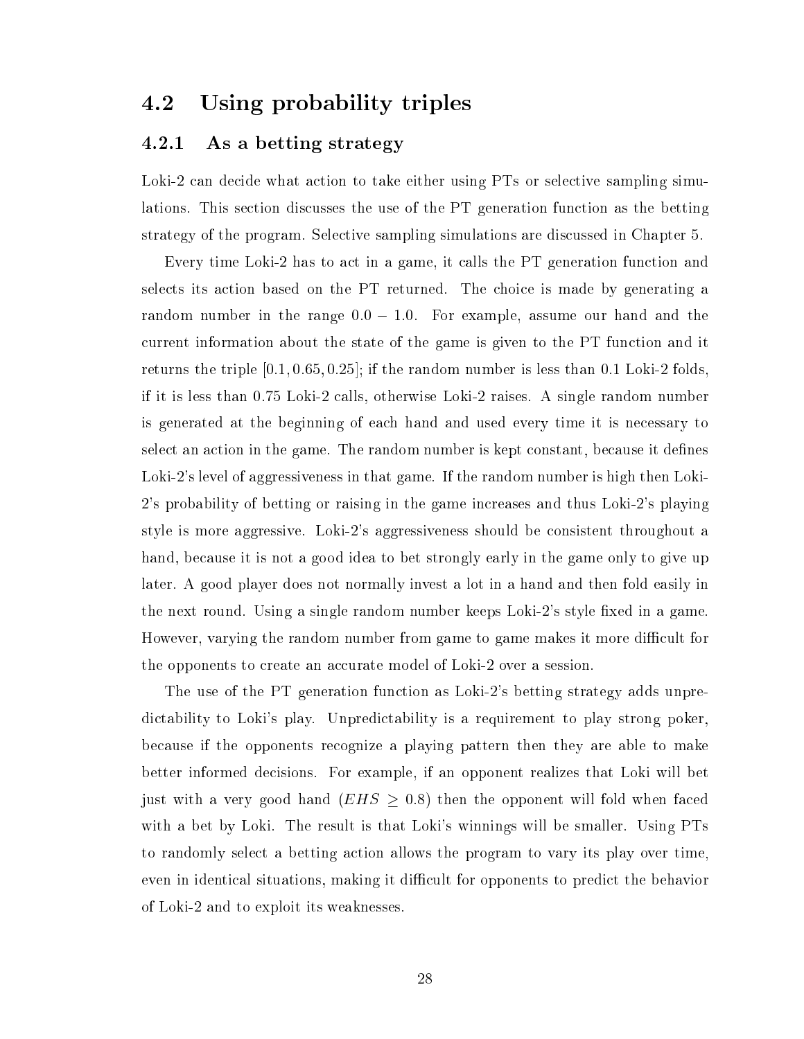## 4.2 Using probability triples

### 4.2.1 As a betting strategy

Loki-2 can decide what action to take either using PTs or selective sampling simulations. This section discusses the use of the PT generation function as the betting strategy of the program. Selective sampling simulations are discussed in Chapter 5.

Every time Loki-2 has to act in a game, it calls the PT generation function and selects its action based on the PT returned. The choice is made by generating a random number in the range $0.0 - 1.0$. For example, assume our hand and the current information about the state of the game is given to the PT function and it returns the triple $[0.1, 0.65, 0.25]$; if the random number is less than 0.1 Loki-2 folds, if it is less than 0.75 Loki-2 calls, otherwise Loki-2 raises. A single random number is generated at the beginning of each hand and used every time it is necessary to select an action in the game. The random number is kept constant, because it defines Loki-2's level of aggressiveness in that game. If the random number is high then Loki-2's probability of betting or raising in the game increases and thus Loki-2's playing style is more aggressive. Loki-2's aggressiveness should be consistent throughout a hand, because it is not a good idea to bet strongly early in the game only to give up later. A good player does not normally invest a lot in a hand and then fold easily in the next round. Using a single random number keeps Loki-2's style fixed in a game. However, varying the random number from game to game makes it more difficult for the opponents to create an accurate model of Loki-2 over a session.

The use of the PT generation function as Loki-2's betting strategy adds unpredictability to Loki's play. Unpredictability is a requirement to play strong poker, because if the opponents recognize a playing pattern then they are able to make better informed decisions. For example, if an opponent realizes that Loki will bet just with a very good hand ($EHS \geq 0.8$) then the opponent will fold when faced with a bet by Loki. The result is that Loki's winnings will be smaller. Using PTs to randomly select a betting action allows the program to vary its play over time, even in identical situations, making it difficult for opponents to predict the behavior of Loki-2 and to exploit its weaknesses.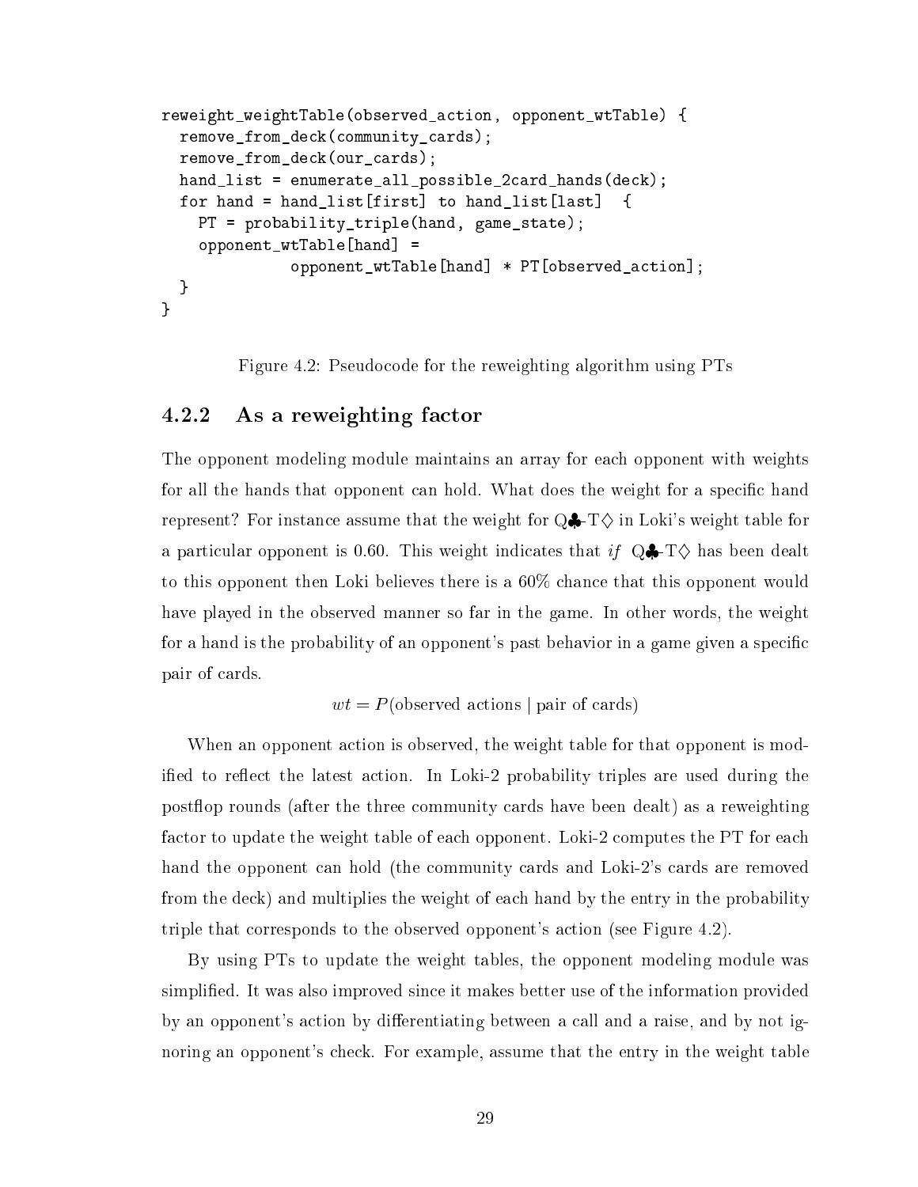```
reweight_weightTable(observed_action, opponent_wtTable) {
  remove_from_deck(community_cards);
  remove_from_deck(our_cards);
  hand_list = enumerate_all_possible_2card_hands(deck);
  for hand = hand_list[first] to hand_list[last]  {
    PT = probability_triple(hand, game_state);
    opponent_wtTable[hand] =
              opponent_wtTable[hand] * PT[observed_action];
  }
}
```

Figure 4.2: Pseudocode for the reweighting algorithm using PTs

### 4.2.2 As a reweighting factor

The opponent modeling module maintains an array for each opponent with weights for all the hands that opponent can hold. What does the weight for a specific hand represent? For instance assume that the weight for Q♣-T♢ in Loki's weight table for a particular opponent is 0.60. This weight indicates that *if* Q♣-T♢ has been dealt to this opponent then Loki believes there is a 60% chance that this opponent would have played in the observed manner so far in the game. In other words, the weight for a hand is the probability of an opponent's past behavior in a game given a specific pair of cards.

$$wt = P(\text{observed actions} \mid \text{pair of cards})$$

When an opponent action is observed, the weight table for that opponent is modified to reflect the latest action. In Loki-2 probability triples are used during the postflop rounds (after the three community cards have been dealt) as a reweighting factor to update the weight table of each opponent. Loki-2 computes the PT for each hand the opponent can hold (the community cards and Loki-2's cards are removed from the deck) and multiplies the weight of each hand by the entry in the probability triple that corresponds to the observed opponent's action (see Figure 4.2).

By using PTs to update the weight tables, the opponent modeling module was simplified. It was also improved since it makes better use of the information provided by an opponent's action by differentiating between a call and a raise, and by not ignoring an opponent's check. For example, assume that the entry in the weight table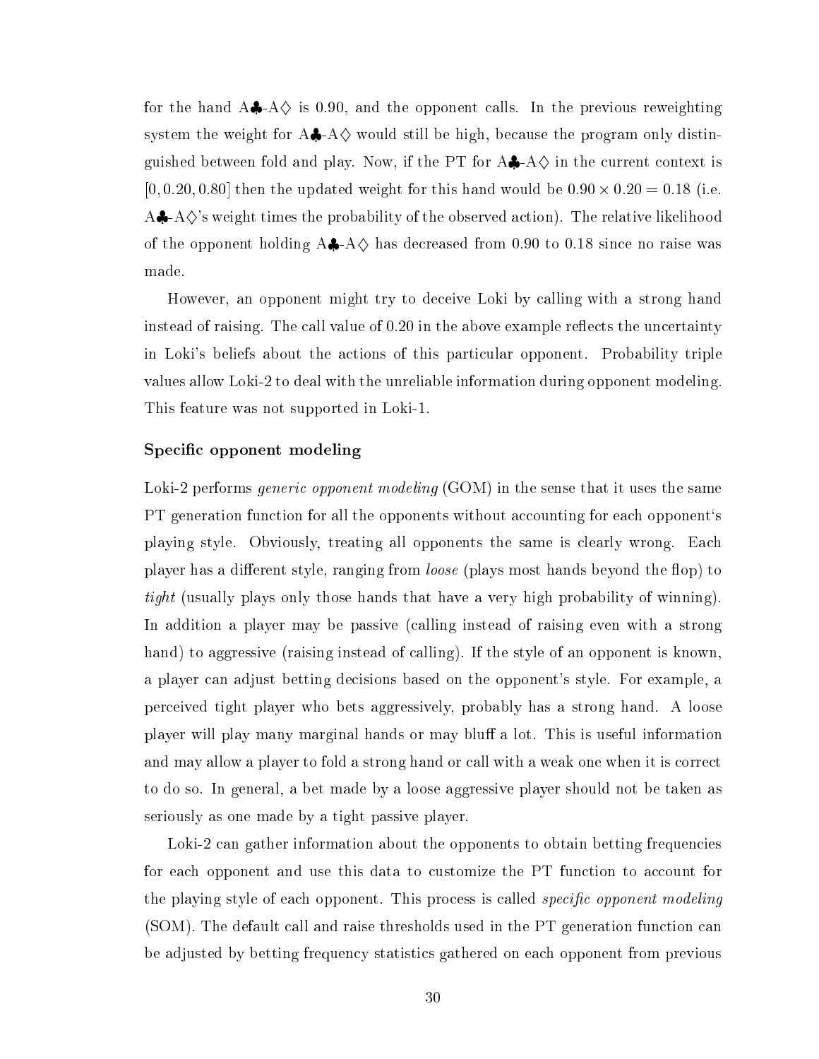for the hand A♣-A♢ is 0.90, and the opponent calls. In the previous reweighting system the weight for A♣-A♢ would still be high, because the program only distinguished between fold and play. Now, if the PT for A♣-A♢ in the current context is $[0, 0.20, 0.80]$ then the updated weight for this hand would be $0.90 \times 0.20 = 0.18$ (i.e. A♣-A♢'s weight times the probability of the observed action). The relative likelihood of the opponent holding A♣-A♢ has decreased from 0.90 to 0.18 since no raise was made.

However, an opponent might try to deceive Loki by calling with a strong hand instead of raising. The call value of 0.20 in the above example reflects the uncertainty in Loki's beliefs about the actions of this particular opponent. Probability triple values allow Loki-2 to deal with the unreliable information during opponent modeling. This feature was not supported in Loki-1.

**Specific opponent modeling**

Loki-2 performs *generic opponent modeling* (GOM) in the sense that it uses the same PT generation function for all the opponents without accounting for each opponent's playing style. Obviously, treating all opponents the same is clearly wrong. Each player has a different style, ranging from *loose* (plays most hands beyond the flop) to *tight* (usually plays only those hands that have a very high probability of winning). In addition a player may be passive (calling instead of raising even with a strong hand) to aggressive (raising instead of calling). If the style of an opponent is known, a player can adjust betting decisions based on the opponent's style. For example, a perceived tight player who bets aggressively, probably has a strong hand. A loose player will play many marginal hands or may bluff a lot. This is useful information and may allow a player to fold a strong hand or call with a weak one when it is correct to do so. In general, a bet made by a loose aggressive player should not be taken as seriously as one made by a tight passive player.

Loki-2 can gather information about the opponents to obtain betting frequencies for each opponent and use this data to customize the PT function to account for the playing style of each opponent. This process is called *specific opponent modeling* (SOM). The default call and raise thresholds used in the PT generation function can be adjusted by betting frequency statistics gathered on each opponent from previous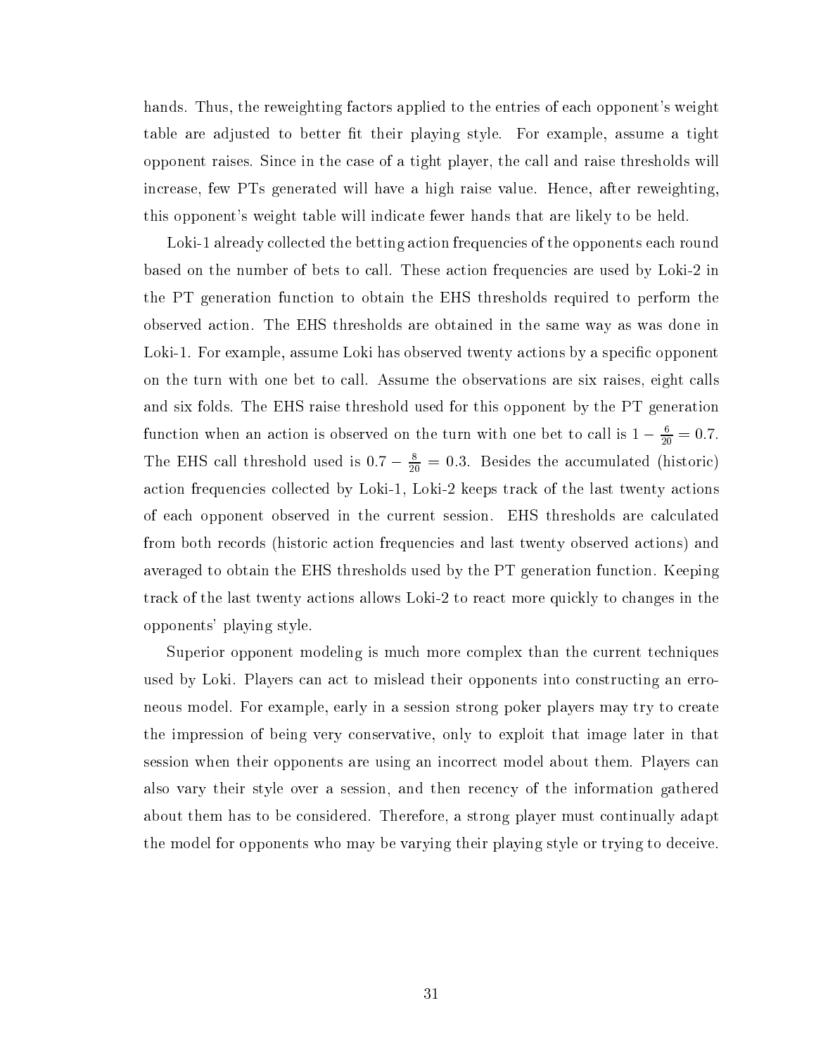hands. Thus, the reweighting factors applied to the entries of each opponent's weight table are adjusted to better fit their playing style. For example, assume a tight opponent raises. Since in the case of a tight player, the call and raise thresholds will increase, few PTs generated will have a high raise value. Hence, after reweighting, this opponent's weight table will indicate fewer hands that are likely to be held.

Loki-1 already collected the betting action frequencies of the opponents each round based on the number of bets to call. These action frequencies are used by Loki-2 in the PT generation function to obtain the EHS thresholds required to perform the observed action. The EHS thresholds are obtained in the same way as was done in Loki-1. For example, assume Loki has observed twenty actions by a specific opponent on the turn with one bet to call. Assume the observations are six raises, eight calls and six folds. The EHS raise threshold used for this opponent by the PT generation function when an action is observed on the turn with one bet to call is $1 - \frac{6}{20} = 0.7$. The EHS call threshold used is $0.7 - \frac{8}{20} = 0.3$. Besides the accumulated (historic) action frequencies collected by Loki-1, Loki-2 keeps track of the last twenty actions of each opponent observed in the current session. EHS thresholds are calculated from both records (historic action frequencies and last twenty observed actions) and averaged to obtain the EHS thresholds used by the PT generation function. Keeping track of the last twenty actions allows Loki-2 to react more quickly to changes in the opponents' playing style.

Superior opponent modeling is much more complex than the current techniques used by Loki. Players can act to mislead their opponents into constructing an erroneous model. For example, early in a session strong poker players may try to create the impression of being very conservative, only to exploit that image later in that session when their opponents are using an incorrect model about them. Players can also vary their style over a session, and then recency of the information gathered about them has to be considered. Therefore, a strong player must continually adapt the model for opponents who may be varying their playing style or trying to deceive.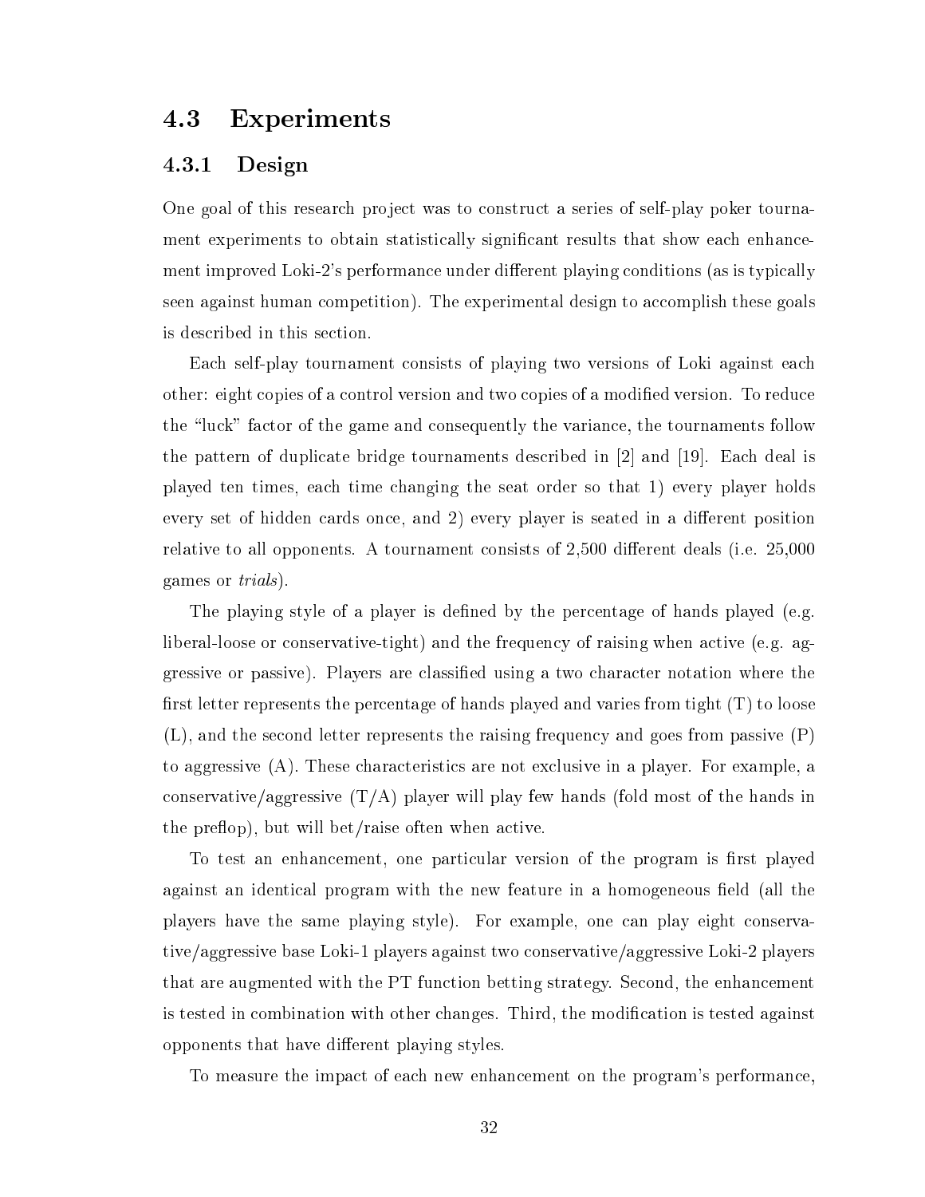## 4.3 Experiments

### 4.3.1 Design

One goal of this research project was to construct a series of self-play poker tournament experiments to obtain statistically significant results that show each enhancement improved Loki-2's performance under different playing conditions (as is typically seen against human competition). The experimental design to accomplish these goals is described in this section.

Each self-play tournament consists of playing two versions of Loki against each other: eight copies of a control version and two copies of a modified version. To reduce the "luck" factor of the game and consequently the variance, the tournaments follow the pattern of duplicate bridge tournaments described in [2] and [19]. Each deal is played ten times, each time changing the seat order so that 1) every player holds every set of hidden cards once, and 2) every player is seated in a different position relative to all opponents. A tournament consists of 2,500 different deals (i.e. 25,000 games or *trials*).

The playing style of a player is defined by the percentage of hands played (e.g. liberal-loose or conservative-tight) and the frequency of raising when active (e.g. aggressive or passive). Players are classified using a two character notation where the first letter represents the percentage of hands played and varies from tight (T) to loose (L), and the second letter represents the raising frequency and goes from passive (P) to aggressive (A). These characteristics are not exclusive in a player. For example, a conservative/aggressive (T/A) player will play few hands (fold most of the hands in the preflop), but will bet/raise often when active.

To test an enhancement, one particular version of the program is first played against an identical program with the new feature in a homogeneous field (all the players have the same playing style). For example, one can play eight conservative/aggressive base Loki-1 players against two conservative/aggressive Loki-2 players that are augmented with the PT function betting strategy. Second, the enhancement is tested in combination with other changes. Third, the modification is tested against opponents that have different playing styles.

To measure the impact of each new enhancement on the program's performance,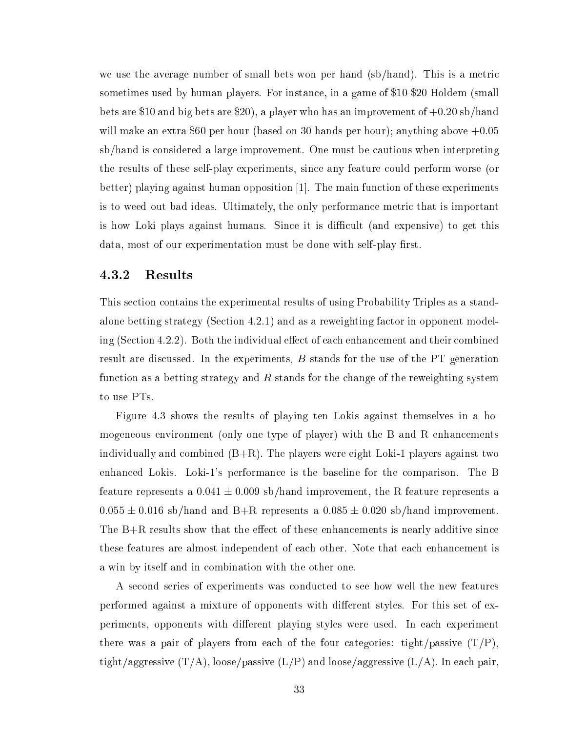we use the average number of small bets won per hand (sb/hand). This is a metric sometimes used by human players. For instance, in a game of \$10-\$20 Holdem (small bets are \$10 and big bets are \$20), a player who has an improvement of +0.20 sb/hand will make an extra \$60 per hour (based on 30 hands per hour); anything above +0.05 sb/hand is considered a large improvement. One must be cautious when interpreting the results of these self-play experiments, since any feature could perform worse (or better) playing against human opposition [1]. The main function of these experiments is to weed out bad ideas. Ultimately, the only performance metric that is important is how Loki plays against humans. Since it is difficult (and expensive) to get this data, most of our experimentation must be done with self-play first.

### 4.3.2 Results

This section contains the experimental results of using Probability Triples as a stand-alone betting strategy (Section 4.2.1) and as a reweighting factor in opponent modeling (Section 4.2.2). Both the individual effect of each enhancement and their combined result are discussed. In the experiments, $B$ stands for the use of the PT generation function as a betting strategy and $R$ stands for the change of the reweighting system to use PTs.

Figure 4.3 shows the results of playing ten Lokis against themselves in a homogeneous environment (only one type of player) with the B and R enhancements individually and combined (B+R). The players were eight Loki-1 players against two enhanced Lokis. Loki-1's performance is the baseline for the comparison. The B feature represents a $0.041 \pm 0.009$ sb/hand improvement, the R feature represents a $0.055 \pm 0.016$ sb/hand and B+R represents a $0.085 \pm 0.020$ sb/hand improvement. The B+R results show that the effect of these enhancements is nearly additive since these features are almost independent of each other. Note that each enhancement is a win by itself and in combination with the other one.

A second series of experiments was conducted to see how well the new features performed against a mixture of opponents with different styles. For this set of experiments, opponents with different playing styles were used. In each experiment there was a pair of players from each of the four categories: tight/passive (T/P), tight/aggressive (T/A), loose/passive (L/P) and loose/aggressive (L/A). In each pair,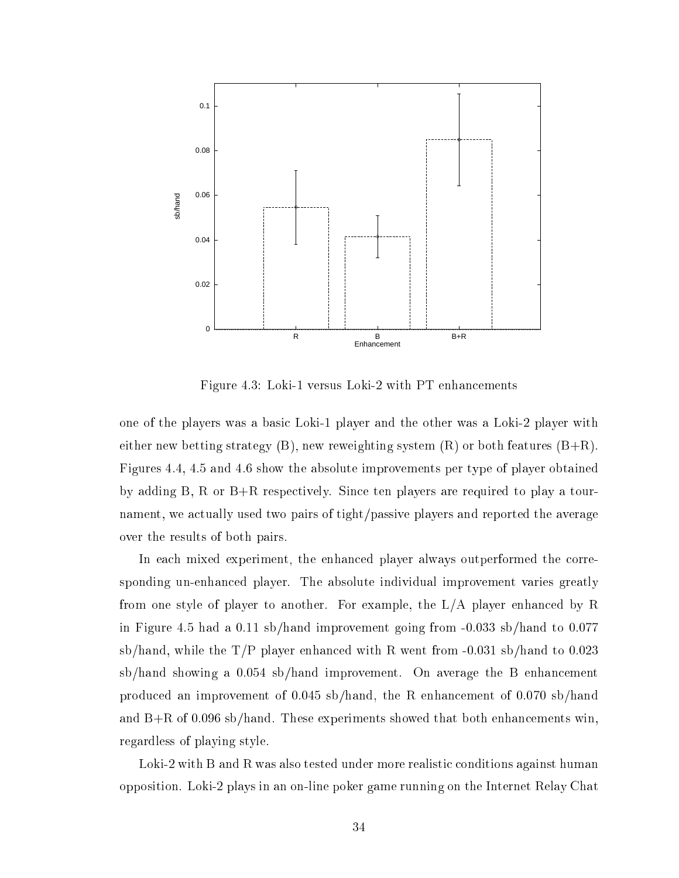Figure 4.3: Loki-1 versus Loki-2 with PT enhancements

one of the players was a basic Loki-1 player and the other was a Loki-2 player with either new betting strategy (B), new reweighting system (R) or both features (B+R). Figures 4.4, 4.5 and 4.6 show the absolute improvements per type of player obtained by adding B, R or B+R respectively. Since ten players are required to play a tournament, we actually used two pairs of tight/passive players and reported the average over the results of both pairs.

In each mixed experiment, the enhanced player always outperformed the corresponding un-enhanced player. The absolute individual improvement varies greatly from one style of player to another. For example, the L/A player enhanced by R in Figure 4.5 had a 0.11 sb/hand improvement going from -0.033 sb/hand to 0.077 sb/hand, while the T/P player enhanced with R went from -0.031 sb/hand to 0.023 sb/hand showing a 0.054 sb/hand improvement. On average the B enhancement produced an improvement of 0.045 sb/hand, the R enhancement of 0.070 sb/hand and B+R of 0.096 sb/hand. These experiments showed that both enhancements win, regardless of playing style.

Loki-2 with B and R was also tested under more realistic conditions against human opposition. Loki-2 plays in an on-line poker game running on the Internet Relay Chat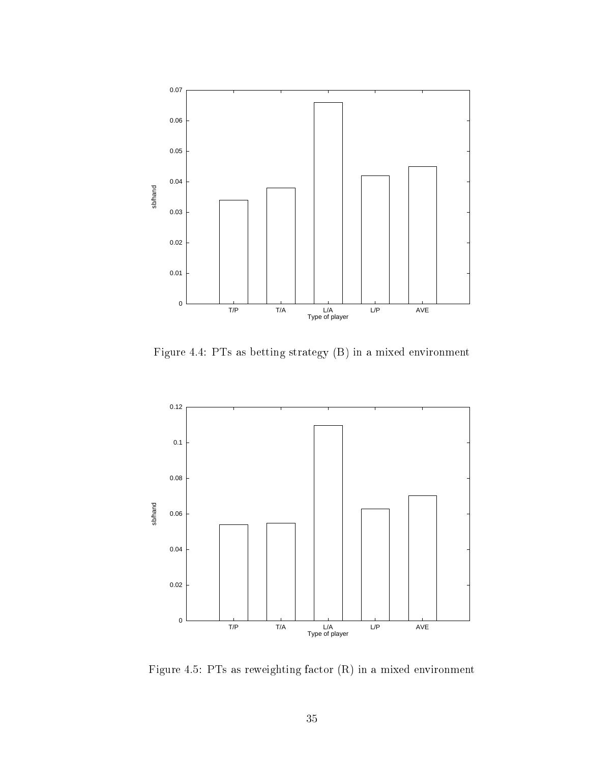Figure 4.4: PTs as betting strategy (B) in a mixed environment

Figure 4.5: PTs as reweighting factor (R) in a mixed environment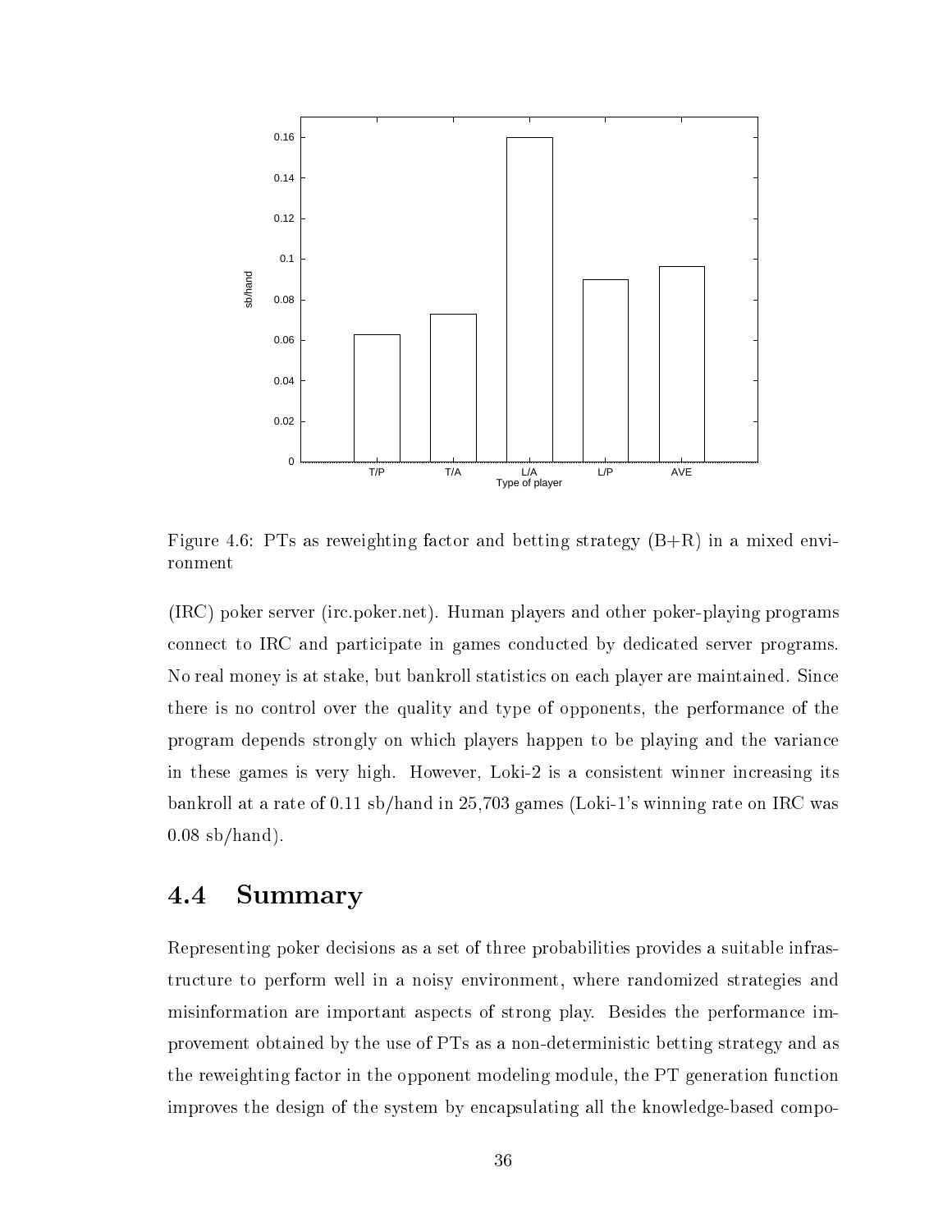Figure 4.6: PTs as reweighting factor and betting strategy (B+R) in a mixed environment

(IRC) poker server (irc.poker.net). Human players and other poker-playing programs connect to IRC and participate in games conducted by dedicated server programs. No real money is at stake, but bankroll statistics on each player are maintained. Since there is no control over the quality and type of opponents, the performance of the program depends strongly on which players happen to be playing and the variance in these games is very high. However, Loki-2 is a consistent winner increasing its bankroll at a rate of 0.11 sb/hand in 25,703 games (Loki-1's winning rate on IRC was 0.08 sb/hand).

## 4.4 Summary

Representing poker decisions as a set of three probabilities provides a suitable infrastructure to perform well in a noisy environment, where randomized strategies and misinformation are important aspects of strong play. Besides the performance improvement obtained by the use of PTs as a non-deterministic betting strategy and as the reweighting factor in the opponent modeling module, the PT generation function improves the design of the system by encapsulating all the knowledge-based compo-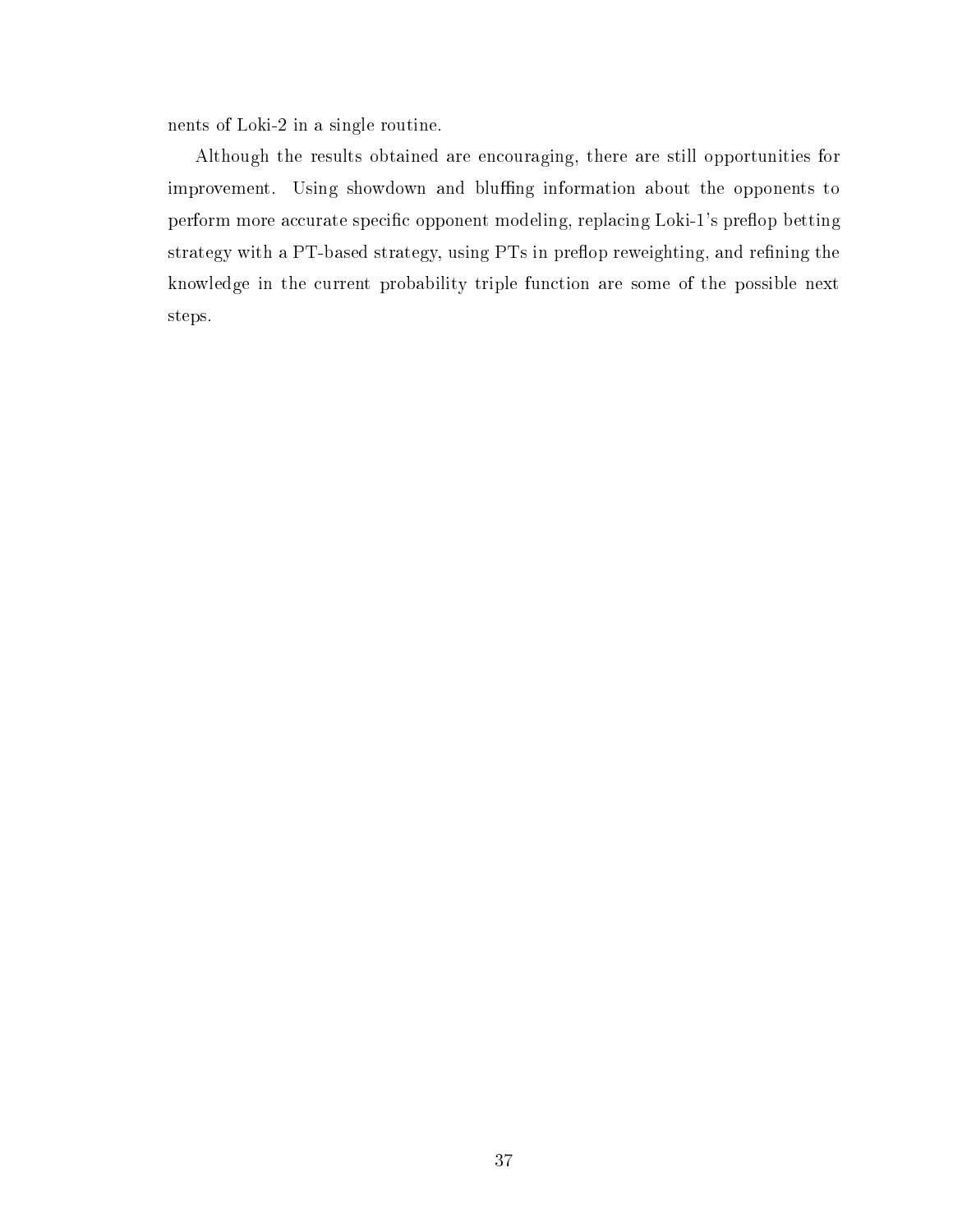nents of Loki-2 in a single routine.

Although the results obtained are encouraging, there are still opportunities for improvement. Using showdown and bluffing information about the opponents to perform more accurate specific opponent modeling, replacing Loki-1's preflop betting strategy with a PT-based strategy, using PTs in preflop reweighting, and refining the knowledge in the current probability triple function are some of the possible next steps.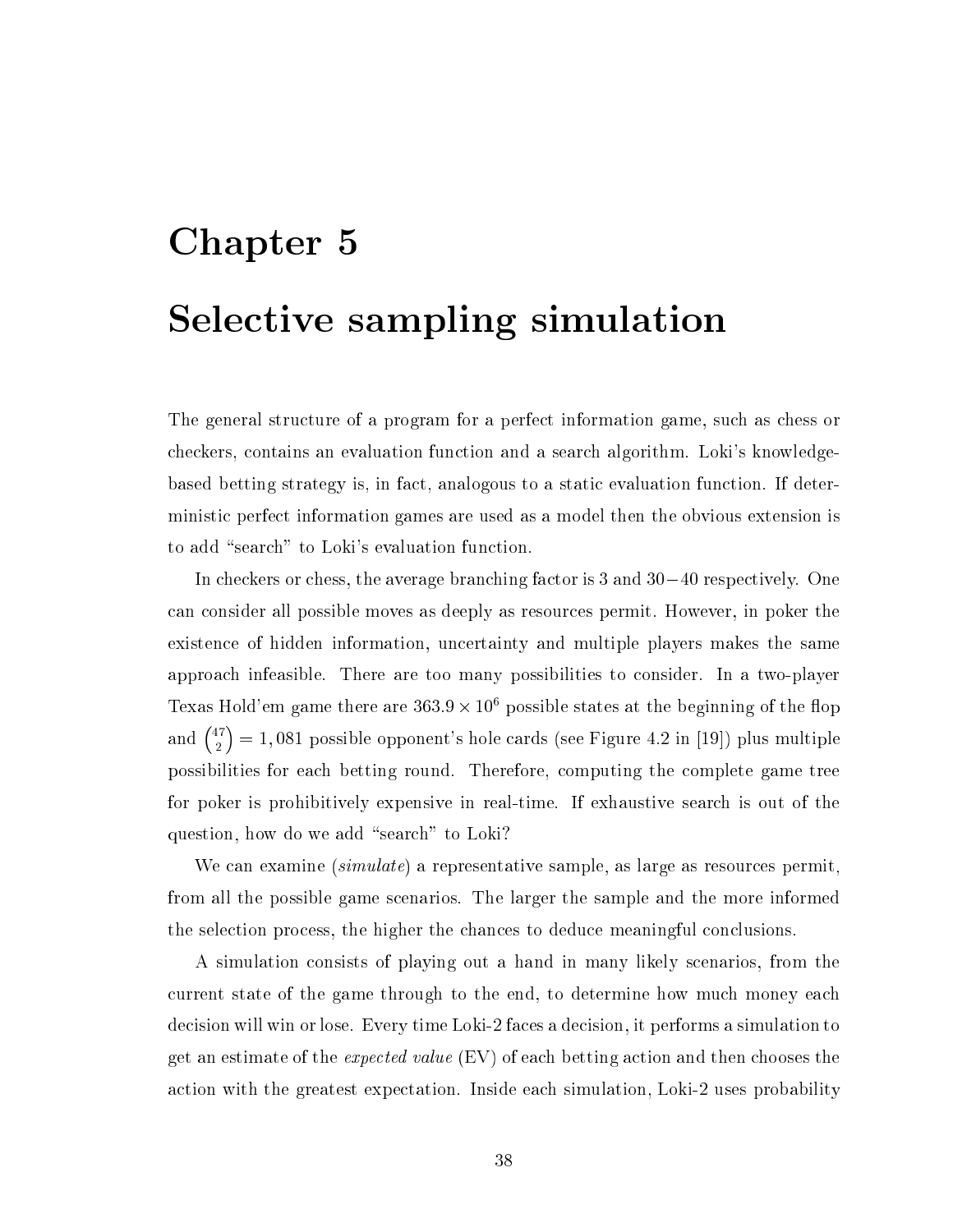# Chapter 5

# Selective sampling simulation

The general structure of a program for a perfect information game, such as chess or checkers, contains an evaluation function and a search algorithm. Loki's knowledge-based betting strategy is, in fact, analogous to a static evaluation function. If deterministic perfect information games are used as a model then the obvious extension is to add "search" to Loki's evaluation function.

In checkers or chess, the average branching factor is 3 and $30-40$ respectively. One can consider all possible moves as deeply as resources permit. However, in poker the existence of hidden information, uncertainty and multiple players makes the same approach infeasible. There are too many possibilities to consider. In a two-player Texas Hold'em game there are $363.9 \times 10^6$ possible states at the beginning of the flop and $\binom{47}{2} = 1,081$ possible opponent's hole cards (see Figure 4.2 in [19]) plus multiple possibilities for each betting round. Therefore, computing the complete game tree for poker is prohibitively expensive in real-time. If exhaustive search is out of the question, how do we add "search" to Loki?

We can examine (*simulate*) a representative sample, as large as resources permit, from all the possible game scenarios. The larger the sample and the more informed the selection process, the higher the chances to deduce meaningful conclusions.

A simulation consists of playing out a hand in many likely scenarios, from the current state of the game through to the end, to determine how much money each decision will win or lose. Every time Loki-2 faces a decision, it performs a simulation to get an estimate of the *expected value* (EV) of each betting action and then chooses the action with the greatest expectation. Inside each simulation, Loki-2 uses probability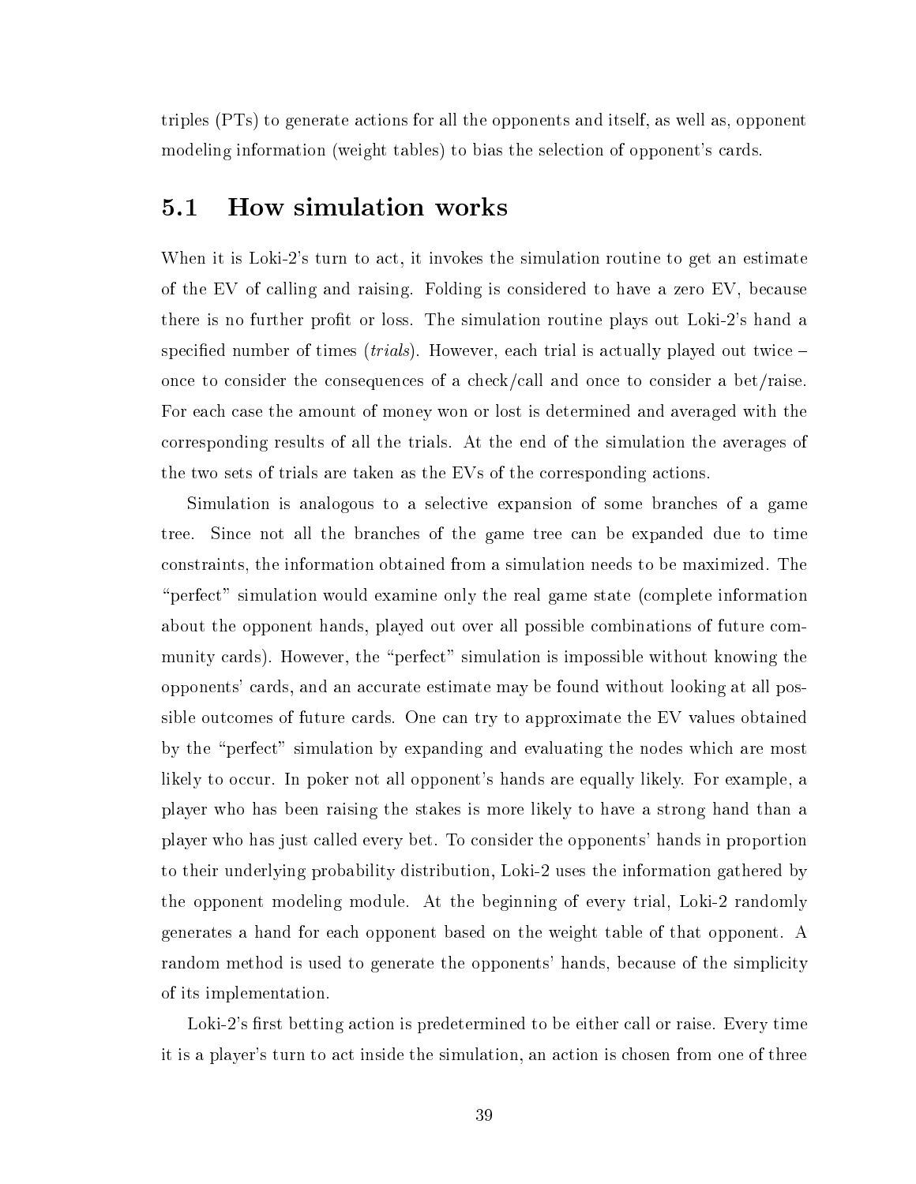triples (PTs) to generate actions for all the opponents and itself, as well as, opponent modeling information (weight tables) to bias the selection of opponent's cards.

## 5.1 How simulation works

When it is Loki-2's turn to act, it invokes the simulation routine to get an estimate of the EV of calling and raising. Folding is considered to have a zero EV, because there is no further profit or loss. The simulation routine plays out Loki-2's hand a specified number of times (*trials*). However, each trial is actually played out twice – once to consider the consequences of a check/call and once to consider a bet/raise. For each case the amount of money won or lost is determined and averaged with the corresponding results of all the trials. At the end of the simulation the averages of the two sets of trials are taken as the EVs of the corresponding actions.

Simulation is analogous to a selective expansion of some branches of a game tree. Since not all the branches of the game tree can be expanded due to time constraints, the information obtained from a simulation needs to be maximized. The "perfect" simulation would examine only the real game state (complete information about the opponent hands, played out over all possible combinations of future community cards). However, the "perfect" simulation is impossible without knowing the opponents' cards, and an accurate estimate may be found without looking at all possible outcomes of future cards. One can try to approximate the EV values obtained by the "perfect" simulation by expanding and evaluating the nodes which are most likely to occur. In poker not all opponent's hands are equally likely. For example, a player who has been raising the stakes is more likely to have a strong hand than a player who has just called every bet. To consider the opponents' hands in proportion to their underlying probability distribution, Loki-2 uses the information gathered by the opponent modeling module. At the beginning of every trial, Loki-2 randomly generates a hand for each opponent based on the weight table of that opponent. A random method is used to generate the opponents' hands, because of the simplicity of its implementation.

Loki-2's first betting action is predetermined to be either call or raise. Every time it is a player's turn to act inside the simulation, an action is chosen from one of three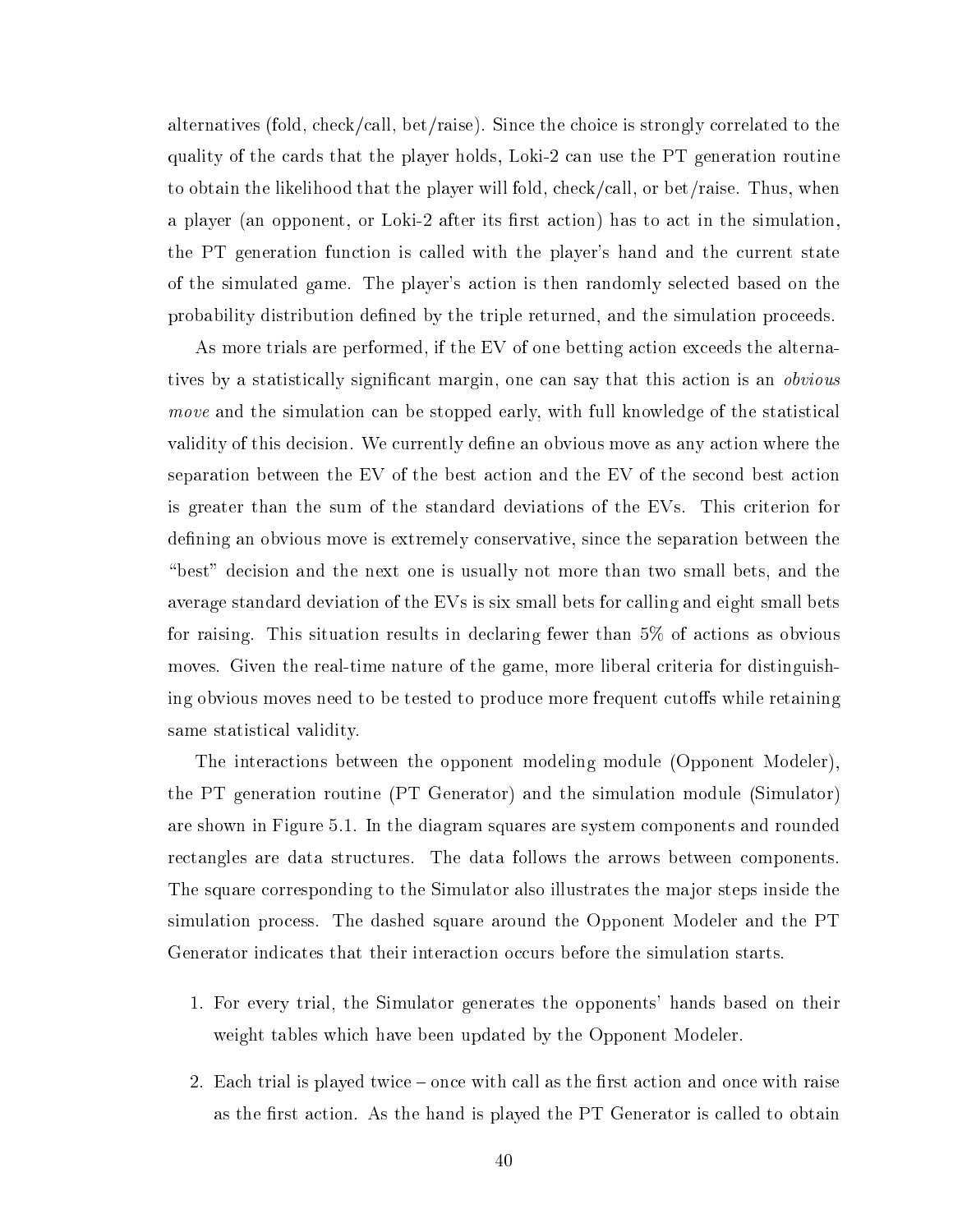alternatives (fold, check/call, bet/raise). Since the choice is strongly correlated to the quality of the cards that the player holds, Loki-2 can use the PT generation routine to obtain the likelihood that the player will fold, check/call, or bet/raise. Thus, when a player (an opponent, or Loki-2 after its first action) has to act in the simulation, the PT generation function is called with the player's hand and the current state of the simulated game. The player's action is then randomly selected based on the probability distribution defined by the triple returned, and the simulation proceeds.

As more trials are performed, if the EV of one betting action exceeds the alternatives by a statistically significant margin, one can say that this action is an *obvious move* and the simulation can be stopped early, with full knowledge of the statistical validity of this decision. We currently define an obvious move as any action where the separation between the EV of the best action and the EV of the second best action is greater than the sum of the standard deviations of the EVs. This criterion for defining an obvious move is extremely conservative, since the separation between the "best" decision and the next one is usually not more than two small bets, and the average standard deviation of the EVs is six small bets for calling and eight small bets for raising. This situation results in declaring fewer than 5% of actions as obvious moves. Given the real-time nature of the game, more liberal criteria for distinguishing obvious moves need to be tested to produce more frequent cutoffs while retaining same statistical validity.

The interactions between the opponent modeling module (Opponent Modeler), the PT generation routine (PT Generator) and the simulation module (Simulator) are shown in Figure 5.1. In the diagram squares are system components and rounded rectangles are data structures. The data follows the arrows between components. The square corresponding to the Simulator also illustrates the major steps inside the simulation process. The dashed square around the Opponent Modeler and the PT Generator indicates that their interaction occurs before the simulation starts.

1. For every trial, the Simulator generates the opponents' hands based on their weight tables which have been updated by the Opponent Modeler.

2. Each trial is played twice – once with call as the first action and once with raise as the first action. As the hand is played the PT Generator is called to obtain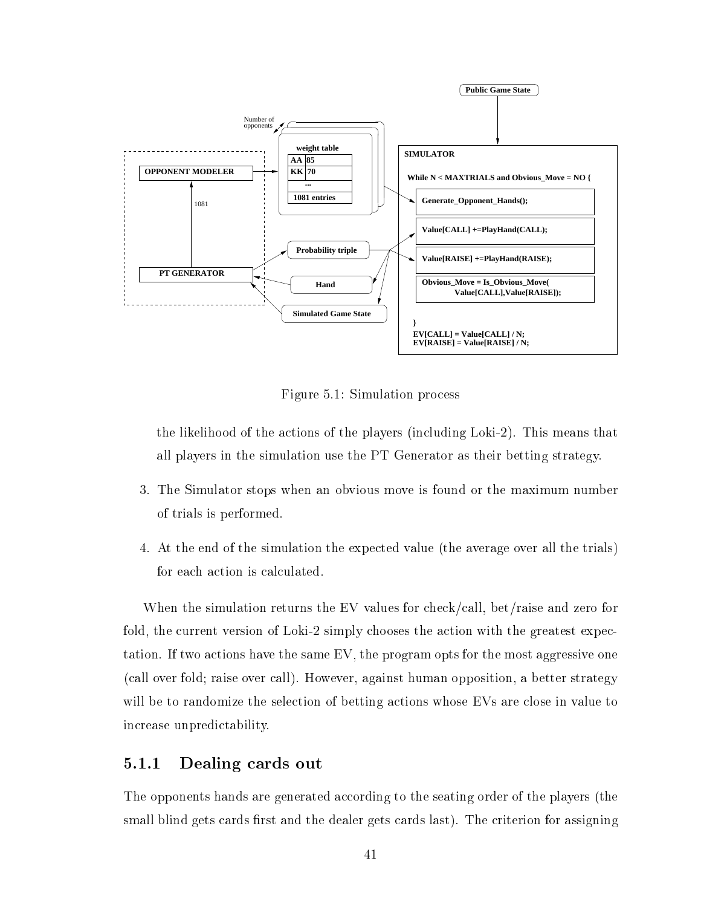Figure 5.1: Simulation process

the likelihood of the actions of the players (including Loki-2). This means that all players in the simulation use the PT Generator as their betting strategy.

3. The Simulator stops when an obvious move is found or the maximum number of trials is performed.

4. At the end of the simulation the expected value (the average over all the trials) for each action is calculated.

When the simulation returns the EV values for check/call, bet/raise and zero for fold, the current version of Loki-2 simply chooses the action with the greatest expectation. If two actions have the same EV, the program opts for the most aggressive one (call over fold; raise over call). However, against human opposition, a better strategy will be to randomize the selection of betting actions whose EVs are close in value to increase unpredictability.

### 5.1.1 Dealing cards out

The opponents hands are generated according to the seating order of the players (the small blind gets cards first and the dealer gets cards last). The criterion for assigning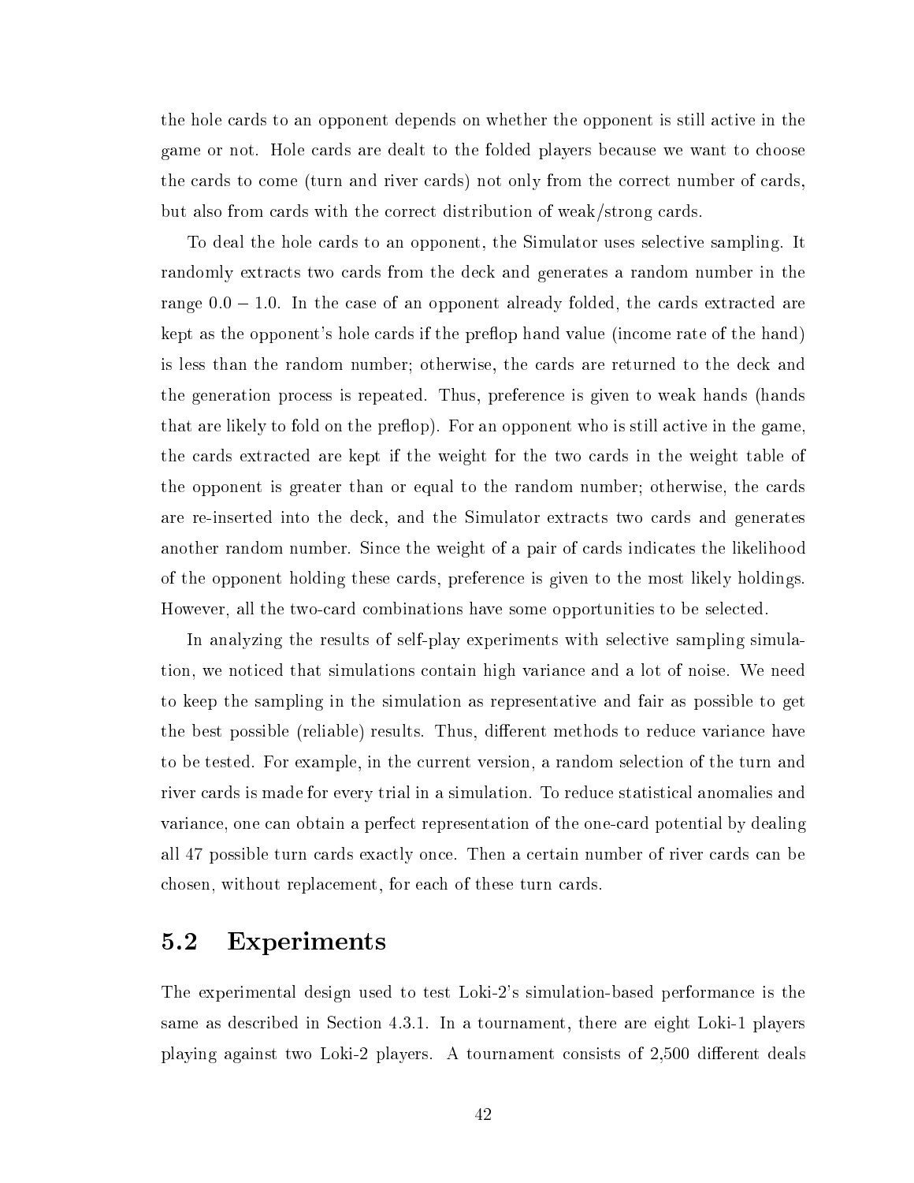the hole cards to an opponent depends on whether the opponent is still active in the game or not. Hole cards are dealt to the folded players because we want to choose the cards to come (turn and river cards) not only from the correct number of cards, but also from cards with the correct distribution of weak/strong cards.

To deal the hole cards to an opponent, the Simulator uses selective sampling. It randomly extracts two cards from the deck and generates a random number in the range $0.0 - 1.0$. In the case of an opponent already folded, the cards extracted are kept as the opponent's hole cards if the preflop hand value (income rate of the hand) is less than the random number; otherwise, the cards are returned to the deck and the generation process is repeated. Thus, preference is given to weak hands (hands that are likely to fold on the preflop). For an opponent who is still active in the game, the cards extracted are kept if the weight for the two cards in the weight table of the opponent is greater than or equal to the random number; otherwise, the cards are re-inserted into the deck, and the Simulator extracts two cards and generates another random number. Since the weight of a pair of cards indicates the likelihood of the opponent holding these cards, preference is given to the most likely holdings. However, all the two-card combinations have some opportunities to be selected.

In analyzing the results of self-play experiments with selective sampling simulation, we noticed that simulations contain high variance and a lot of noise. We need to keep the sampling in the simulation as representative and fair as possible to get the best possible (reliable) results. Thus, different methods to reduce variance have to be tested. For example, in the current version, a random selection of the turn and river cards is made for every trial in a simulation. To reduce statistical anomalies and variance, one can obtain a perfect representation of the one-card potential by dealing all 47 possible turn cards exactly once. Then a certain number of river cards can be chosen, without replacement, for each of these turn cards.

## 5.2 Experiments

The experimental design used to test Loki-2's simulation-based performance is the same as described in Section 4.3.1. In a tournament, there are eight Loki-1 players playing against two Loki-2 players. A tournament consists of 2,500 different deals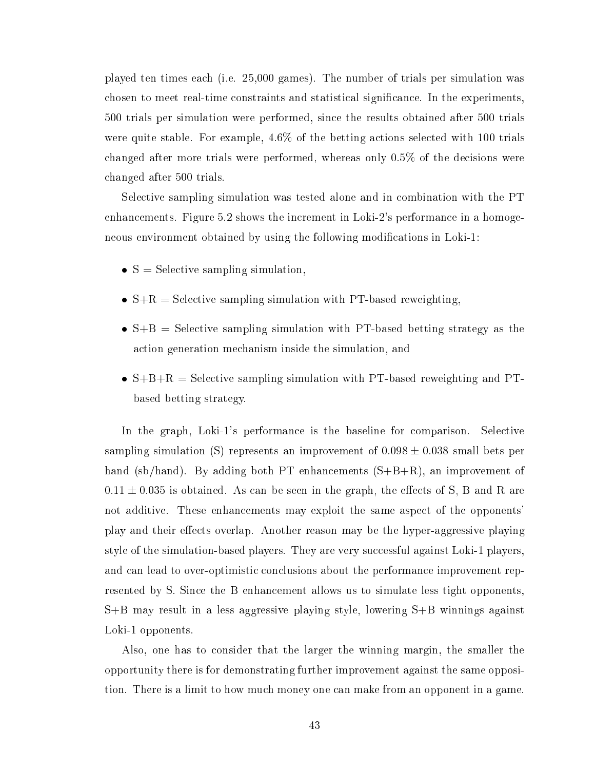played ten times each (i.e. 25,000 games). The number of trials per simulation was chosen to meet real-time constraints and statistical significance. In the experiments, 500 trials per simulation were performed, since the results obtained after 500 trials were quite stable. For example, 4.6% of the betting actions selected with 100 trials changed after more trials were performed, whereas only 0.5% of the decisions were changed after 500 trials.

Selective sampling simulation was tested alone and in combination with the PT enhancements. Figure 5.2 shows the increment in Loki-2's performance in a homogeneous environment obtained by using the following modifications in Loki-1:

- S = Selective sampling simulation,
- S+R = Selective sampling simulation with PT-based reweighting,
- S+B = Selective sampling simulation with PT-based betting strategy as the action generation mechanism inside the simulation, and
- S+B+R = Selective sampling simulation with PT-based reweighting and PT-based betting strategy.

In the graph, Loki-1's performance is the baseline for comparison. Selective sampling simulation (S) represents an improvement of $0.098 \pm 0.038$ small bets per hand (sb/hand). By adding both PT enhancements (S+B+R), an improvement of $0.11 \pm 0.035$ is obtained. As can be seen in the graph, the effects of S, B and R are not additive. These enhancements may exploit the same aspect of the opponents' play and their effects overlap. Another reason may be the hyper-aggressive playing style of the simulation-based players. They are very successful against Loki-1 players, and can lead to over-optimistic conclusions about the performance improvement represented by S. Since the B enhancement allows us to simulate less tight opponents, S+B may result in a less aggressive playing style, lowering S+B winnings against Loki-1 opponents.

Also, one has to consider that the larger the winning margin, the smaller the opportunity there is for demonstrating further improvement against the same opposition. There is a limit to how much money one can make from an opponent in a game.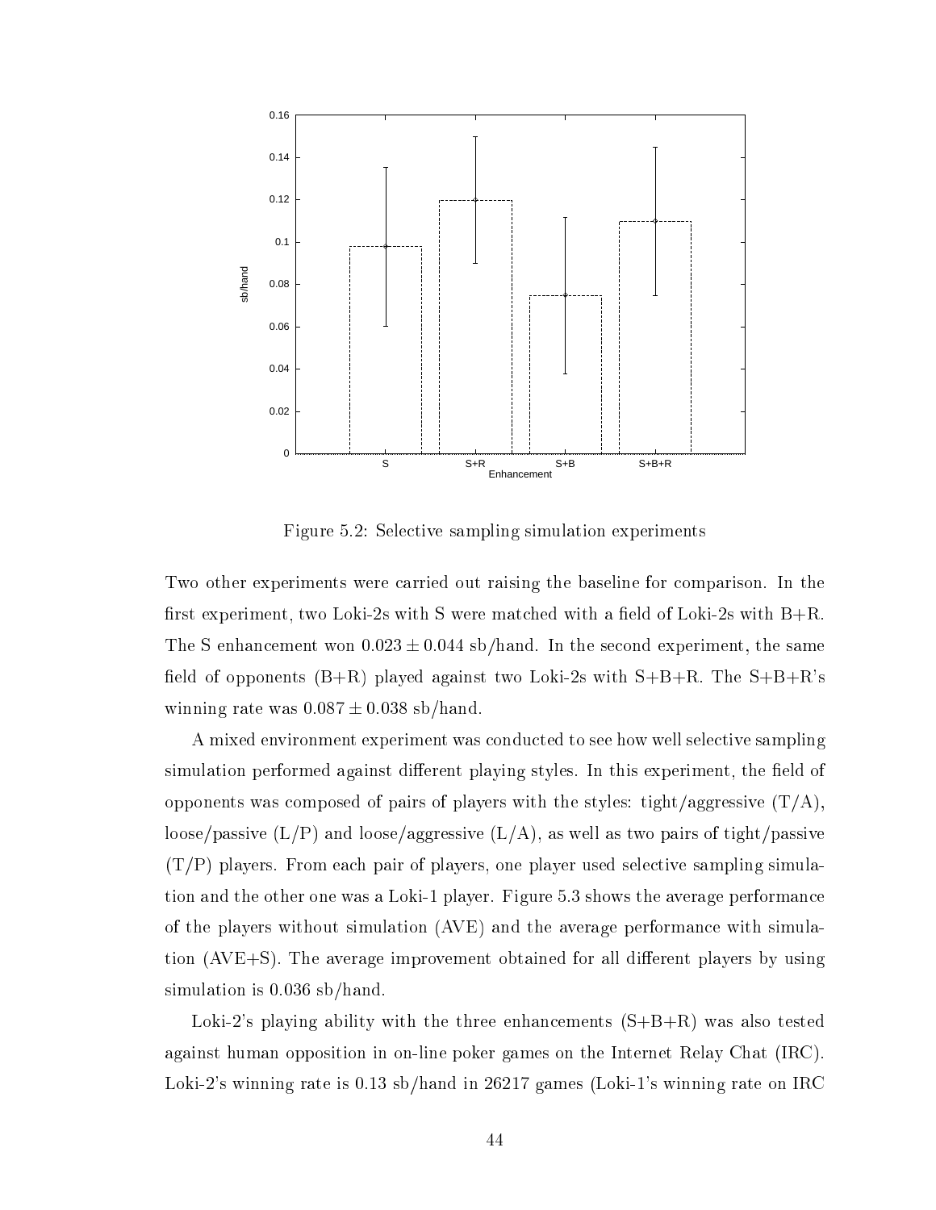Figure 5.2: Selective sampling simulation experiments

Two other experiments were carried out raising the baseline for comparison. In the first experiment, two Loki-2s with S were matched with a field of Loki-2s with B+R. The S enhancement won $0.023 \pm 0.044$ sb/hand. In the second experiment, the same field of opponents (B+R) played against two Loki-2s with S+B+R. The S+B+R's winning rate was $0.087 \pm 0.038$ sb/hand.

A mixed environment experiment was conducted to see how well selective sampling simulation performed against different playing styles. In this experiment, the field of opponents was composed of pairs of players with the styles: tight/aggressive (T/A), loose/passive (L/P) and loose/aggressive (L/A), as well as two pairs of tight/passive (T/P) players. From each pair of players, one player used selective sampling simulation and the other one was a Loki-1 player. Figure 5.3 shows the average performance of the players without simulation (AVE) and the average performance with simulation (AVE+S). The average improvement obtained for all different players by using simulation is 0.036 sb/hand.

Loki-2's playing ability with the three enhancements (S+B+R) was also tested against human opposition in on-line poker games on the Internet Relay Chat (IRC). Loki-2's winning rate is 0.13 sb/hand in 26217 games (Loki-1's winning rate on IRC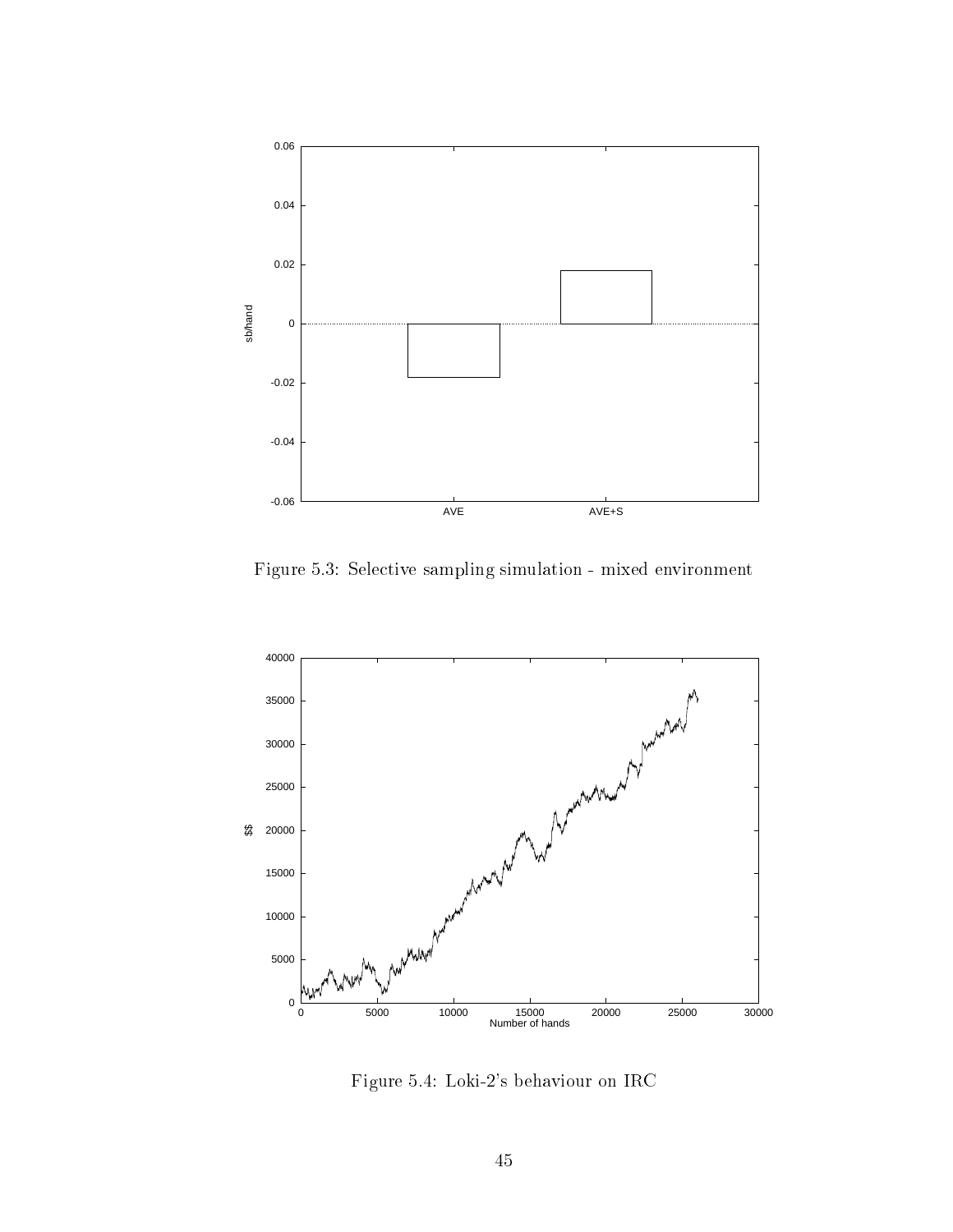Figure 5.3: Selective sampling simulation - mixed environment

Figure 5.4: Loki-2's behaviour on IRC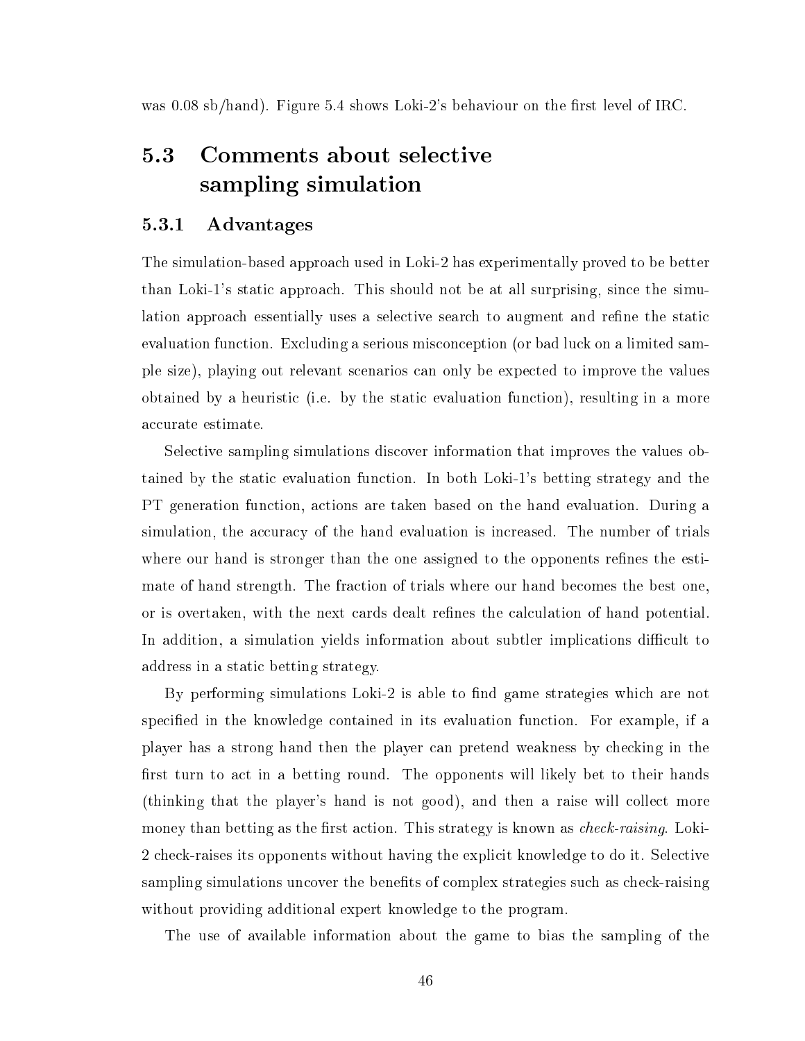was 0.08 sb/hand). Figure 5.4 shows Loki-2's behaviour on the first level of IRC.

## 5.3 Comments about selective sampling simulation

### 5.3.1 Advantages

The simulation-based approach used in Loki-2 has experimentally proved to be better than Loki-1's static approach. This should not be at all surprising, since the simulation approach essentially uses a selective search to augment and refine the static evaluation function. Excluding a serious misconception (or bad luck on a limited sample size), playing out relevant scenarios can only be expected to improve the values obtained by a heuristic (i.e. by the static evaluation function), resulting in a more accurate estimate.

Selective sampling simulations discover information that improves the values obtained by the static evaluation function. In both Loki-1's betting strategy and the PT generation function, actions are taken based on the hand evaluation. During a simulation, the accuracy of the hand evaluation is increased. The number of trials where our hand is stronger than the one assigned to the opponents refines the estimate of hand strength. The fraction of trials where our hand becomes the best one, or is overtaken, with the next cards dealt refines the calculation of hand potential. In addition, a simulation yields information about subtler implications difficult to address in a static betting strategy.

By performing simulations Loki-2 is able to find game strategies which are not specified in the knowledge contained in its evaluation function. For example, if a player has a strong hand then the player can pretend weakness by checking in the first turn to act in a betting round. The opponents will likely bet to their hands (thinking that the player's hand is not good), and then a raise will collect more money than betting as the first action. This strategy is known as *check-raising*. Loki-2 check-raises its opponents without having the explicit knowledge to do it. Selective sampling simulations uncover the benefits of complex strategies such as check-raising without providing additional expert knowledge to the program.

The use of available information about the game to bias the sampling of the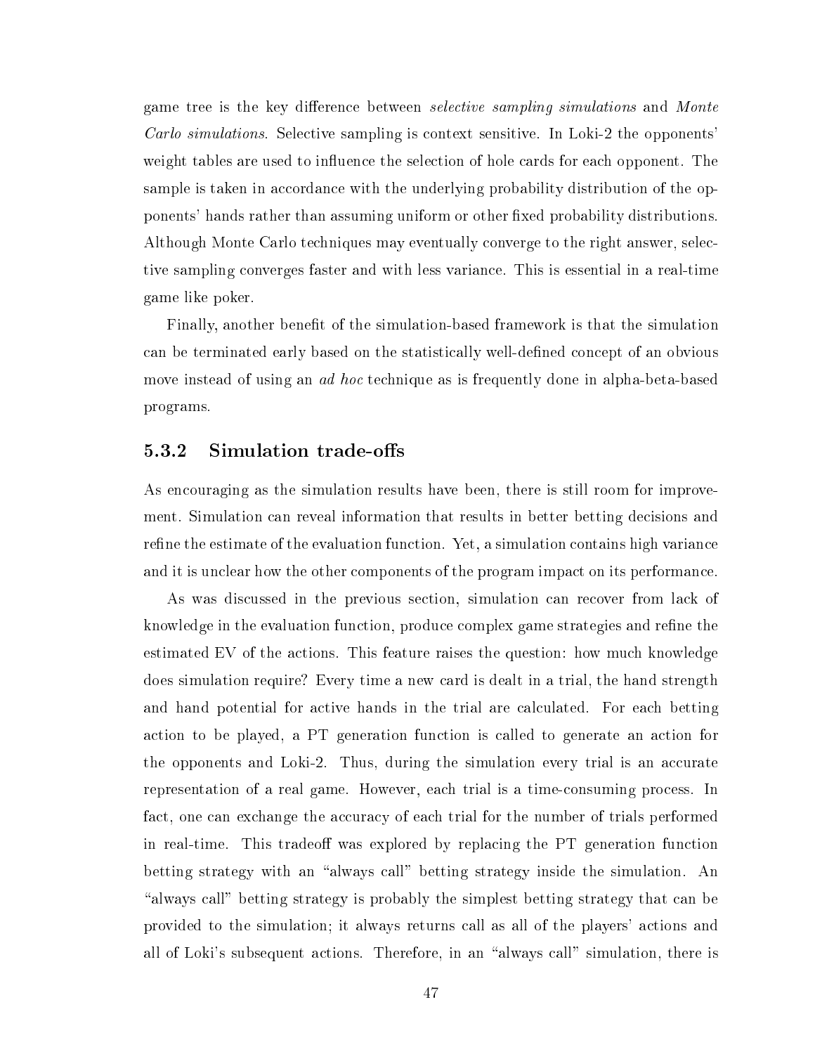game tree is the key difference between *selective sampling simulations* and *Monte Carlo simulations*. Selective sampling is context sensitive. In Loki-2 the opponents' weight tables are used to influence the selection of hole cards for each opponent. The sample is taken in accordance with the underlying probability distribution of the opponents' hands rather than assuming uniform or other fixed probability distributions. Although Monte Carlo techniques may eventually converge to the right answer, selective sampling converges faster and with less variance. This is essential in a real-time game like poker.

Finally, another benefit of the simulation-based framework is that the simulation can be terminated early based on the statistically well-defined concept of an obvious move instead of using an *ad hoc* technique as is frequently done in alpha-beta-based programs.

### 5.3.2 Simulation trade-offs

As encouraging as the simulation results have been, there is still room for improvement. Simulation can reveal information that results in better betting decisions and refine the estimate of the evaluation function. Yet, a simulation contains high variance and it is unclear how the other components of the program impact on its performance.

As was discussed in the previous section, simulation can recover from lack of knowledge in the evaluation function, produce complex game strategies and refine the estimated EV of the actions. This feature raises the question: how much knowledge does simulation require? Every time a new card is dealt in a trial, the hand strength and hand potential for active hands in the trial are calculated. For each betting action to be played, a PT generation function is called to generate an action for the opponents and Loki-2. Thus, during the simulation every trial is an accurate representation of a real game. However, each trial is a time-consuming process. In fact, one can exchange the accuracy of each trial for the number of trials performed in real-time. This tradeoff was explored by replacing the PT generation function betting strategy with an "always call" betting strategy inside the simulation. An "always call" betting strategy is probably the simplest betting strategy that can be provided to the simulation; it always returns call as all of the players' actions and all of Loki's subsequent actions. Therefore, in an "always call" simulation, there is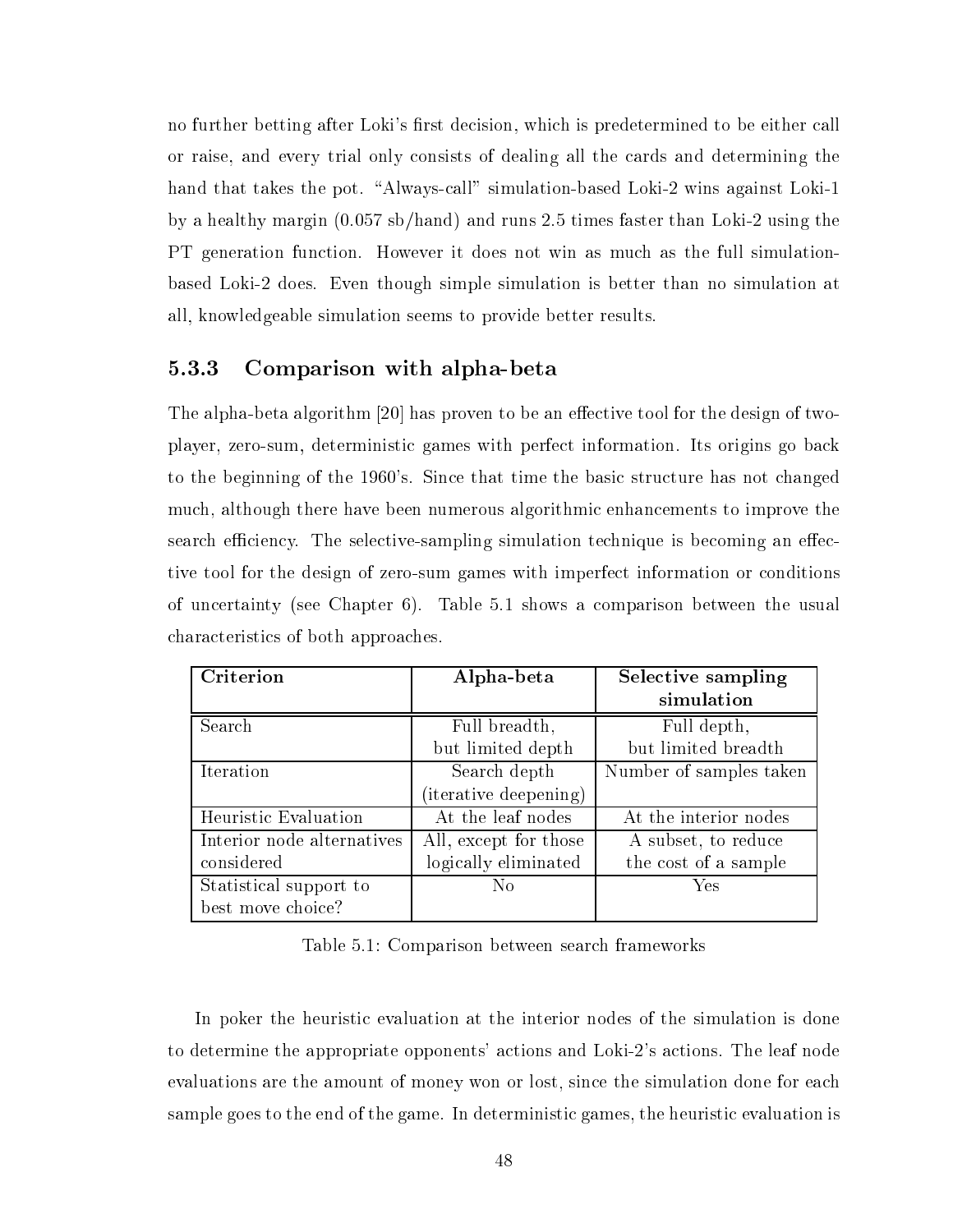no further betting after Loki's first decision, which is predetermined to be either call or raise, and every trial only consists of dealing all the cards and determining the hand that takes the pot. "Always-call" simulation-based Loki-2 wins against Loki-1 by a healthy margin (0.057 sb/hand) and runs 2.5 times faster than Loki-2 using the PT generation function. However it does not win as much as the full simulation-based Loki-2 does. Even though simple simulation is better than no simulation at all, knowledgeable simulation seems to provide better results.

### 5.3.3 Comparison with alpha-beta

The alpha-beta algorithm [20] has proven to be an effective tool for the design of two-player, zero-sum, deterministic games with perfect information. Its origins go back to the beginning of the 1960's. Since that time the basic structure has not changed much, although there have been numerous algorithmic enhancements to improve the search efficiency. The selective-sampling simulation technique is becoming an effective tool for the design of zero-sum games with imperfect information or conditions of uncertainty (see Chapter 6). Table 5.1 shows a comparison between the usual characteristics of both approaches.

| **Criterion** | **Alpha-beta** | **Selective sampling simulation** |
|---|---|---|
| Search | Full breadth, but limited depth | Full depth, but limited breadth |
| Iteration | Search depth (iterative deepening) | Number of samples taken |
| Heuristic Evaluation | At the leaf nodes | At the interior nodes |
| Interior node alternatives considered | All, except for those logically eliminated | A subset, to reduce the cost of a sample |
| Statistical support to best move choice? | No | Yes |

Table 5.1: Comparison between search frameworks

In poker the heuristic evaluation at the interior nodes of the simulation is done to determine the appropriate opponents' actions and Loki-2's actions. The leaf node evaluations are the amount of money won or lost, since the simulation done for each sample goes to the end of the game. In deterministic games, the heuristic evaluation is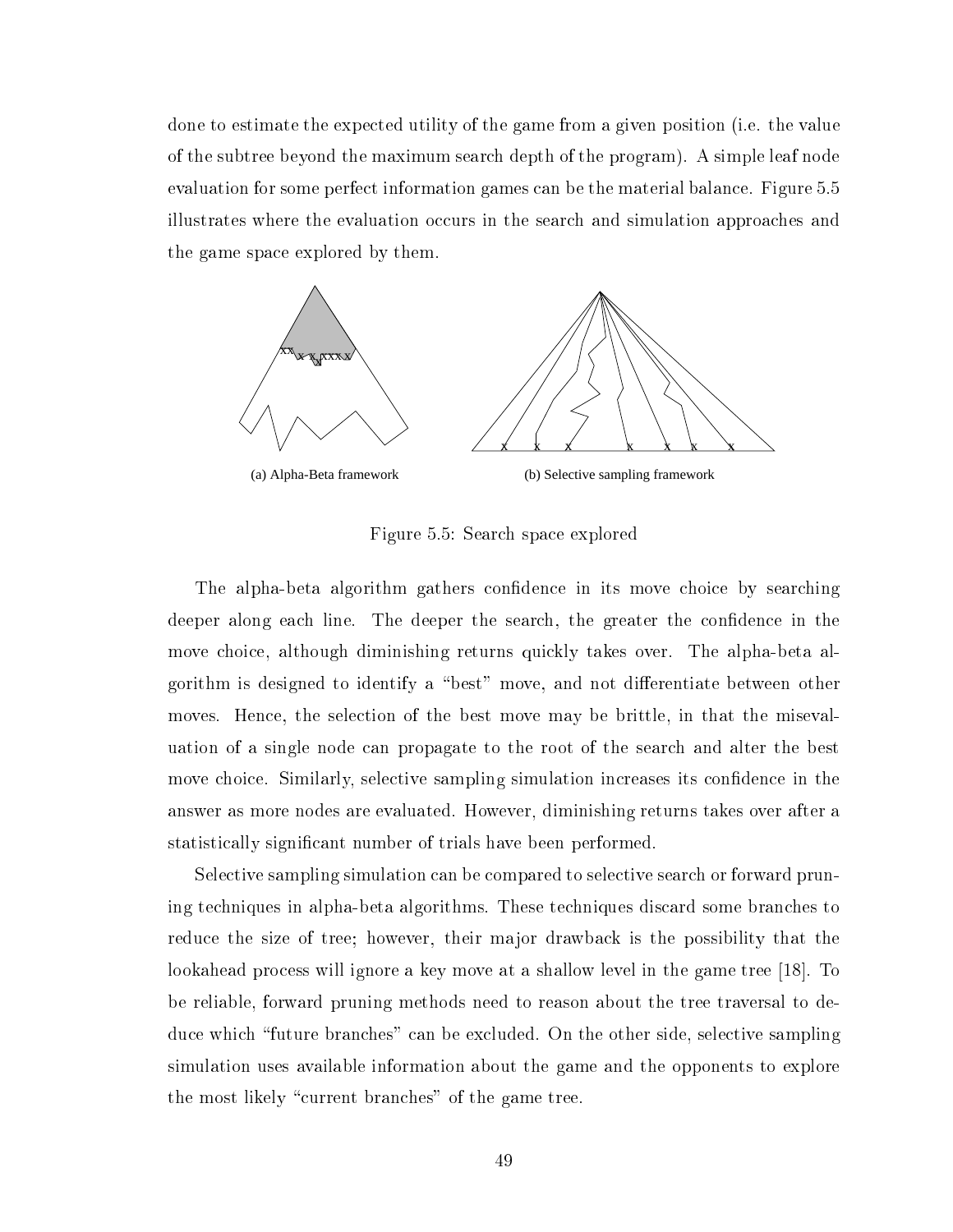done to estimate the expected utility of the game from a given position (i.e. the value of the subtree beyond the maximum search depth of the program). A simple leaf node evaluation for some perfect information games can be the material balance. Figure 5.5 illustrates where the evaluation occurs in the search and simulation approaches and the game space explored by them.

(a) Alpha-Beta framework

(b) Selective sampling framework

Figure 5.5: Search space explored

The alpha-beta algorithm gathers confidence in its move choice by searching deeper along each line. The deeper the search, the greater the confidence in the move choice, although diminishing returns quickly takes over. The alpha-beta algorithm is designed to identify a "best" move, and not differentiate between other moves. Hence, the selection of the best move may be brittle, in that the misevaluation of a single node can propagate to the root of the search and alter the best move choice. Similarly, selective sampling simulation increases its confidence in the answer as more nodes are evaluated. However, diminishing returns takes over after a statistically significant number of trials have been performed.

Selective sampling simulation can be compared to selective search or forward pruning techniques in alpha-beta algorithms. These techniques discard some branches to reduce the size of tree; however, their major drawback is the possibility that the lookahead process will ignore a key move at a shallow level in the game tree [18]. To be reliable, forward pruning methods need to reason about the tree traversal to deduce which "future branches" can be excluded. On the other side, selective sampling simulation uses available information about the game and the opponents to explore the most likely "current branches" of the game tree.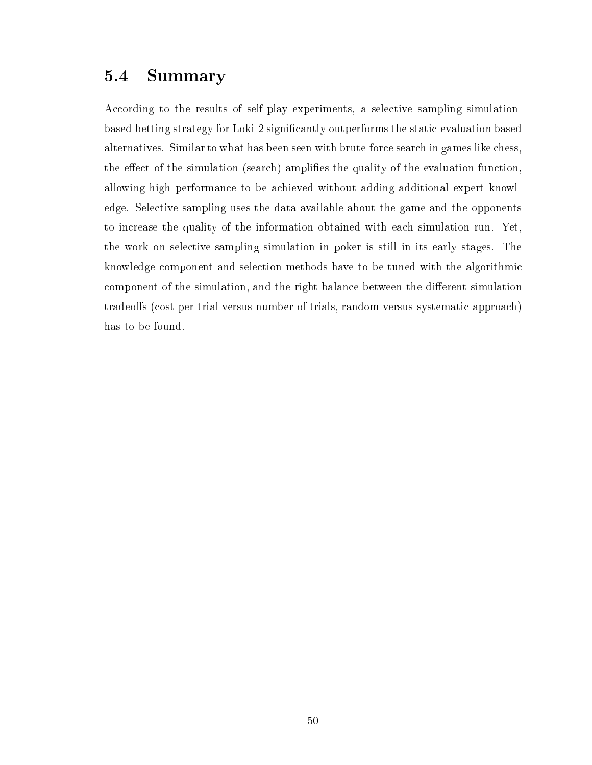## 5.4 Summary

According to the results of self-play experiments, a selective sampling simulation-based betting strategy for Loki-2 significantly outperforms the static-evaluation based alternatives. Similar to what has been seen with brute-force search in games like chess, the effect of the simulation (search) amplifies the quality of the evaluation function, allowing high performance to be achieved without adding additional expert knowledge. Selective sampling uses the data available about the game and the opponents to increase the quality of the information obtained with each simulation run. Yet, the work on selective-sampling simulation in poker is still in its early stages. The knowledge component and selection methods have to be tuned with the algorithmic component of the simulation, and the right balance between the different simulation tradeoffs (cost per trial versus number of trials, random versus systematic approach) has to be found.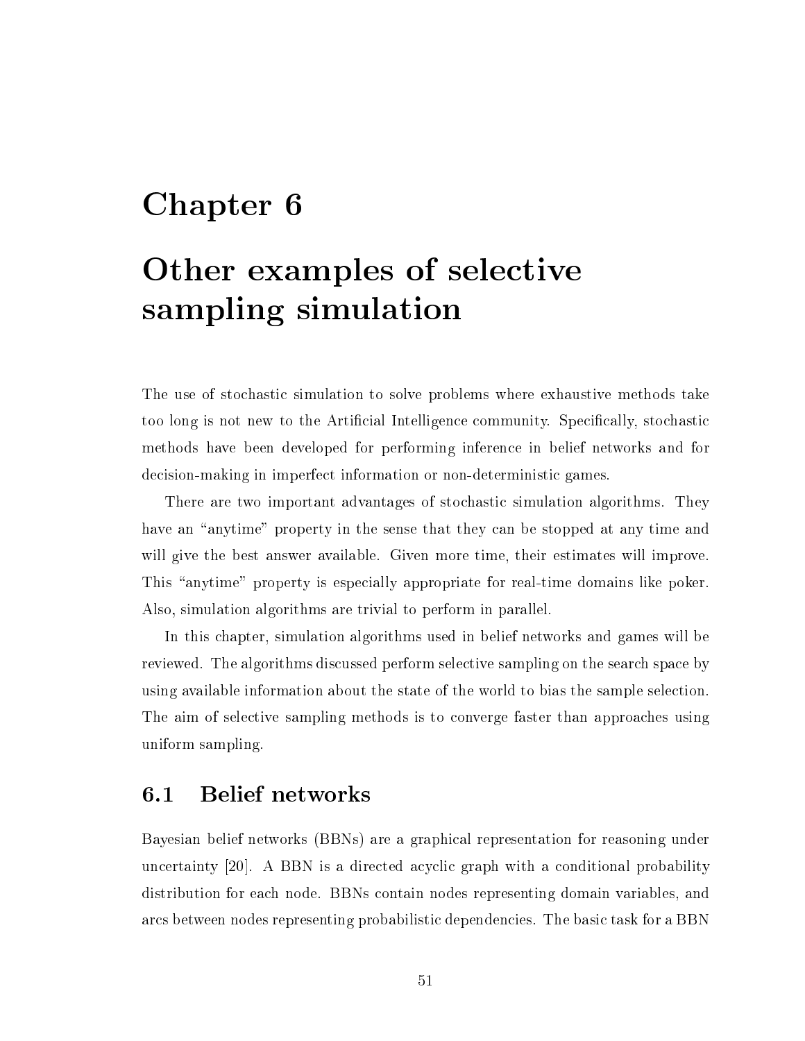# Chapter 6

# Other examples of selective sampling simulation

The use of stochastic simulation to solve problems where exhaustive methods take too long is not new to the Artificial Intelligence community. Specifically, stochastic methods have been developed for performing inference in belief networks and for decision-making in imperfect information or non-deterministic games.

There are two important advantages of stochastic simulation algorithms. They have an "anytime" property in the sense that they can be stopped at any time and will give the best answer available. Given more time, their estimates will improve. This "anytime" property is especially appropriate for real-time domains like poker. Also, simulation algorithms are trivial to perform in parallel.

In this chapter, simulation algorithms used in belief networks and games will be reviewed. The algorithms discussed perform selective sampling on the search space by using available information about the state of the world to bias the sample selection. The aim of selective sampling methods is to converge faster than approaches using uniform sampling.

## 6.1 Belief networks

Bayesian belief networks (BBNs) are a graphical representation for reasoning under uncertainty [20]. A BBN is a directed acyclic graph with a conditional probability distribution for each node. BBNs contain nodes representing domain variables, and arcs between nodes representing probabilistic dependencies. The basic task for a BBN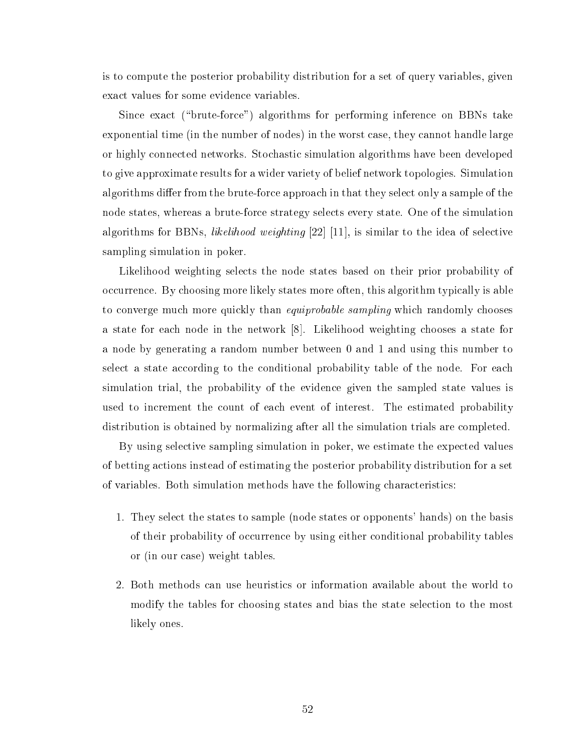is to compute the posterior probability distribution for a set of query variables, given exact values for some evidence variables.

Since exact ("brute-force") algorithms for performing inference on BBNs take exponential time (in the number of nodes) in the worst case, they cannot handle large or highly connected networks. Stochastic simulation algorithms have been developed to give approximate results for a wider variety of belief network topologies. Simulation algorithms differ from the brute-force approach in that they select only a sample of the node states, whereas a brute-force strategy selects every state. One of the simulation algorithms for BBNs, *likelihood weighting* [22] [11], is similar to the idea of selective sampling simulation in poker.

Likelihood weighting selects the node states based on their prior probability of occurrence. By choosing more likely states more often, this algorithm typically is able to converge much more quickly than *equiprobable sampling* which randomly chooses a state for each node in the network [8]. Likelihood weighting chooses a state for a node by generating a random number between 0 and 1 and using this number to select a state according to the conditional probability table of the node. For each simulation trial, the probability of the evidence given the sampled state values is used to increment the count of each event of interest. The estimated probability distribution is obtained by normalizing after all the simulation trials are completed.

By using selective sampling simulation in poker, we estimate the expected values of betting actions instead of estimating the posterior probability distribution for a set of variables. Both simulation methods have the following characteristics:

1. They select the states to sample (node states or opponents' hands) on the basis of their probability of occurrence by using either conditional probability tables or (in our case) weight tables.

2. Both methods can use heuristics or information available about the world to modify the tables for choosing states and bias the state selection to the most likely ones.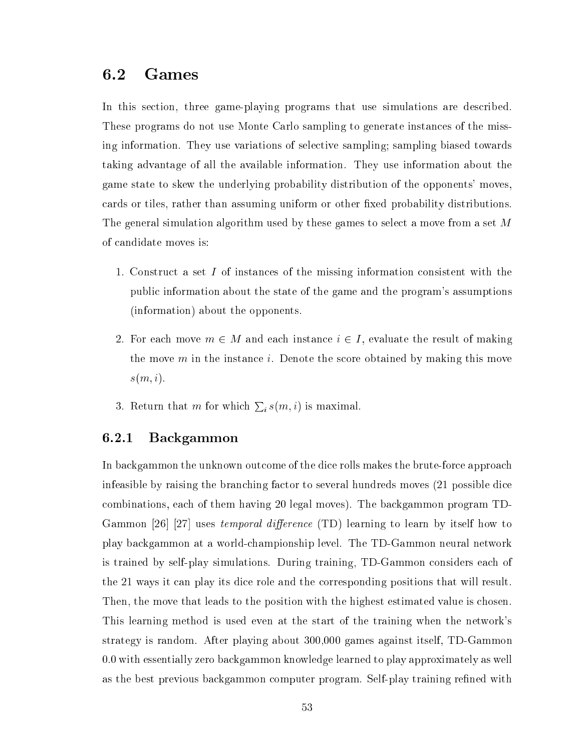## 6.2 Games

In this section, three game-playing programs that use simulations are described. These programs do not use Monte Carlo sampling to generate instances of the missing information. They use variations of selective sampling; sampling biased towards taking advantage of all the available information. They use information about the game state to skew the underlying probability distribution of the opponents' moves, cards or tiles, rather than assuming uniform or other fixed probability distributions. The general simulation algorithm used by these games to select a move from a set $M$ of candidate moves is:

1. Construct a set $I$ of instances of the missing information consistent with the public information about the state of the game and the program's assumptions (information) about the opponents.

2. For each move $m \in M$ and each instance $i \in I$, evaluate the result of making the move $m$ in the instance $i$. Denote the score obtained by making this move $s(m, i)$.

3. Return that $m$ for which $\sum_i s(m, i)$ is maximal.

### 6.2.1 Backgammon

In backgammon the unknown outcome of the dice rolls makes the brute-force approach infeasible by raising the branching factor to several hundreds moves (21 possible dice combinations, each of them having 20 legal moves). The backgammon program TD-Gammon [26] [27] uses *temporal difference* (TD) learning to learn by itself how to play backgammon at a world-championship level. The TD-Gammon neural network is trained by self-play simulations. During training, TD-Gammon considers each of the 21 ways it can play its dice role and the corresponding positions that will result. Then, the move that leads to the position with the highest estimated value is chosen. This learning method is used even at the start of the training when the network's strategy is random. After playing about 300,000 games against itself, TD-Gammon 0.0 with essentially zero backgammon knowledge learned to play approximately as well as the best previous backgammon computer program. Self-play training refined with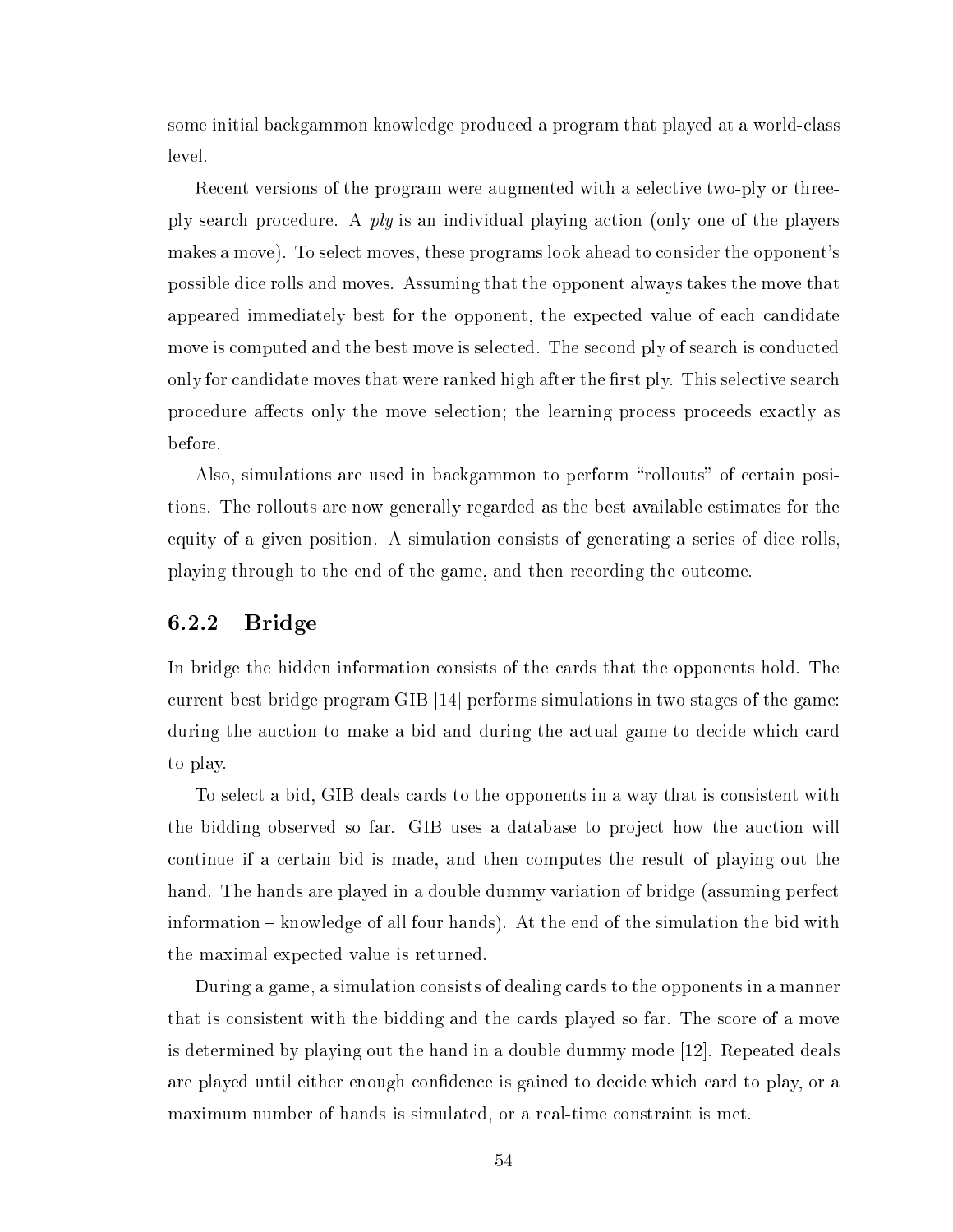some initial backgammon knowledge produced a program that played at a world-class level.

Recent versions of the program were augmented with a selective two-ply or three-ply search procedure. A *ply* is an individual playing action (only one of the players makes a move). To select moves, these programs look ahead to consider the opponent's possible dice rolls and moves. Assuming that the opponent always takes the move that appeared immediately best for the opponent, the expected value of each candidate move is computed and the best move is selected. The second ply of search is conducted only for candidate moves that were ranked high after the first ply. This selective search procedure affects only the move selection; the learning process proceeds exactly as before.

Also, simulations are used in backgammon to perform "rollouts" of certain positions. The rollouts are now generally regarded as the best available estimates for the equity of a given position. A simulation consists of generating a series of dice rolls, playing through to the end of the game, and then recording the outcome.

### 6.2.2 Bridge

In bridge the hidden information consists of the cards that the opponents hold. The current best bridge program GIB [14] performs simulations in two stages of the game: during the auction to make a bid and during the actual game to decide which card to play.

To select a bid, GIB deals cards to the opponents in a way that is consistent with the bidding observed so far. GIB uses a database to project how the auction will continue if a certain bid is made, and then computes the result of playing out the hand. The hands are played in a double dummy variation of bridge (assuming perfect information – knowledge of all four hands). At the end of the simulation the bid with the maximal expected value is returned.

During a game, a simulation consists of dealing cards to the opponents in a manner that is consistent with the bidding and the cards played so far. The score of a move is determined by playing out the hand in a double dummy mode [12]. Repeated deals are played until either enough confidence is gained to decide which card to play, or a maximum number of hands is simulated, or a real-time constraint is met.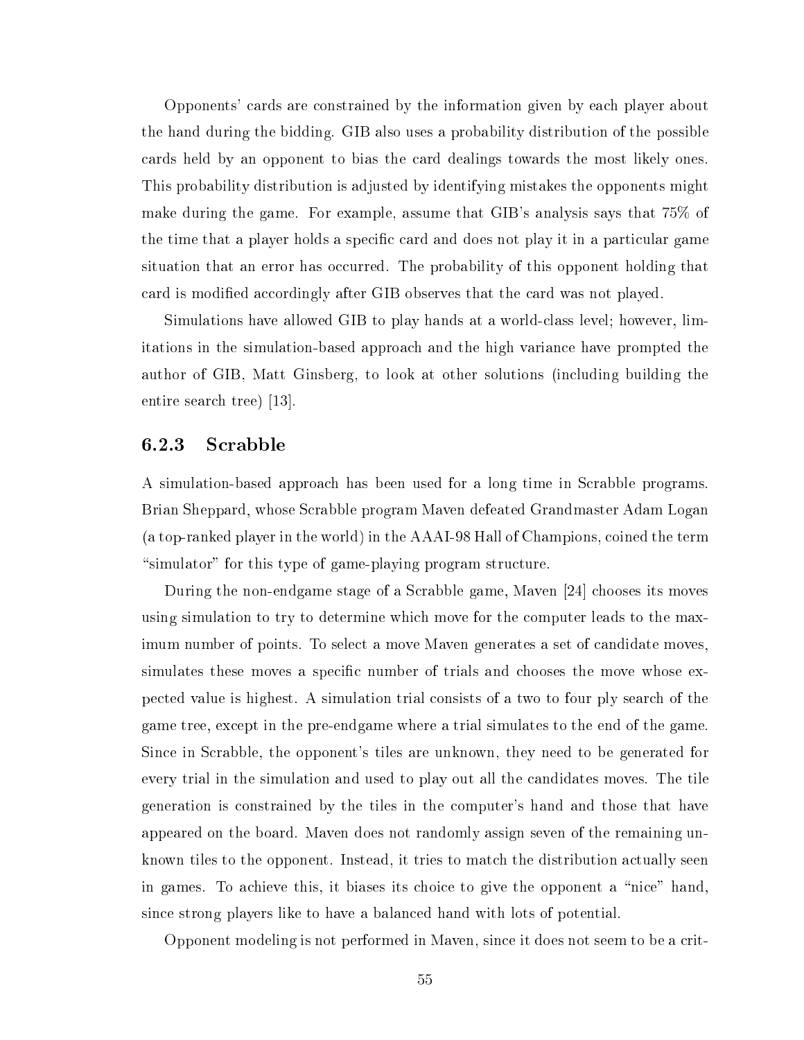Opponents' cards are constrained by the information given by each player about the hand during the bidding. GIB also uses a probability distribution of the possible cards held by an opponent to bias the card dealings towards the most likely ones. This probability distribution is adjusted by identifying mistakes the opponents might make during the game. For example, assume that GIB's analysis says that 75% of the time that a player holds a specific card and does not play it in a particular game situation that an error has occurred. The probability of this opponent holding that card is modified accordingly after GIB observes that the card was not played.

Simulations have allowed GIB to play hands at a world-class level; however, limitations in the simulation-based approach and the high variance have prompted the author of GIB, Matt Ginsberg, to look at other solutions (including building the entire search tree) [13].

### 6.2.3 Scrabble

A simulation-based approach has been used for a long time in Scrabble programs. Brian Sheppard, whose Scrabble program Maven defeated Grandmaster Adam Logan (a top-ranked player in the world) in the AAAI-98 Hall of Champions, coined the term "simulator" for this type of game-playing program structure.

During the non-endgame stage of a Scrabble game, Maven [24] chooses its moves using simulation to try to determine which move for the computer leads to the maximum number of points. To select a move Maven generates a set of candidate moves, simulates these moves a specific number of trials and chooses the move whose expected value is highest. A simulation trial consists of a two to four ply search of the game tree, except in the pre-endgame where a trial simulates to the end of the game. Since in Scrabble, the opponent's tiles are unknown, they need to be generated for every trial in the simulation and used to play out all the candidates moves. The tile generation is constrained by the tiles in the computer's hand and those that have appeared on the board. Maven does not randomly assign seven of the remaining unknown tiles to the opponent. Instead, it tries to match the distribution actually seen in games. To achieve this, it biases its choice to give the opponent a "nice" hand, since strong players like to have a balanced hand with lots of potential.

Opponent modeling is not performed in Maven, since it does not seem to be a crit-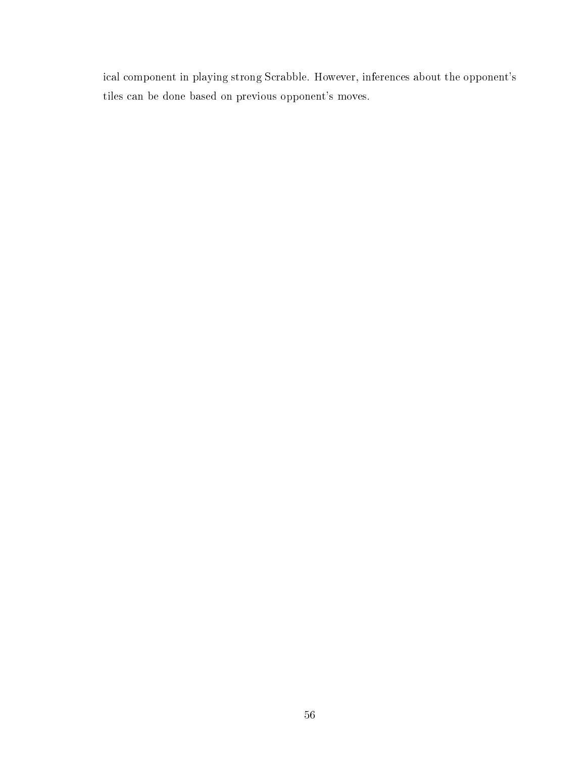ical component in playing strong Scrabble. However, inferences about the opponent's tiles can be done based on previous opponent's moves.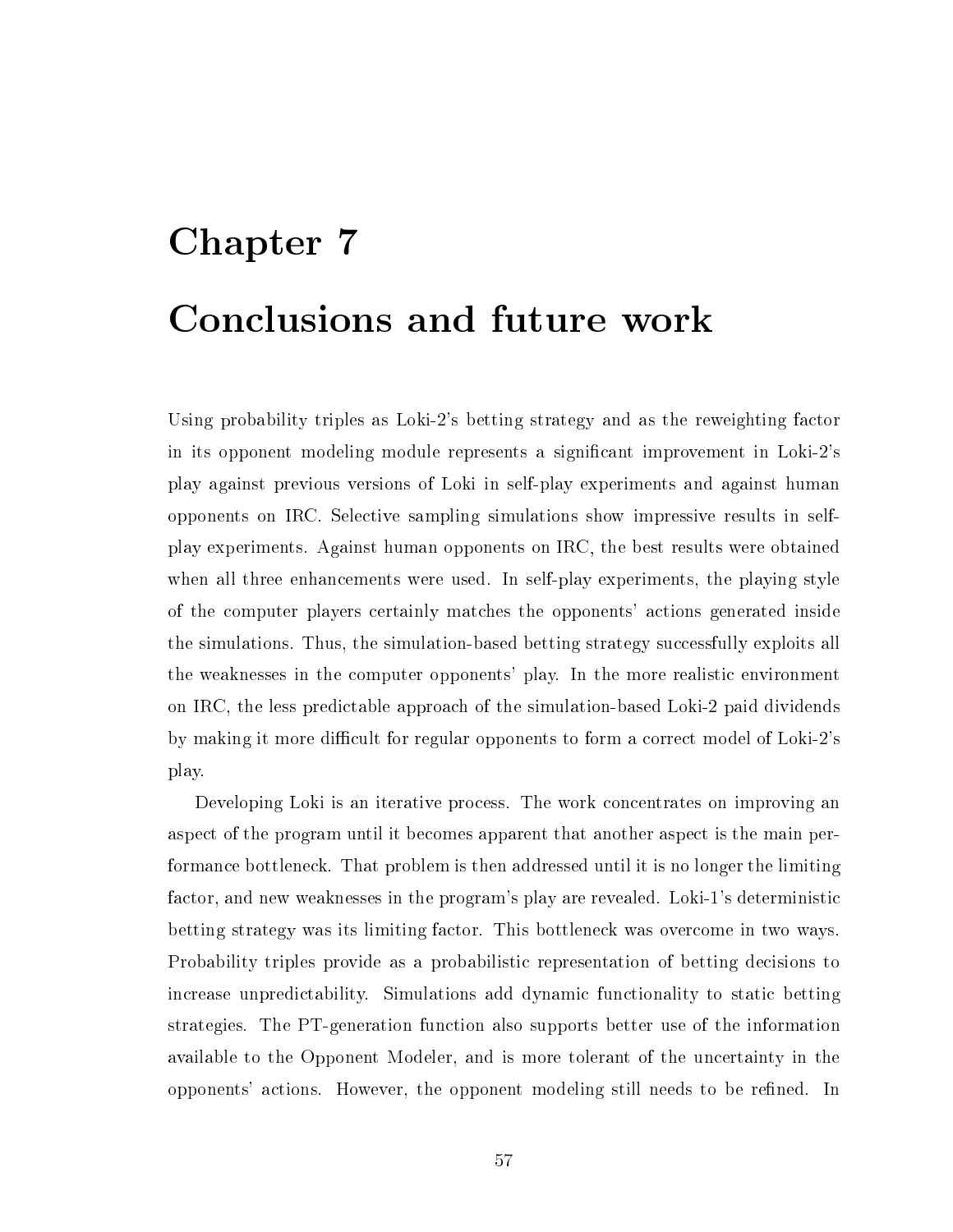# Chapter 7

# Conclusions and future work

Using probability triples as Loki-2's betting strategy and as the reweighting factor in its opponent modeling module represents a significant improvement in Loki-2's play against previous versions of Loki in self-play experiments and against human opponents on IRC. Selective sampling simulations show impressive results in self-play experiments. Against human opponents on IRC, the best results were obtained when all three enhancements were used. In self-play experiments, the playing style of the computer players certainly matches the opponents' actions generated inside the simulations. Thus, the simulation-based betting strategy successfully exploits all the weaknesses in the computer opponents' play. In the more realistic environment on IRC, the less predictable approach of the simulation-based Loki-2 paid dividends by making it more difficult for regular opponents to form a correct model of Loki-2's play.

Developing Loki is an iterative process. The work concentrates on improving an aspect of the program until it becomes apparent that another aspect is the main performance bottleneck. That problem is then addressed until it is no longer the limiting factor, and new weaknesses in the program's play are revealed. Loki-1's deterministic betting strategy was its limiting factor. This bottleneck was overcome in two ways. Probability triples provide as a probabilistic representation of betting decisions to increase unpredictability. Simulations add dynamic functionality to static betting strategies. The PT-generation function also supports better use of the information available to the Opponent Modeler, and is more tolerant of the uncertainty in the opponents' actions. However, the opponent modeling still needs to be refined. In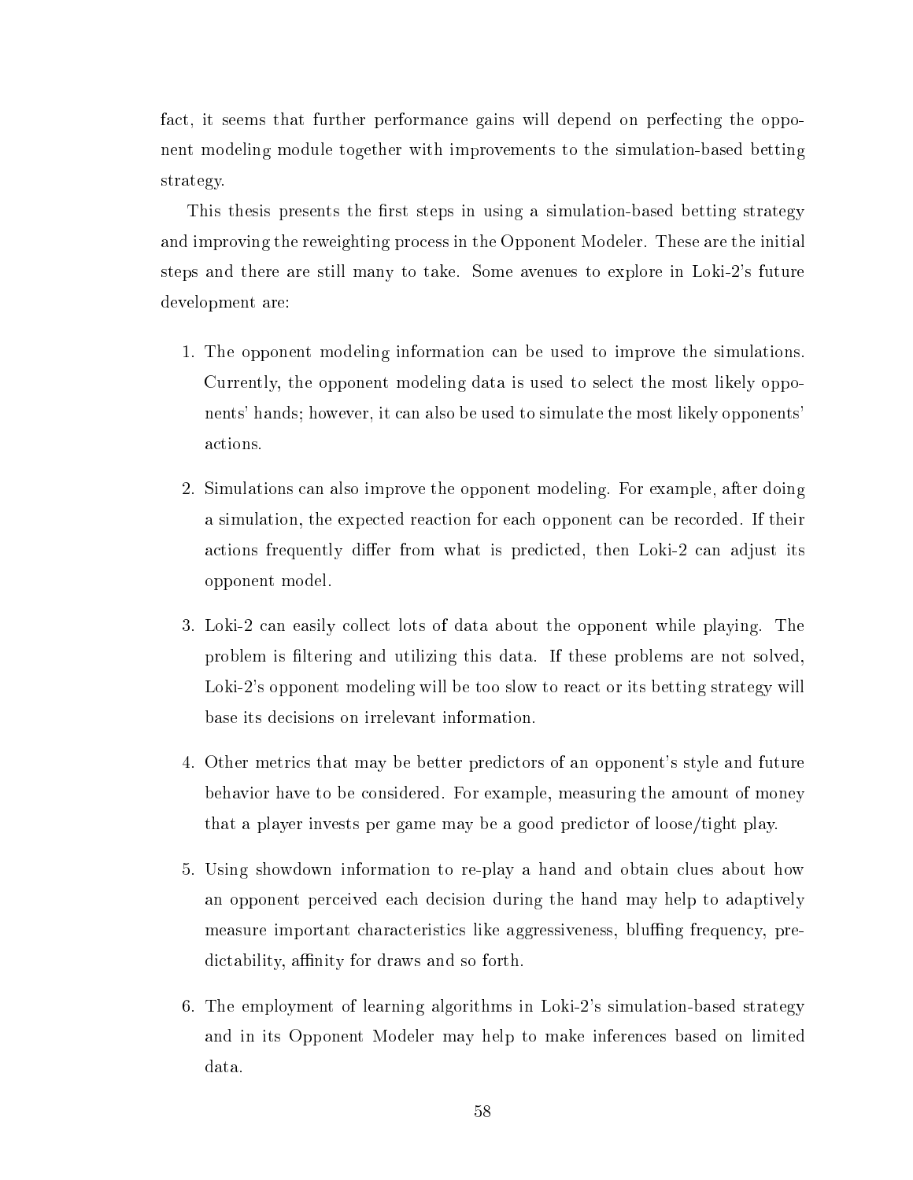fact, it seems that further performance gains will depend on perfecting the opponent modeling module together with improvements to the simulation-based betting strategy.

This thesis presents the first steps in using a simulation-based betting strategy and improving the reweighting process in the Opponent Modeler. These are the initial steps and there are still many to take. Some avenues to explore in Loki-2's future development are:

1. The opponent modeling information can be used to improve the simulations. Currently, the opponent modeling data is used to select the most likely opponents' hands; however, it can also be used to simulate the most likely opponents' actions.

2. Simulations can also improve the opponent modeling. For example, after doing a simulation, the expected reaction for each opponent can be recorded. If their actions frequently differ from what is predicted, then Loki-2 can adjust its opponent model.

3. Loki-2 can easily collect lots of data about the opponent while playing. The problem is filtering and utilizing this data. If these problems are not solved, Loki-2's opponent modeling will be too slow to react or its betting strategy will base its decisions on irrelevant information.

4. Other metrics that may be better predictors of an opponent's style and future behavior have to be considered. For example, measuring the amount of money that a player invests per game may be a good predictor of loose/tight play.

5. Using showdown information to re-play a hand and obtain clues about how an opponent perceived each decision during the hand may help to adaptively measure important characteristics like aggressiveness, bluffing frequency, predictability, affinity for draws and so forth.

6. The employment of learning algorithms in Loki-2's simulation-based strategy and in its Opponent Modeler may help to make inferences based on limited data.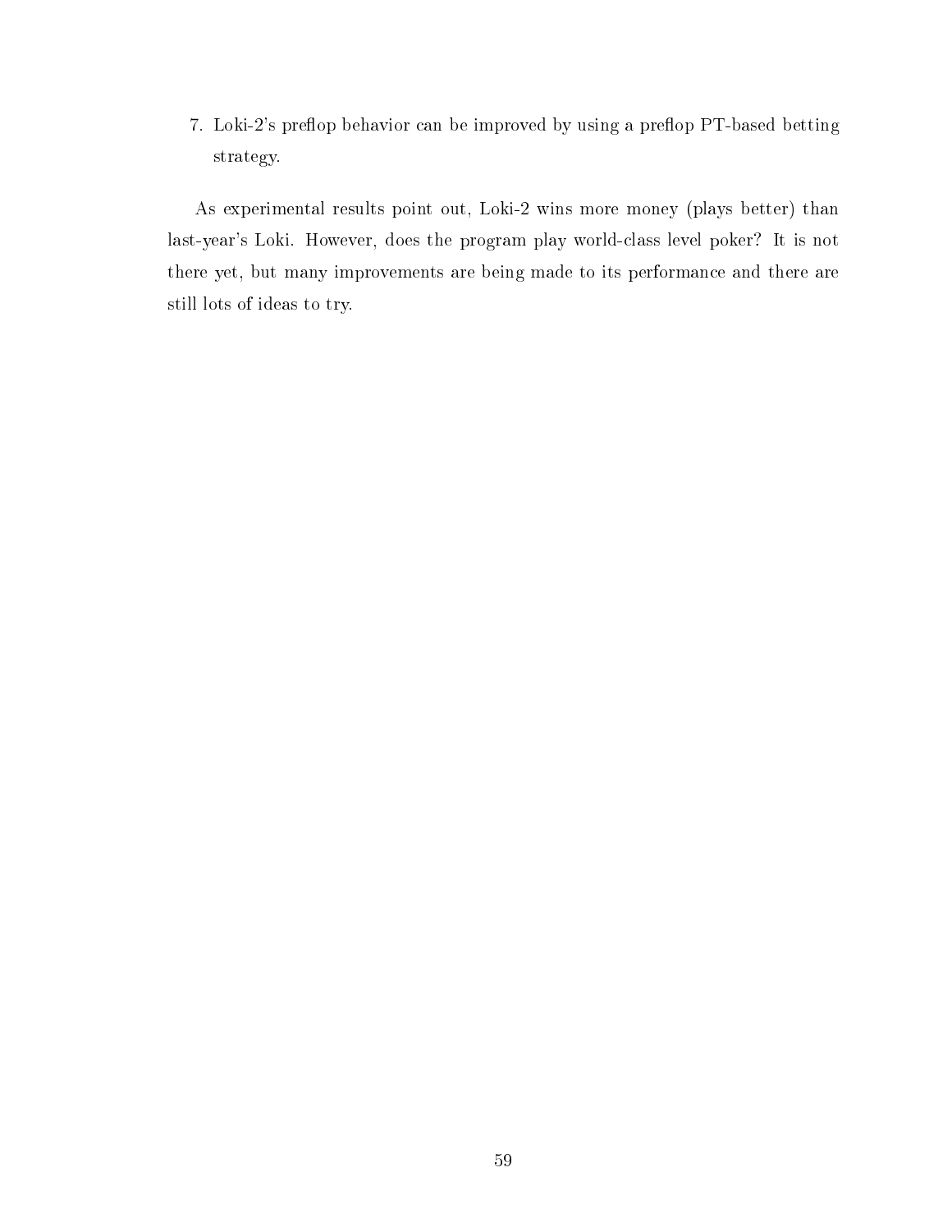7. Loki-2's preflop behavior can be improved by using a preflop PT-based betting strategy.

As experimental results point out, Loki-2 wins more money (plays better) than last-year's Loki. However, does the program play world-class level poker? It is not there yet, but many improvements are being made to its performance and there are still lots of ideas to try.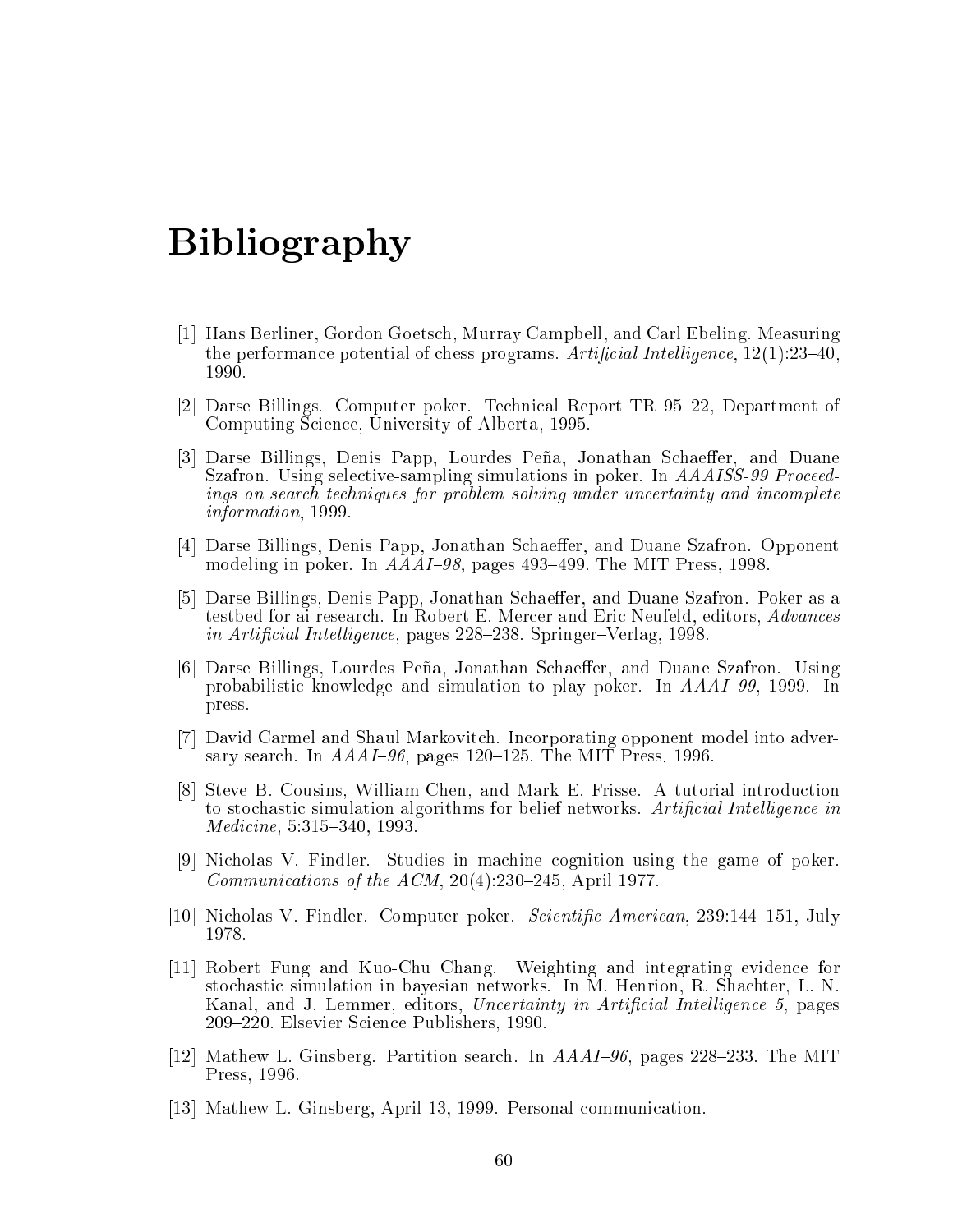# Bibliography

[1] Hans Berliner, Gordon Goetsch, Murray Campbell, and Carl Ebeling. Measuring the performance potential of chess programs. *Artificial Intelligence*, 12(1):23–40, 1990.

[2] Darse Billings. Computer poker. Technical Report TR 95–22, Department of Computing Science, University of Alberta, 1995.

[3] Darse Billings, Denis Papp, Lourdes Peña, Jonathan Schaeffer, and Duane Szafron. Using selective-sampling simulations in poker. In *AAAISS-99 Proceedings on search techniques for problem solving under uncertainty and incomplete information*, 1999.

[4] Darse Billings, Denis Papp, Jonathan Schaeffer, and Duane Szafron. Opponent modeling in poker. In *AAAI–98*, pages 493–499. The MIT Press, 1998.

[5] Darse Billings, Denis Papp, Jonathan Schaeffer, and Duane Szafron. Poker as a testbed for ai research. In Robert E. Mercer and Eric Neufeld, editors, *Advances in Artificial Intelligence*, pages 228–238. Springer–Verlag, 1998.

[6] Darse Billings, Lourdes Peña, Jonathan Schaeffer, and Duane Szafron. Using probabilistic knowledge and simulation to play poker. In *AAAI–99*, 1999. In press.

[7] David Carmel and Shaul Markovitch. Incorporating opponent model into adversary search. In *AAAI–96*, pages 120–125. The MIT Press, 1996.

[8] Steve B. Cousins, William Chen, and Mark E. Frisse. A tutorial introduction to stochastic simulation algorithms for belief networks. *Artificial Intelligence in Medicine*, 5:315–340, 1993.

[9] Nicholas V. Findler. Studies in machine cognition using the game of poker. *Communications of the ACM*, 20(4):230–245, April 1977.

[10] Nicholas V. Findler. Computer poker. *Scientific American*, 239:144–151, July 1978.

[11] Robert Fung and Kuo-Chu Chang. Weighting and integrating evidence for stochastic simulation in bayesian networks. In M. Henrion, R. Shachter, L. N. Kanal, and J. Lemmer, editors, *Uncertainty in Artificial Intelligence 5*, pages 209–220. Elsevier Science Publishers, 1990.

[12] Mathew L. Ginsberg. Partition search. In *AAAI–96*, pages 228–233. The MIT Press, 1996.

[13] Mathew L. Ginsberg, April 13, 1999. Personal communication.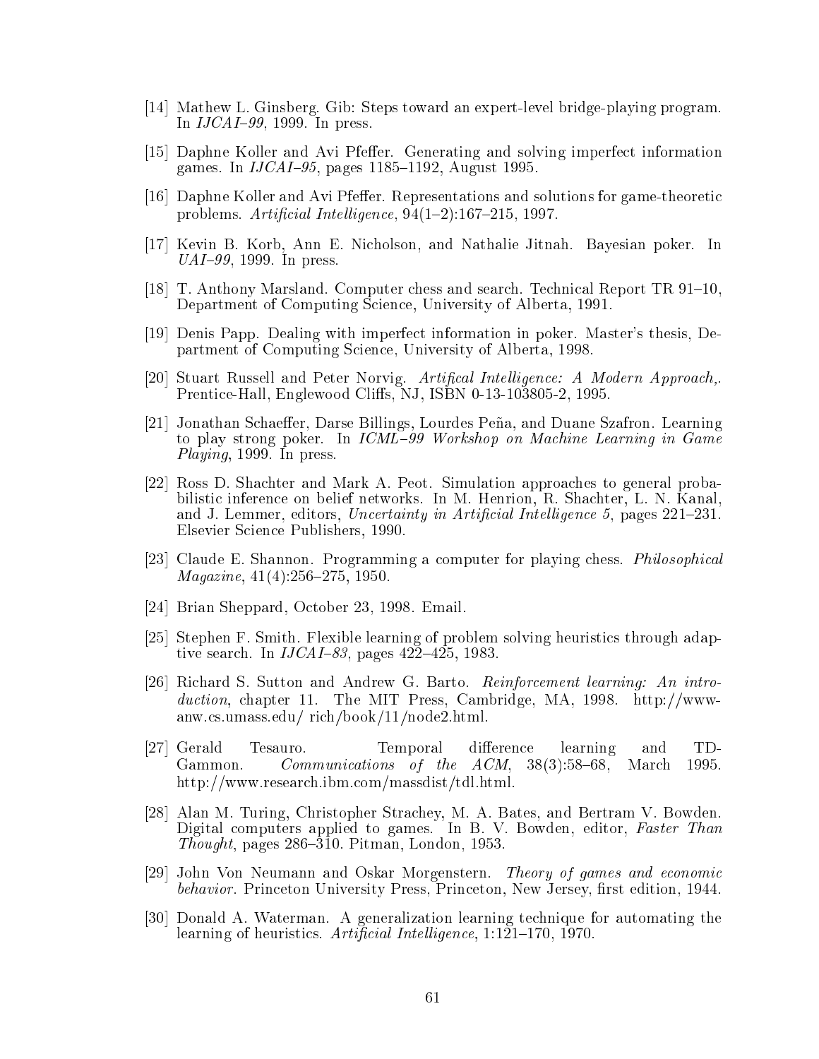[14] Mathew L. Ginsberg. Gib: Steps toward an expert-level bridge-playing program. In *IJCAI–99*, 1999. In press.

[15] Daphne Koller and Avi Pfeffer. Generating and solving imperfect information games. In *IJCAI–95*, pages 1185–1192, August 1995.

[16] Daphne Koller and Avi Pfeffer. Representations and solutions for game-theoretic problems. *Artificial Intelligence*, 94(1–2):167–215, 1997.

[17] Kevin B. Korb, Ann E. Nicholson, and Nathalie Jitnah. Bayesian poker. In *UAI–99*, 1999. In press.

[18] T. Anthony Marsland. Computer chess and search. Technical Report TR 91–10, Department of Computing Science, University of Alberta, 1991.

[19] Denis Papp. Dealing with imperfect information in poker. Master's thesis, Department of Computing Science, University of Alberta, 1998.

[20] Stuart Russell and Peter Norvig. *Artifical Intelligence: A Modern Approach,.* Prentice-Hall, Englewood Cliffs, NJ, ISBN 0-13-103805-2, 1995.

[21] Jonathan Schaeffer, Darse Billings, Lourdes Peña, and Duane Szafron. Learning to play strong poker. In *ICML–99 Workshop on Machine Learning in Game Playing*, 1999. In press.

[22] Ross D. Shachter and Mark A. Peot. Simulation approaches to general probabilistic inference on belief networks. In M. Henrion, R. Shachter, L. N. Kanal, and J. Lemmer, editors, *Uncertainty in Artificial Intelligence 5*, pages 221–231. Elsevier Science Publishers, 1990.

[23] Claude E. Shannon. Programming a computer for playing chess. *Philosophical Magazine*, 41(4):256–275, 1950.

[24] Brian Sheppard, October 23, 1998. Email.

[25] Stephen F. Smith. Flexible learning of problem solving heuristics through adaptive search. In *IJCAI–83*, pages 422–425, 1983.

[26] Richard S. Sutton and Andrew G. Barto. *Reinforcement learning: An introduction*, chapter 11. The MIT Press, Cambridge, MA, 1998. http://www-anw.cs.umass.edu/ rich/book/11/node2.html.

[27] Gerald Tesauro. Temporal difference learning and TD-Gammon. *Communications of the ACM*, 38(3):58–68, March 1995. http://www.research.ibm.com/massdist/tdl.html.

[28] Alan M. Turing, Christopher Strachey, M. A. Bates, and Bertram V. Bowden. Digital computers applied to games. In B. V. Bowden, editor, *Faster Than Thought*, pages 286–310. Pitman, London, 1953.

[29] John Von Neumann and Oskar Morgenstern. *Theory of games and economic behavior*. Princeton University Press, Princeton, New Jersey, first edition, 1944.

[30] Donald A. Waterman. A generalization learning technique for automating the learning of heuristics. *Artificial Intelligence*, 1:121–170, 1970.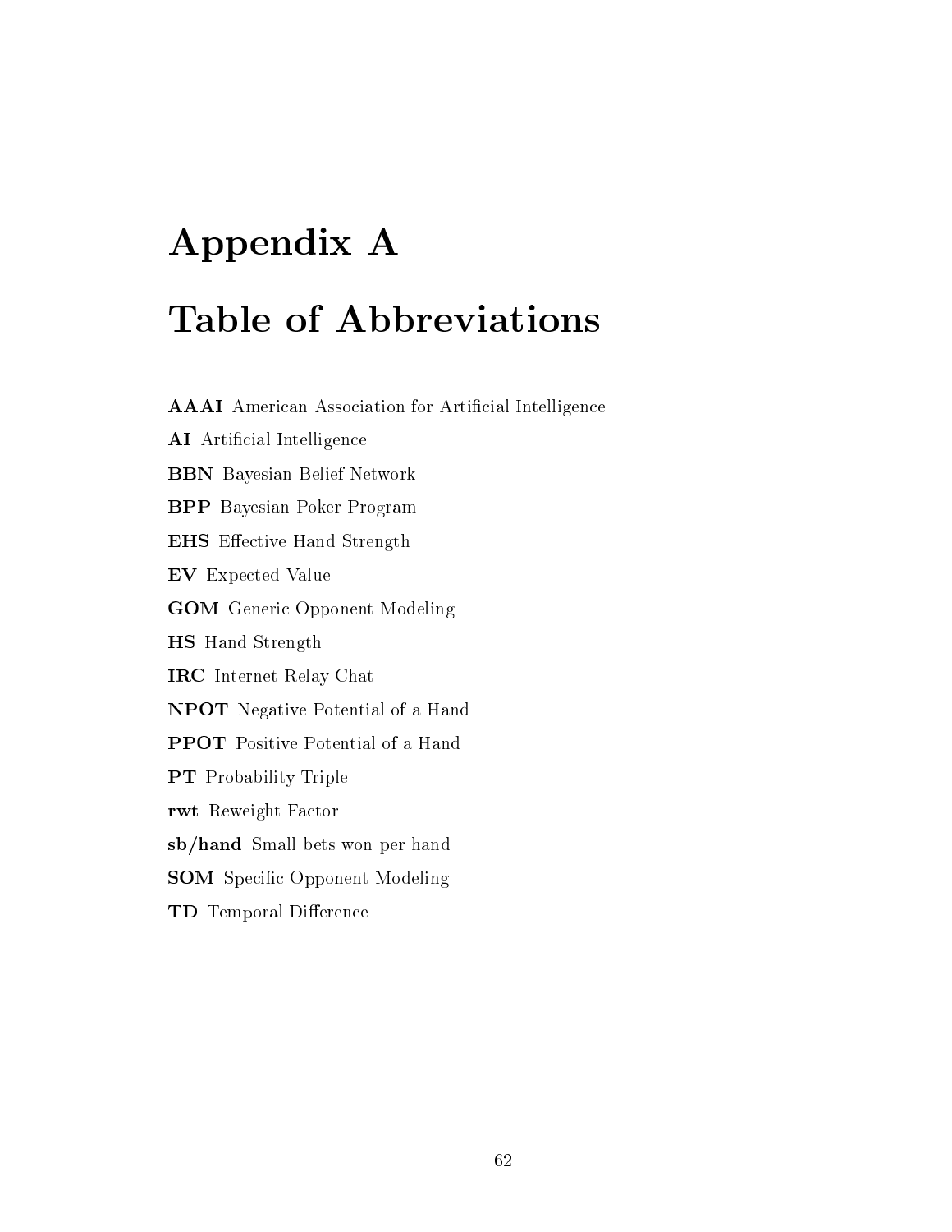# Appendix A

# Table of Abbreviations

**AAAI** American Association for Artificial Intelligence

**AI** Artificial Intelligence

**BBN** Bayesian Belief Network

**BPP** Bayesian Poker Program

**EHS** Effective Hand Strength

**EV** Expected Value

**GOM** Generic Opponent Modeling

**HS** Hand Strength

**IRC** Internet Relay Chat

**NPOT** Negative Potential of a Hand

**PPOT** Positive Potential of a Hand

**PT** Probability Triple

**rwt** Reweight Factor

**sb/hand** Small bets won per hand

**SOM** Specific Opponent Modeling

**TD** Temporal Difference